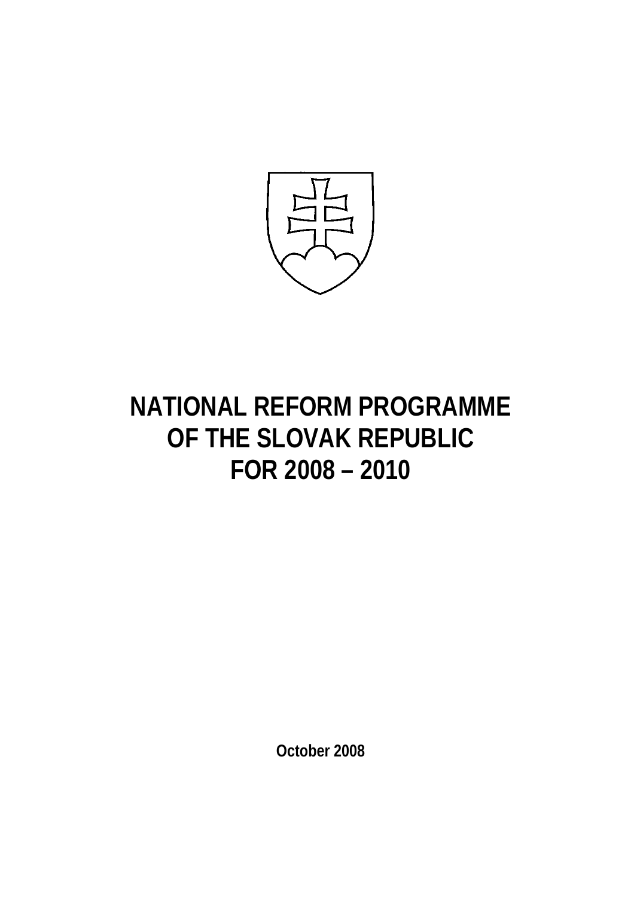# NATIONAL REFORM PROGRAMME OF THE SLOVAK REPUBLIC FOR 2008 – 2010

**October 2008**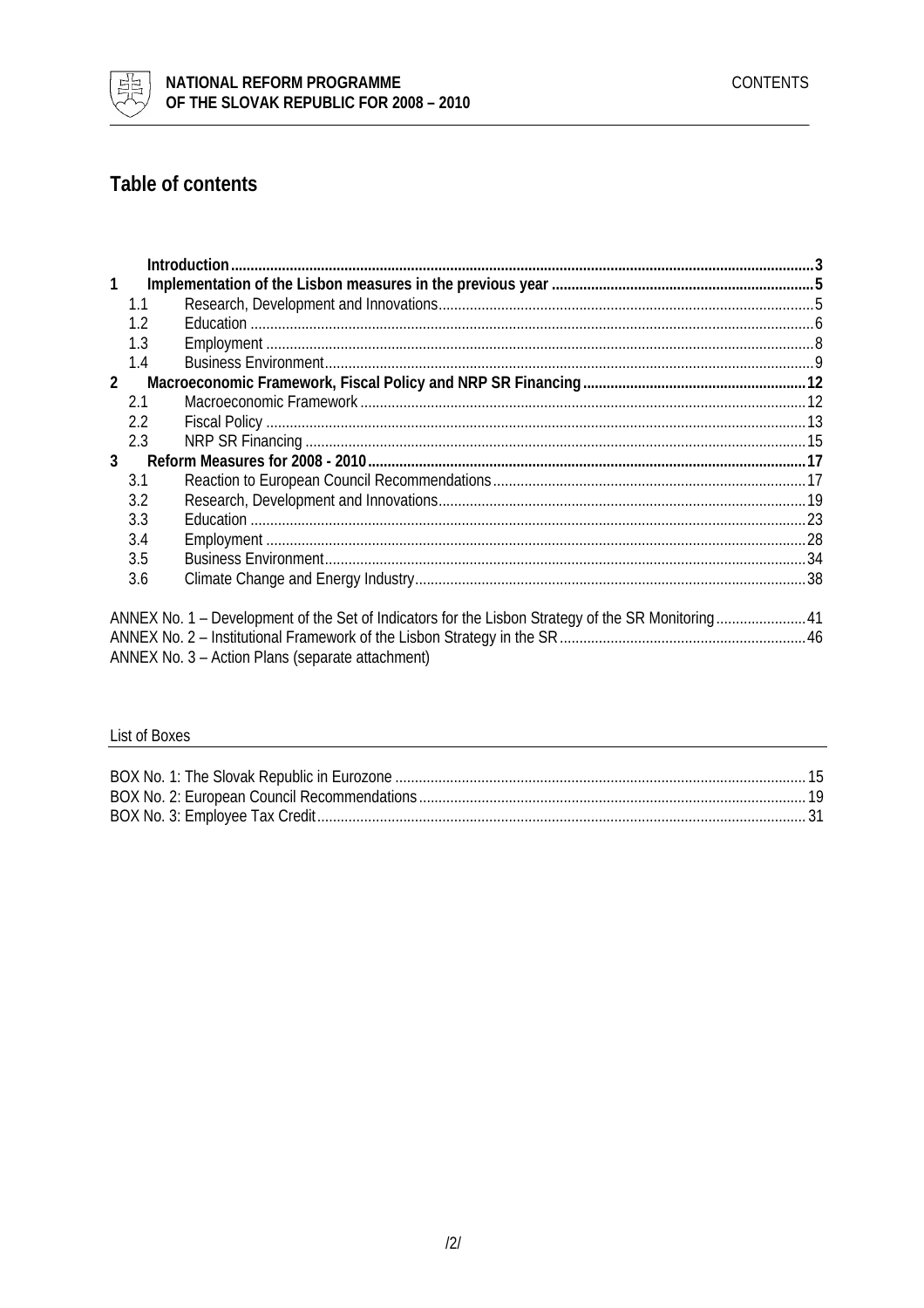# Table of contents

| | | |
|---|---|---|
| | **Introduction** | **3** |
| **1** | **Implementation of the Lisbon measures in the previous year** | **5** |
| 1.1 | Research, Development and Innovations | 5 |
| 1.2 | Education | 6 |
| 1.3 | Employment | 8 |
| 1.4 | Business Environment | 9 |
| **2** | **Macroeconomic Framework, Fiscal Policy and NRP SR Financing** | **12** |
| 2.1 | Macroeconomic Framework | 12 |
| 2.2 | Fiscal Policy | 13 |
| 2.3 | NRP SR Financing | 15 |
| **3** | **Reform Measures for 2008 - 2010** | **17** |
| 3.1 | Reaction to European Council Recommendations | 17 |
| 3.2 | Research, Development and Innovations | 19 |
| 3.3 | Education | 23 |
| 3.4 | Employment | 28 |
| 3.5 | Business Environment | 34 |
| 3.6 | Climate Change and Energy Industry | 38 |

ANNEX No. 1 – Development of the Set of Indicators for the Lisbon Strategy of the SR Monitoring ....... 41
ANNEX No. 2 – Institutional Framework of the Lisbon Strategy in the SR ....... 46
ANNEX No. 3 – Action Plans (separate attachment)

List of Boxes

BOX No. 1: The Slovak Republic in Eurozone ....... 15
BOX No. 2: European Council Recommendations ....... 19
BOX No. 3: Employee Tax Credit ....... 31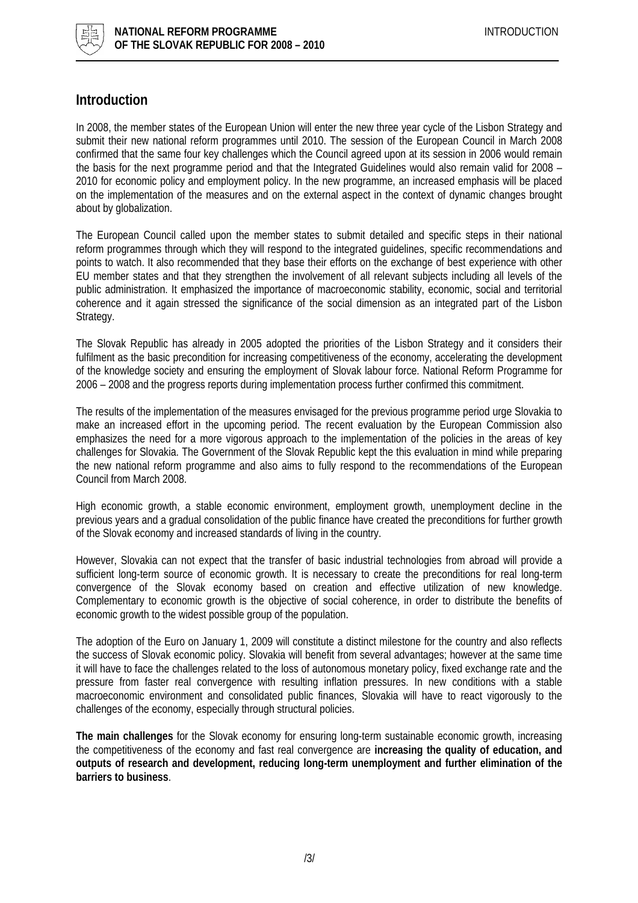## Introduction

In 2008, the member states of the European Union will enter the new three year cycle of the Lisbon Strategy and submit their new national reform programmes until 2010. The session of the European Council in March 2008 confirmed that the same four key challenges which the Council agreed upon at its session in 2006 would remain the basis for the next programme period and that the Integrated Guidelines would also remain valid for 2008 – 2010 for economic policy and employment policy. In the new programme, an increased emphasis will be placed on the implementation of the measures and on the external aspect in the context of dynamic changes brought about by globalization.

The European Council called upon the member states to submit detailed and specific steps in their national reform programmes through which they will respond to the integrated guidelines, specific recommendations and points to watch. It also recommended that they base their efforts on the exchange of best experience with other EU member states and that they strengthen the involvement of all relevant subjects including all levels of the public administration. It emphasized the importance of macroeconomic stability, economic, social and territorial coherence and it again stressed the significance of the social dimension as an integrated part of the Lisbon Strategy.

The Slovak Republic has already in 2005 adopted the priorities of the Lisbon Strategy and it considers their fulfilment as the basic precondition for increasing competitiveness of the economy, accelerating the development of the knowledge society and ensuring the employment of Slovak labour force. National Reform Programme for 2006 – 2008 and the progress reports during implementation process further confirmed this commitment.

The results of the implementation of the measures envisaged for the previous programme period urge Slovakia to make an increased effort in the upcoming period. The recent evaluation by the European Commission also emphasizes the need for a more vigorous approach to the implementation of the policies in the areas of key challenges for Slovakia. The Government of the Slovak Republic kept the this evaluation in mind while preparing the new national reform programme and also aims to fully respond to the recommendations of the European Council from March 2008.

High economic growth, a stable economic environment, employment growth, unemployment decline in the previous years and a gradual consolidation of the public finance have created the preconditions for further growth of the Slovak economy and increased standards of living in the country.

However, Slovakia can not expect that the transfer of basic industrial technologies from abroad will provide a sufficient long-term source of economic growth. It is necessary to create the preconditions for real long-term convergence of the Slovak economy based on creation and effective utilization of new knowledge. Complementary to economic growth is the objective of social coherence, in order to distribute the benefits of economic growth to the widest possible group of the population.

The adoption of the Euro on January 1, 2009 will constitute a distinct milestone for the country and also reflects the success of Slovak economic policy. Slovakia will benefit from several advantages; however at the same time it will have to face the challenges related to the loss of autonomous monetary policy, fixed exchange rate and the pressure from faster real convergence with resulting inflation pressures. In new conditions with a stable macroeconomic environment and consolidated public finances, Slovakia will have to react vigorously to the challenges of the economy, especially through structural policies.

**The main challenges** for the Slovak economy for ensuring long-term sustainable economic growth, increasing the competitiveness of the economy and fast real convergence are **increasing the quality of education, and outputs of research and development, reducing long-term unemployment and further elimination of the barriers to business**.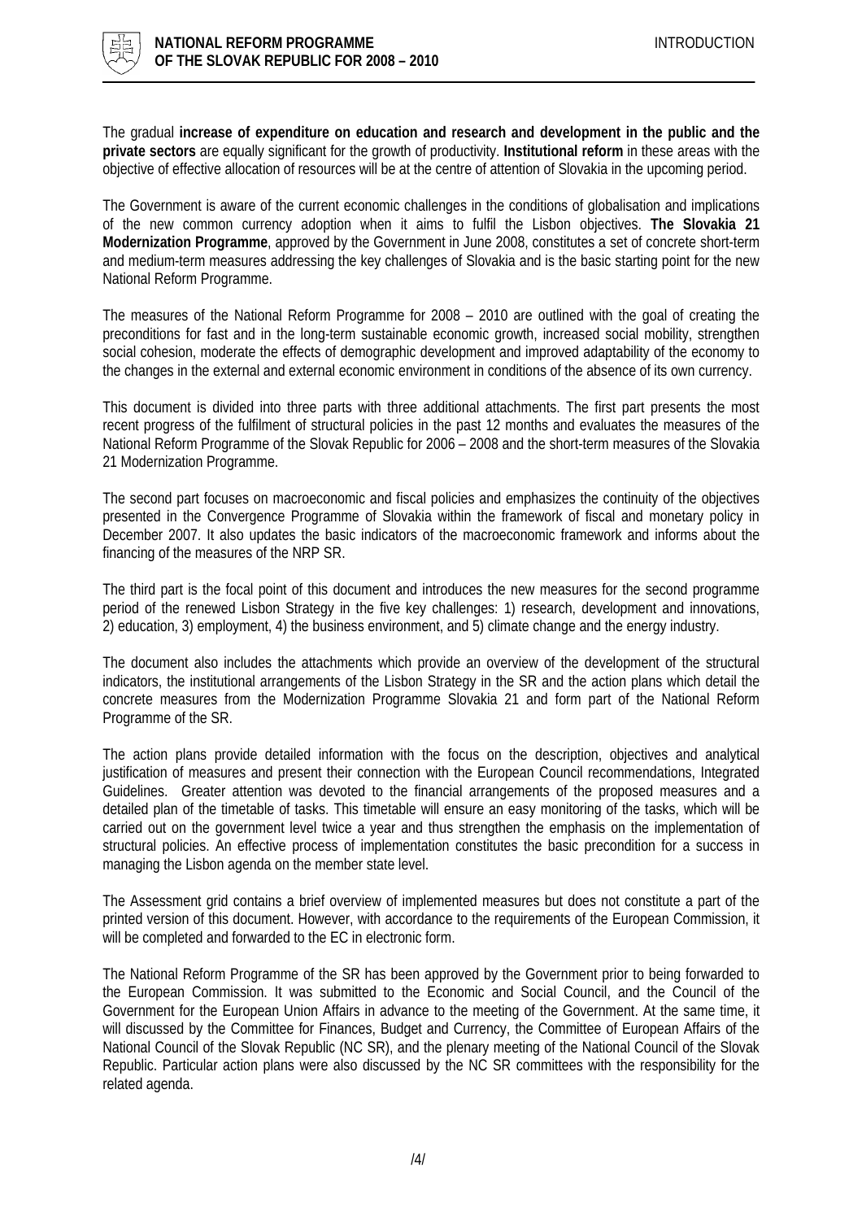The gradual **increase of expenditure on education and research and development in the public and the private sectors** are equally significant for the growth of productivity. **Institutional reform** in these areas with the objective of effective allocation of resources will be at the centre of attention of Slovakia in the upcoming period.

The Government is aware of the current economic challenges in the conditions of globalisation and implications of the new common currency adoption when it aims to fulfil the Lisbon objectives. **The Slovakia 21 Modernization Programme**, approved by the Government in June 2008, constitutes a set of concrete short-term and medium-term measures addressing the key challenges of Slovakia and is the basic starting point for the new National Reform Programme.

The measures of the National Reform Programme for 2008 – 2010 are outlined with the goal of creating the preconditions for fast and in the long-term sustainable economic growth, increased social mobility, strengthen social cohesion, moderate the effects of demographic development and improved adaptability of the economy to the changes in the external and external economic environment in conditions of the absence of its own currency.

This document is divided into three parts with three additional attachments. The first part presents the most recent progress of the fulfilment of structural policies in the past 12 months and evaluates the measures of the National Reform Programme of the Slovak Republic for 2006 – 2008 and the short-term measures of the Slovakia 21 Modernization Programme.

The second part focuses on macroeconomic and fiscal policies and emphasizes the continuity of the objectives presented in the Convergence Programme of Slovakia within the framework of fiscal and monetary policy in December 2007. It also updates the basic indicators of the macroeconomic framework and informs about the financing of the measures of the NRP SR.

The third part is the focal point of this document and introduces the new measures for the second programme period of the renewed Lisbon Strategy in the five key challenges: 1) research, development and innovations, 2) education, 3) employment, 4) the business environment, and 5) climate change and the energy industry.

The document also includes the attachments which provide an overview of the development of the structural indicators, the institutional arrangements of the Lisbon Strategy in the SR and the action plans which detail the concrete measures from the Modernization Programme Slovakia 21 and form part of the National Reform Programme of the SR.

The action plans provide detailed information with the focus on the description, objectives and analytical justification of measures and present their connection with the European Council recommendations, Integrated Guidelines. Greater attention was devoted to the financial arrangements of the proposed measures and a detailed plan of the timetable of tasks. This timetable will ensure an easy monitoring of the tasks, which will be carried out on the government level twice a year and thus strengthen the emphasis on the implementation of structural policies. An effective process of implementation constitutes the basic precondition for a success in managing the Lisbon agenda on the member state level.

The Assessment grid contains a brief overview of implemented measures but does not constitute a part of the printed version of this document. However, with accordance to the requirements of the European Commission, it will be completed and forwarded to the EC in electronic form.

The National Reform Programme of the SR has been approved by the Government prior to being forwarded to the European Commission. It was submitted to the Economic and Social Council, and the Council of the Government for the European Union Affairs in advance to the meeting of the Government. At the same time, it will discussed by the Committee for Finances, Budget and Currency, the Committee of European Affairs of the National Council of the Slovak Republic (NC SR), and the plenary meeting of the National Council of the Slovak Republic. Particular action plans were also discussed by the NC SR committees with the responsibility for the related agenda.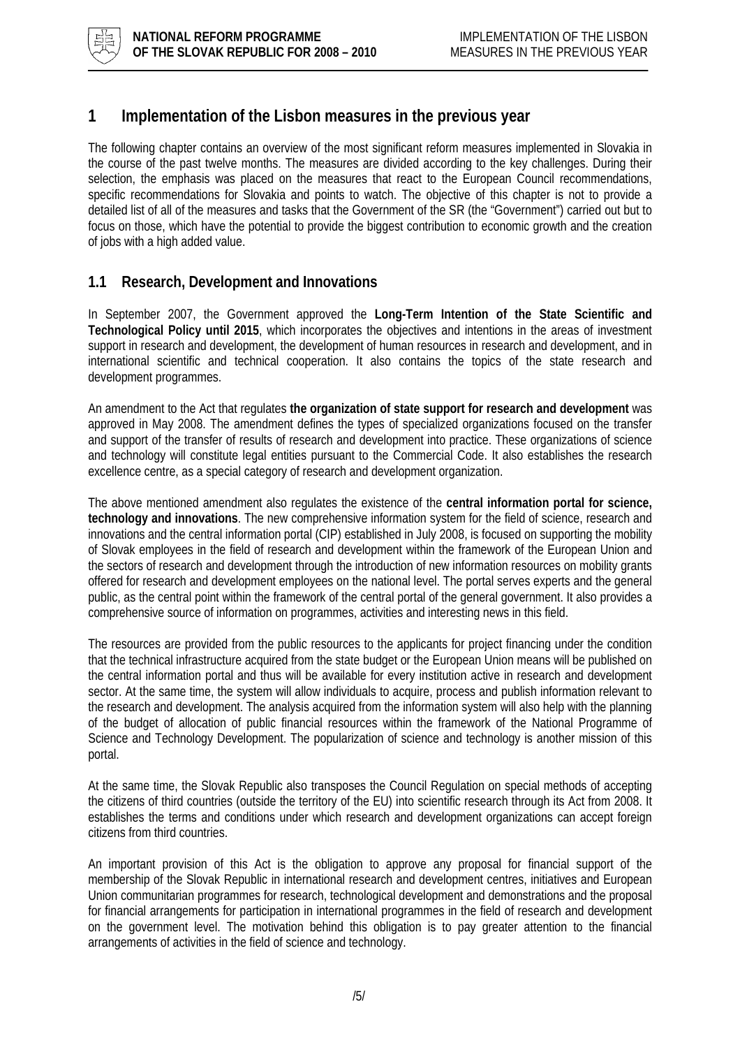# 1 Implementation of the Lisbon measures in the previous year

The following chapter contains an overview of the most significant reform measures implemented in Slovakia in the course of the past twelve months. The measures are divided according to the key challenges. During their selection, the emphasis was placed on the measures that react to the European Council recommendations, specific recommendations for Slovakia and points to watch. The objective of this chapter is not to provide a detailed list of all of the measures and tasks that the Government of the SR (the "Government") carried out but to focus on those, which have the potential to provide the biggest contribution to economic growth and the creation of jobs with a high added value.

## 1.1 Research, Development and Innovations

In September 2007, the Government approved the **Long-Term Intention of the State Scientific and Technological Policy until 2015**, which incorporates the objectives and intentions in the areas of investment support in research and development, the development of human resources in research and development, and in international scientific and technical cooperation. It also contains the topics of the state research and development programmes.

An amendment to the Act that regulates **the organization of state support for research and development** was approved in May 2008. The amendment defines the types of specialized organizations focused on the transfer and support of the transfer of results of research and development into practice. These organizations of science and technology will constitute legal entities pursuant to the Commercial Code. It also establishes the research excellence centre, as a special category of research and development organization.

The above mentioned amendment also regulates the existence of the **central information portal for science, technology and innovations**. The new comprehensive information system for the field of science, research and innovations and the central information portal (CIP) established in July 2008, is focused on supporting the mobility of Slovak employees in the field of research and development within the framework of the European Union and the sectors of research and development through the introduction of new information resources on mobility grants offered for research and development employees on the national level. The portal serves experts and the general public, as the central point within the framework of the central portal of the general government. It also provides a comprehensive source of information on programmes, activities and interesting news in this field.

The resources are provided from the public resources to the applicants for project financing under the condition that the technical infrastructure acquired from the state budget or the European Union means will be published on the central information portal and thus will be available for every institution active in research and development sector. At the same time, the system will allow individuals to acquire, process and publish information relevant to the research and development. The analysis acquired from the information system will also help with the planning of the budget of allocation of public financial resources within the framework of the National Programme of Science and Technology Development. The popularization of science and technology is another mission of this portal.

At the same time, the Slovak Republic also transposes the Council Regulation on special methods of accepting the citizens of third countries (outside the territory of the EU) into scientific research through its Act from 2008. It establishes the terms and conditions under which research and development organizations can accept foreign citizens from third countries.

An important provision of this Act is the obligation to approve any proposal for financial support of the membership of the Slovak Republic in international research and development centres, initiatives and European Union communitarian programmes for research, technological development and demonstrations and the proposal for financial arrangements for participation in international programmes in the field of research and development on the government level. The motivation behind this obligation is to pay greater attention to the financial arrangements of activities in the field of science and technology.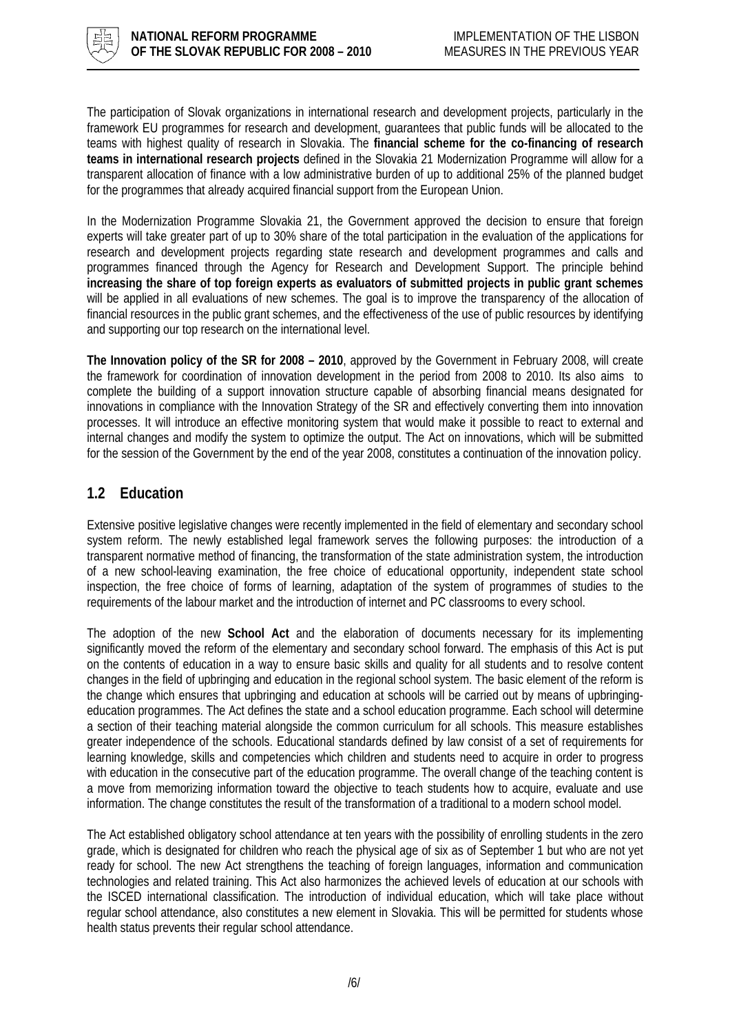The participation of Slovak organizations in international research and development projects, particularly in the framework EU programmes for research and development, guarantees that public funds will be allocated to the teams with highest quality of research in Slovakia. The **financial scheme for the co-financing of research teams in international research projects** defined in the Slovakia 21 Modernization Programme will allow for a transparent allocation of finance with a low administrative burden of up to additional 25% of the planned budget for the programmes that already acquired financial support from the European Union.

In the Modernization Programme Slovakia 21, the Government approved the decision to ensure that foreign experts will take greater part of up to 30% share of the total participation in the evaluation of the applications for research and development projects regarding state research and development programmes and calls and programmes financed through the Agency for Research and Development Support. The principle behind **increasing the share of top foreign experts as evaluators of submitted projects in public grant schemes** will be applied in all evaluations of new schemes. The goal is to improve the transparency of the allocation of financial resources in the public grant schemes, and the effectiveness of the use of public resources by identifying and supporting our top research on the international level.

**The Innovation policy of the SR for 2008 – 2010**, approved by the Government in February 2008, will create the framework for coordination of innovation development in the period from 2008 to 2010. Its also aims to complete the building of a support innovation structure capable of absorbing financial means designated for innovations in compliance with the Innovation Strategy of the SR and effectively converting them into innovation processes. It will introduce an effective monitoring system that would make it possible to react to external and internal changes and modify the system to optimize the output. The Act on innovations, which will be submitted for the session of the Government by the end of the year 2008, constitutes a continuation of the innovation policy.

## 1.2 Education

Extensive positive legislative changes were recently implemented in the field of elementary and secondary school system reform. The newly established legal framework serves the following purposes: the introduction of a transparent normative method of financing, the transformation of the state administration system, the introduction of a new school-leaving examination, the free choice of educational opportunity, independent state school inspection, the free choice of forms of learning, adaptation of the system of programmes of studies to the requirements of the labour market and the introduction of internet and PC classrooms to every school.

The adoption of the new **School Act** and the elaboration of documents necessary for its implementing significantly moved the reform of the elementary and secondary school forward. The emphasis of this Act is put on the contents of education in a way to ensure basic skills and quality for all students and to resolve content changes in the field of upbringing and education in the regional school system. The basic element of the reform is the change which ensures that upbringing and education at schools will be carried out by means of upbringing-education programmes. The Act defines the state and a school education programme. Each school will determine a section of their teaching material alongside the common curriculum for all schools. This measure establishes greater independence of the schools. Educational standards defined by law consist of a set of requirements for learning knowledge, skills and competencies which children and students need to acquire in order to progress with education in the consecutive part of the education programme. The overall change of the teaching content is a move from memorizing information toward the objective to teach students how to acquire, evaluate and use information. The change constitutes the result of the transformation of a traditional to a modern school model.

The Act established obligatory school attendance at ten years with the possibility of enrolling students in the zero grade, which is designated for children who reach the physical age of six as of September 1 but who are not yet ready for school. The new Act strengthens the teaching of foreign languages, information and communication technologies and related training. This Act also harmonizes the achieved levels of education at our schools with the ISCED international classification. The introduction of individual education, which will take place without regular school attendance, also constitutes a new element in Slovakia. This will be permitted for students whose health status prevents their regular school attendance.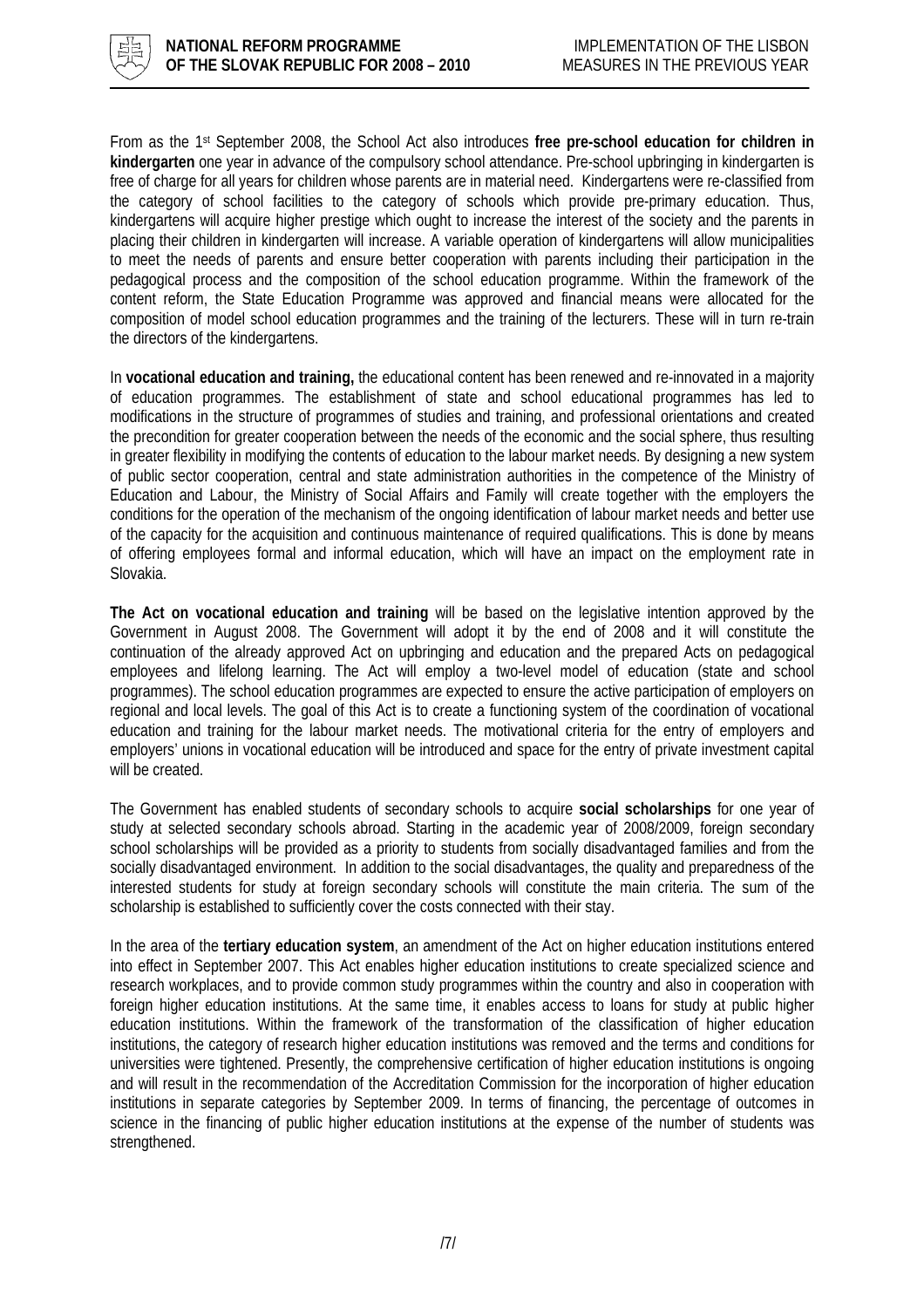From as the 1st September 2008, the School Act also introduces **free pre-school education for children in kindergarten** one year in advance of the compulsory school attendance. Pre-school upbringing in kindergarten is free of charge for all years for children whose parents are in material need. Kindergartens were re-classified from the category of school facilities to the category of schools which provide pre-primary education. Thus, kindergartens will acquire higher prestige which ought to increase the interest of the society and the parents in placing their children in kindergarten will increase. A variable operation of kindergartens will allow municipalities to meet the needs of parents and ensure better cooperation with parents including their participation in the pedagogical process and the composition of the school education programme. Within the framework of the content reform, the State Education Programme was approved and financial means were allocated for the composition of model school education programmes and the training of the lecturers. These will in turn re-train the directors of the kindergartens.

In **vocational education and training,** the educational content has been renewed and re-innovated in a majority of education programmes. The establishment of state and school educational programmes has led to modifications in the structure of programmes of studies and training, and professional orientations and created the precondition for greater cooperation between the needs of the economic and the social sphere, thus resulting in greater flexibility in modifying the contents of education to the labour market needs. By designing a new system of public sector cooperation, central and state administration authorities in the competence of the Ministry of Education and Labour, the Ministry of Social Affairs and Family will create together with the employers the conditions for the operation of the mechanism of the ongoing identification of labour market needs and better use of the capacity for the acquisition and continuous maintenance of required qualifications. This is done by means of offering employees formal and informal education, which will have an impact on the employment rate in Slovakia.

**The Act on vocational education and training** will be based on the legislative intention approved by the Government in August 2008. The Government will adopt it by the end of 2008 and it will constitute the continuation of the already approved Act on upbringing and education and the prepared Acts on pedagogical employees and lifelong learning. The Act will employ a two-level model of education (state and school programmes). The school education programmes are expected to ensure the active participation of employers on regional and local levels. The goal of this Act is to create a functioning system of the coordination of vocational education and training for the labour market needs. The motivational criteria for the entry of employers and employers' unions in vocational education will be introduced and space for the entry of private investment capital will be created.

The Government has enabled students of secondary schools to acquire **social scholarships** for one year of study at selected secondary schools abroad. Starting in the academic year of 2008/2009, foreign secondary school scholarships will be provided as a priority to students from socially disadvantaged families and from the socially disadvantaged environment. In addition to the social disadvantages, the quality and preparedness of the interested students for study at foreign secondary schools will constitute the main criteria. The sum of the scholarship is established to sufficiently cover the costs connected with their stay.

In the area of the **tertiary education system**, an amendment of the Act on higher education institutions entered into effect in September 2007. This Act enables higher education institutions to create specialized science and research workplaces, and to provide common study programmes within the country and also in cooperation with foreign higher education institutions. At the same time, it enables access to loans for study at public higher education institutions. Within the framework of the transformation of the classification of higher education institutions, the category of research higher education institutions was removed and the terms and conditions for universities were tightened. Presently, the comprehensive certification of higher education institutions is ongoing and will result in the recommendation of the Accreditation Commission for the incorporation of higher education institutions in separate categories by September 2009. In terms of financing, the percentage of outcomes in science in the financing of public higher education institutions at the expense of the number of students was strengthened.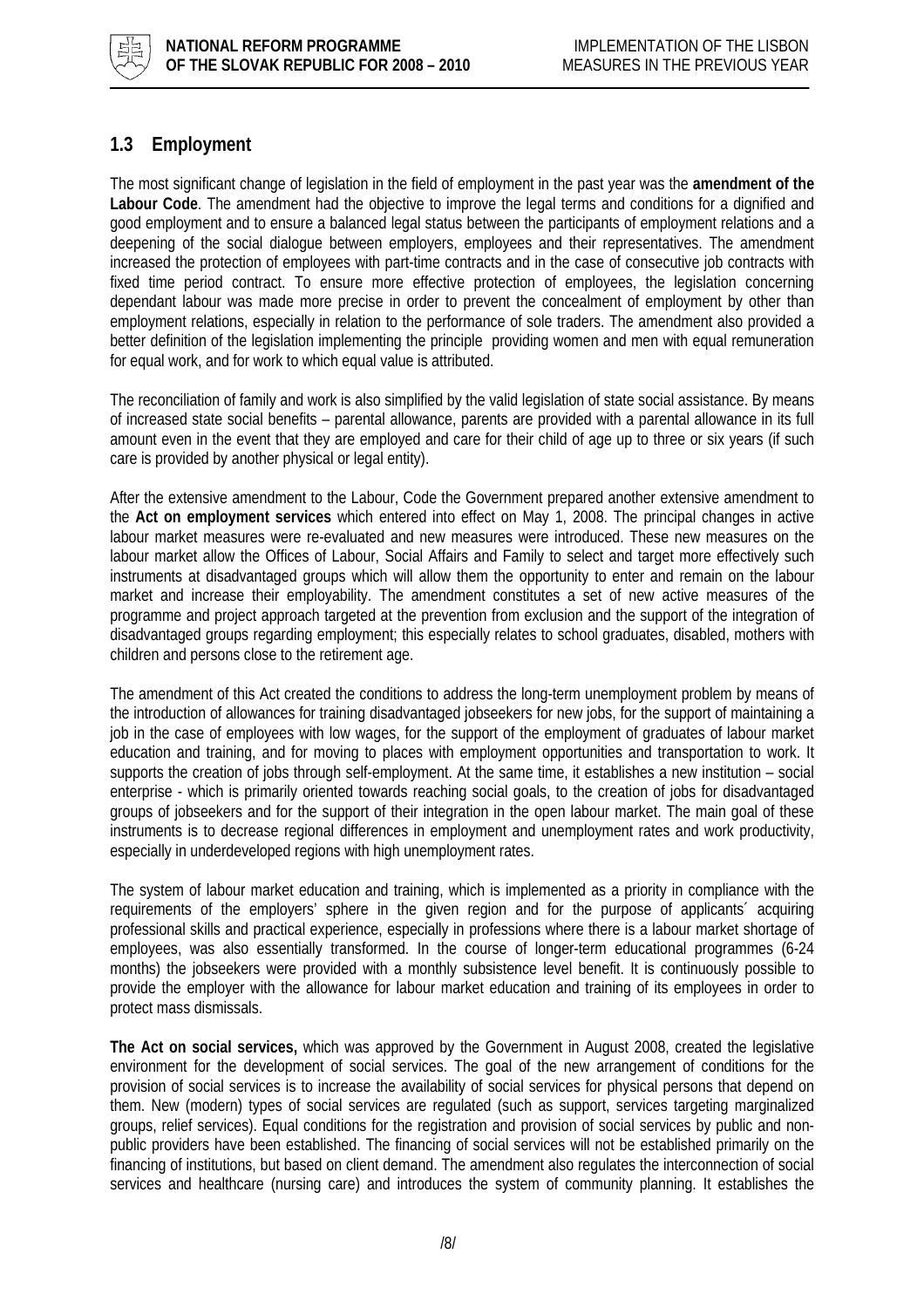## 1.3 Employment

The most significant change of legislation in the field of employment in the past year was the **amendment of the Labour Code**. The amendment had the objective to improve the legal terms and conditions for a dignified and good employment and to ensure a balanced legal status between the participants of employment relations and a deepening of the social dialogue between employers, employees and their representatives. The amendment increased the protection of employees with part-time contracts and in the case of consecutive job contracts with fixed time period contract. To ensure more effective protection of employees, the legislation concerning dependant labour was made more precise in order to prevent the concealment of employment by other than employment relations, especially in relation to the performance of sole traders. The amendment also provided a better definition of the legislation implementing the principle providing women and men with equal remuneration for equal work, and for work to which equal value is attributed.

The reconciliation of family and work is also simplified by the valid legislation of state social assistance. By means of increased state social benefits – parental allowance, parents are provided with a parental allowance in its full amount even in the event that they are employed and care for their child of age up to three or six years (if such care is provided by another physical or legal entity).

After the extensive amendment to the Labour, Code the Government prepared another extensive amendment to the **Act on employment services** which entered into effect on May 1, 2008. The principal changes in active labour market measures were re-evaluated and new measures were introduced. These new measures on the labour market allow the Offices of Labour, Social Affairs and Family to select and target more effectively such instruments at disadvantaged groups which will allow them the opportunity to enter and remain on the labour market and increase their employability. The amendment constitutes a set of new active measures of the programme and project approach targeted at the prevention from exclusion and the support of the integration of disadvantaged groups regarding employment; this especially relates to school graduates, disabled, mothers with children and persons close to the retirement age.

The amendment of this Act created the conditions to address the long-term unemployment problem by means of the introduction of allowances for training disadvantaged jobseekers for new jobs, for the support of maintaining a job in the case of employees with low wages, for the support of the employment of graduates of labour market education and training, and for moving to places with employment opportunities and transportation to work. It supports the creation of jobs through self-employment. At the same time, it establishes a new institution – social enterprise - which is primarily oriented towards reaching social goals, to the creation of jobs for disadvantaged groups of jobseekers and for the support of their integration in the open labour market. The main goal of these instruments is to decrease regional differences in employment and unemployment rates and work productivity, especially in underdeveloped regions with high unemployment rates.

The system of labour market education and training, which is implemented as a priority in compliance with the requirements of the employers' sphere in the given region and for the purpose of applicants´ acquiring professional skills and practical experience, especially in professions where there is a labour market shortage of employees, was also essentially transformed. In the course of longer-term educational programmes (6-24 months) the jobseekers were provided with a monthly subsistence level benefit. It is continuously possible to provide the employer with the allowance for labour market education and training of its employees in order to protect mass dismissals.

**The Act on social services,** which was approved by the Government in August 2008, created the legislative environment for the development of social services. The goal of the new arrangement of conditions for the provision of social services is to increase the availability of social services for physical persons that depend on them. New (modern) types of social services are regulated (such as support, services targeting marginalized groups, relief services). Equal conditions for the registration and provision of social services by public and non-public providers have been established. The financing of social services will not be established primarily on the financing of institutions, but based on client demand. The amendment also regulates the interconnection of social services and healthcare (nursing care) and introduces the system of community planning. It establishes the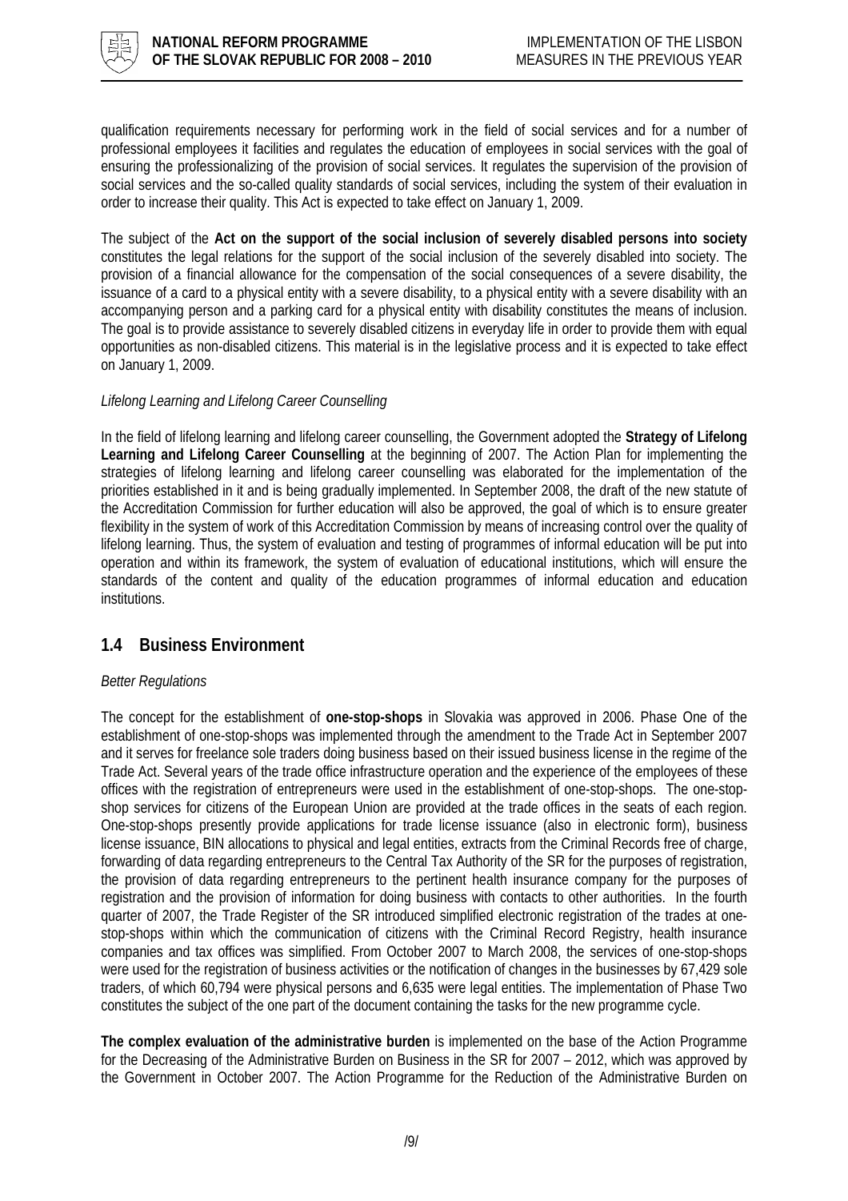qualification requirements necessary for performing work in the field of social services and for a number of professional employees it facilities and regulates the education of employees in social services with the goal of ensuring the professionalizing of the provision of social services. It regulates the supervision of the provision of social services and the so-called quality standards of social services, including the system of their evaluation in order to increase their quality. This Act is expected to take effect on January 1, 2009.

The subject of the **Act on the support of the social inclusion of severely disabled persons into society** constitutes the legal relations for the support of the social inclusion of the severely disabled into society. The provision of a financial allowance for the compensation of the social consequences of a severe disability, the issuance of a card to a physical entity with a severe disability, to a physical entity with a severe disability with an accompanying person and a parking card for a physical entity with disability constitutes the means of inclusion. The goal is to provide assistance to severely disabled citizens in everyday life in order to provide them with equal opportunities as non-disabled citizens. This material is in the legislative process and it is expected to take effect on January 1, 2009.

*Lifelong Learning and Lifelong Career Counselling*

In the field of lifelong learning and lifelong career counselling, the Government adopted the **Strategy of Lifelong Learning and Lifelong Career Counselling** at the beginning of 2007. The Action Plan for implementing the strategies of lifelong learning and lifelong career counselling was elaborated for the implementation of the priorities established in it and is being gradually implemented. In September 2008, the draft of the new statute of the Accreditation Commission for further education will also be approved, the goal of which is to ensure greater flexibility in the system of work of this Accreditation Commission by means of increasing control over the quality of lifelong learning. Thus, the system of evaluation and testing of programmes of informal education will be put into operation and within its framework, the system of evaluation of educational institutions, which will ensure the standards of the content and quality of the education programmes of informal education and education institutions.

## 1.4 Business Environment

*Better Regulations*

The concept for the establishment of **one-stop-shops** in Slovakia was approved in 2006. Phase One of the establishment of one-stop-shops was implemented through the amendment to the Trade Act in September 2007 and it serves for freelance sole traders doing business based on their issued business license in the regime of the Trade Act. Several years of the trade office infrastructure operation and the experience of the employees of these offices with the registration of entrepreneurs were used in the establishment of one-stop-shops. The one-stop-shop services for citizens of the European Union are provided at the trade offices in the seats of each region. One-stop-shops presently provide applications for trade license issuance (also in electronic form), business license issuance, BIN allocations to physical and legal entities, extracts from the Criminal Records free of charge, forwarding of data regarding entrepreneurs to the Central Tax Authority of the SR for the purposes of registration, the provision of data regarding entrepreneurs to the pertinent health insurance company for the purposes of registration and the provision of information for doing business with contacts to other authorities. In the fourth quarter of 2007, the Trade Register of the SR introduced simplified electronic registration of the trades at one-stop-shops within which the communication of citizens with the Criminal Record Registry, health insurance companies and tax offices was simplified. From October 2007 to March 2008, the services of one-stop-shops were used for the registration of business activities or the notification of changes in the businesses by 67,429 sole traders, of which 60,794 were physical persons and 6,635 were legal entities. The implementation of Phase Two constitutes the subject of the one part of the document containing the tasks for the new programme cycle.

**The complex evaluation of the administrative burden** is implemented on the base of the Action Programme for the Decreasing of the Administrative Burden on Business in the SR for 2007 – 2012, which was approved by the Government in October 2007. The Action Programme for the Reduction of the Administrative Burden on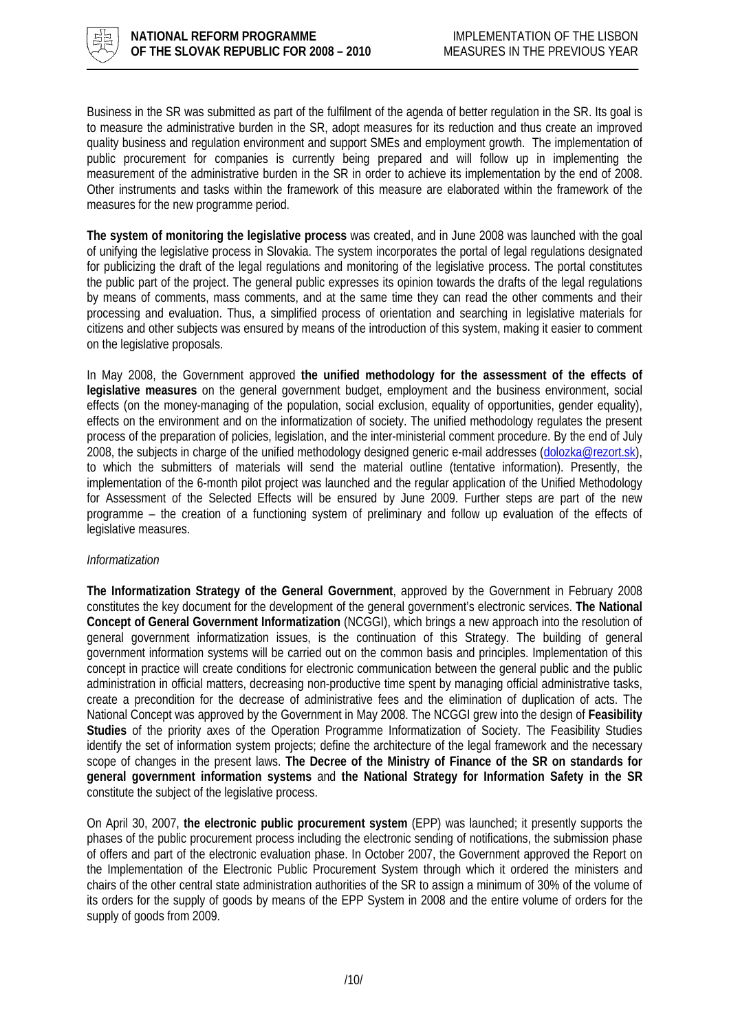Business in the SR was submitted as part of the fulfilment of the agenda of better regulation in the SR. Its goal is to measure the administrative burden in the SR, adopt measures for its reduction and thus create an improved quality business and regulation environment and support SMEs and employment growth. The implementation of public procurement for companies is currently being prepared and will follow up in implementing the measurement of the administrative burden in the SR in order to achieve its implementation by the end of 2008. Other instruments and tasks within the framework of this measure are elaborated within the framework of the measures for the new programme period.

**The system of monitoring the legislative process** was created, and in June 2008 was launched with the goal of unifying the legislative process in Slovakia. The system incorporates the portal of legal regulations designated for publicizing the draft of the legal regulations and monitoring of the legislative process. The portal constitutes the public part of the project. The general public expresses its opinion towards the drafts of the legal regulations by means of comments, mass comments, and at the same time they can read the other comments and their processing and evaluation. Thus, a simplified process of orientation and searching in legislative materials for citizens and other subjects was ensured by means of the introduction of this system, making it easier to comment on the legislative proposals.

In May 2008, the Government approved **the unified methodology for the assessment of the effects of legislative measures** on the general government budget, employment and the business environment, social effects (on the money-managing of the population, social exclusion, equality of opportunities, gender equality), effects on the environment and on the informatization of society. The unified methodology regulates the present process of the preparation of policies, legislation, and the inter-ministerial comment procedure. By the end of July 2008, the subjects in charge of the unified methodology designed generic e-mail addresses (dolozka@rezort.sk), to which the submitters of materials will send the material outline (tentative information). Presently, the implementation of the 6-month pilot project was launched and the regular application of the Unified Methodology for Assessment of the Selected Effects will be ensured by June 2009. Further steps are part of the new programme – the creation of a functioning system of preliminary and follow up evaluation of the effects of legislative measures.

*Informatization*

**The Informatization Strategy of the General Government**, approved by the Government in February 2008 constitutes the key document for the development of the general government's electronic services. **The National Concept of General Government Informatization** (NCGGI), which brings a new approach into the resolution of general government informatization issues, is the continuation of this Strategy. The building of general government information systems will be carried out on the common basis and principles. Implementation of this concept in practice will create conditions for electronic communication between the general public and the public administration in official matters, decreasing non-productive time spent by managing official administrative tasks, create a precondition for the decrease of administrative fees and the elimination of duplication of acts. The National Concept was approved by the Government in May 2008. The NCGGI grew into the design of **Feasibility Studies** of the priority axes of the Operation Programme Informatization of Society. The Feasibility Studies identify the set of information system projects; define the architecture of the legal framework and the necessary scope of changes in the present laws. **The Decree of the Ministry of Finance of the SR on standards for general government information systems** and **the National Strategy for Information Safety in the SR** constitute the subject of the legislative process.

On April 30, 2007, **the electronic public procurement system** (EPP) was launched; it presently supports the phases of the public procurement process including the electronic sending of notifications, the submission phase of offers and part of the electronic evaluation phase. In October 2007, the Government approved the Report on the Implementation of the Electronic Public Procurement System through which it ordered the ministers and chairs of the other central state administration authorities of the SR to assign a minimum of 30% of the volume of its orders for the supply of goods by means of the EPP System in 2008 and the entire volume of orders for the supply of goods from 2009.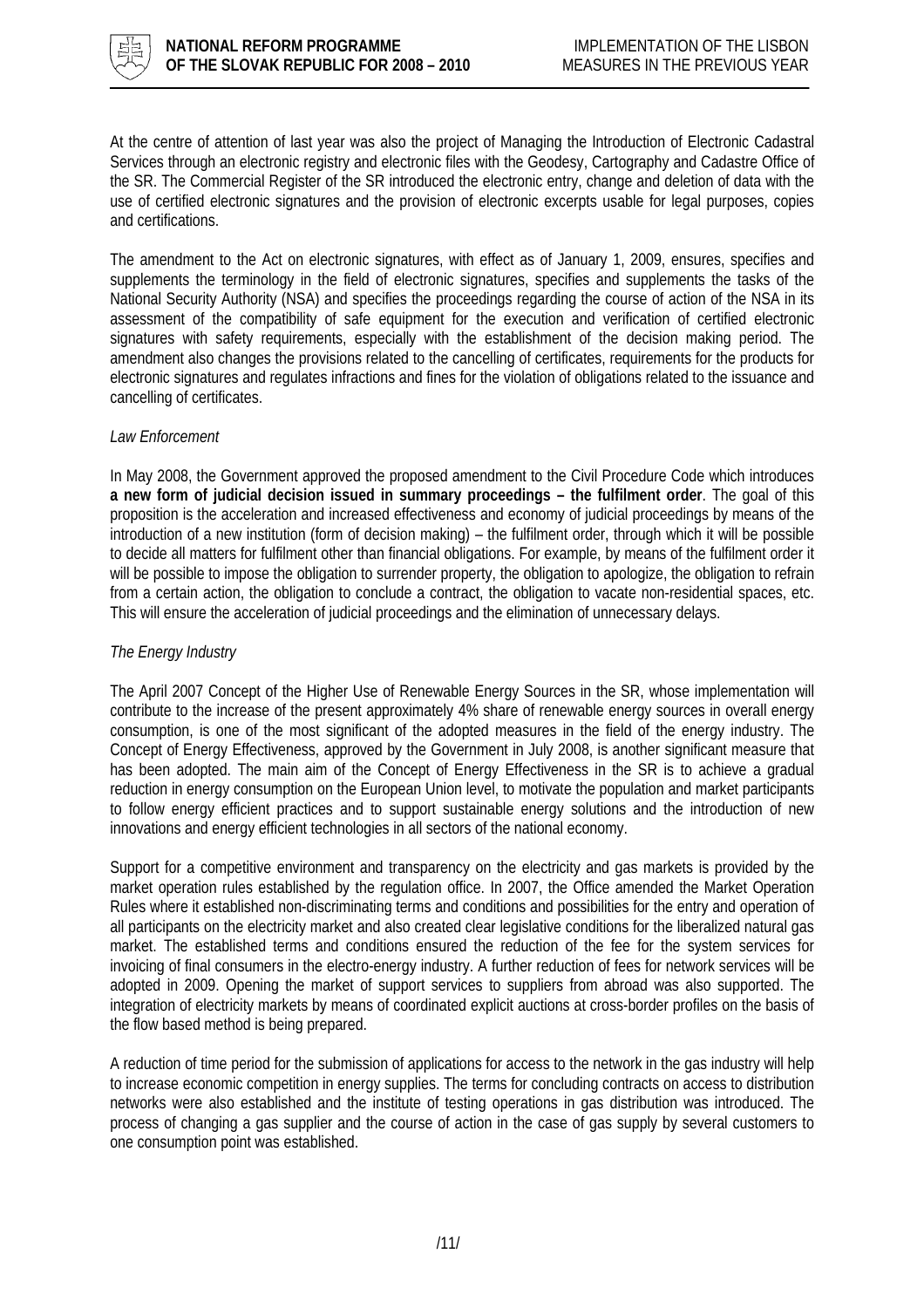At the centre of attention of last year was also the project of Managing the Introduction of Electronic Cadastral Services through an electronic registry and electronic files with the Geodesy, Cartography and Cadastre Office of the SR. The Commercial Register of the SR introduced the electronic entry, change and deletion of data with the use of certified electronic signatures and the provision of electronic excerpts usable for legal purposes, copies and certifications.

The amendment to the Act on electronic signatures, with effect as of January 1, 2009, ensures, specifies and supplements the terminology in the field of electronic signatures, specifies and supplements the tasks of the National Security Authority (NSA) and specifies the proceedings regarding the course of action of the NSA in its assessment of the compatibility of safe equipment for the execution and verification of certified electronic signatures with safety requirements, especially with the establishment of the decision making period. The amendment also changes the provisions related to the cancelling of certificates, requirements for the products for electronic signatures and regulates infractions and fines for the violation of obligations related to the issuance and cancelling of certificates.

*Law Enforcement*

In May 2008, the Government approved the proposed amendment to the Civil Procedure Code which introduces **a new form of judicial decision issued in summary proceedings – the fulfilment order**. The goal of this proposition is the acceleration and increased effectiveness and economy of judicial proceedings by means of the introduction of a new institution (form of decision making) – the fulfilment order, through which it will be possible to decide all matters for fulfilment other than financial obligations. For example, by means of the fulfilment order it will be possible to impose the obligation to surrender property, the obligation to apologize, the obligation to refrain from a certain action, the obligation to conclude a contract, the obligation to vacate non-residential spaces, etc. This will ensure the acceleration of judicial proceedings and the elimination of unnecessary delays.

*The Energy Industry*

The April 2007 Concept of the Higher Use of Renewable Energy Sources in the SR, whose implementation will contribute to the increase of the present approximately 4% share of renewable energy sources in overall energy consumption, is one of the most significant of the adopted measures in the field of the energy industry. The Concept of Energy Effectiveness, approved by the Government in July 2008, is another significant measure that has been adopted. The main aim of the Concept of Energy Effectiveness in the SR is to achieve a gradual reduction in energy consumption on the European Union level, to motivate the population and market participants to follow energy efficient practices and to support sustainable energy solutions and the introduction of new innovations and energy efficient technologies in all sectors of the national economy.

Support for a competitive environment and transparency on the electricity and gas markets is provided by the market operation rules established by the regulation office. In 2007, the Office amended the Market Operation Rules where it established non-discriminating terms and conditions and possibilities for the entry and operation of all participants on the electricity market and also created clear legislative conditions for the liberalized natural gas market. The established terms and conditions ensured the reduction of the fee for the system services for invoicing of final consumers in the electro-energy industry. A further reduction of fees for network services will be adopted in 2009. Opening the market of support services to suppliers from abroad was also supported. The integration of electricity markets by means of coordinated explicit auctions at cross-border profiles on the basis of the flow based method is being prepared.

A reduction of time period for the submission of applications for access to the network in the gas industry will help to increase economic competition in energy supplies. The terms for concluding contracts on access to distribution networks were also established and the institute of testing operations in gas distribution was introduced. The process of changing a gas supplier and the course of action in the case of gas supply by several customers to one consumption point was established.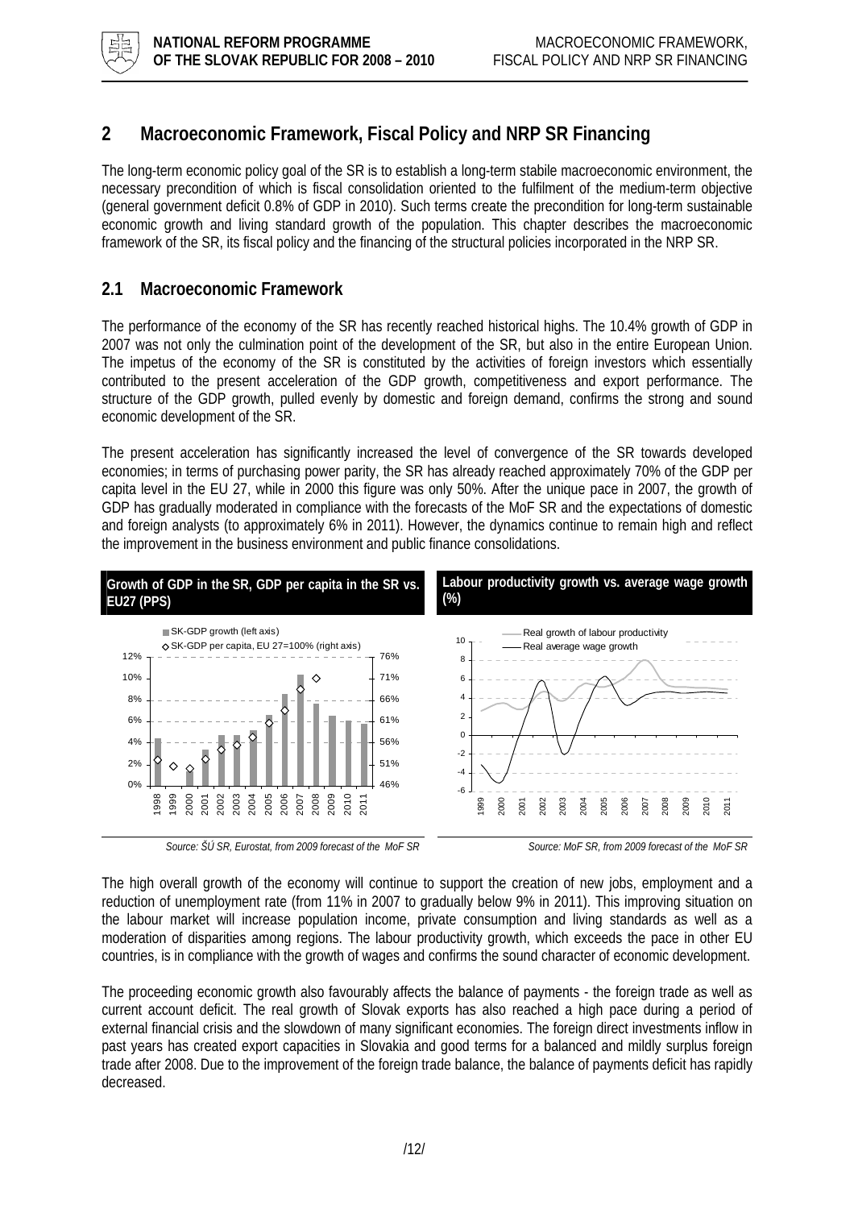# 2 Macroeconomic Framework, Fiscal Policy and NRP SR Financing

The long-term economic policy goal of the SR is to establish a long-term stabile macroeconomic environment, the necessary precondition of which is fiscal consolidation oriented to the fulfilment of the medium-term objective (general government deficit 0.8% of GDP in 2010). Such terms create the precondition for long-term sustainable economic growth and living standard growth of the population. This chapter describes the macroeconomic framework of the SR, its fiscal policy and the financing of the structural policies incorporated in the NRP SR.

## 2.1 Macroeconomic Framework

The performance of the economy of the SR has recently reached historical highs. The 10.4% growth of GDP in 2007 was not only the culmination point of the development of the SR, but also in the entire European Union. The impetus of the economy of the SR is constituted by the activities of foreign investors which essentially contributed to the present acceleration of the GDP growth, competitiveness and export performance. The structure of the GDP growth, pulled evenly by domestic and foreign demand, confirms the strong and sound economic development of the SR.

The present acceleration has significantly increased the level of convergence of the SR towards developed economies; in terms of purchasing power parity, the SR has already reached approximately 70% of the GDP per capita level in the EU 27, while in 2000 this figure was only 50%. After the unique pace in 2007, the growth of GDP has gradually moderated in compliance with the forecasts of the MoF SR and the expectations of domestic and foreign analysts (to approximately 6% in 2011). However, the dynamics continue to remain high and reflect the improvement in the business environment and public finance consolidations.

**Growth of GDP in the SR, GDP per capita in the SR vs. EU27 (PPS)**

*Source: ŠÚ SR, Eurostat, from 2009 forecast of the MoF SR*

**Labour productivity growth vs. average wage growth (%)**

*Source: MoF SR, from 2009 forecast of the MoF SR*

The high overall growth of the economy will continue to support the creation of new jobs, employment and a reduction of unemployment rate (from 11% in 2007 to gradually below 9% in 2011). This improving situation on the labour market will increase population income, private consumption and living standards as well as a moderation of disparities among regions. The labour productivity growth, which exceeds the pace in other EU countries, is in compliance with the growth of wages and confirms the sound character of economic development.

The proceeding economic growth also favourably affects the balance of payments - the foreign trade as well as current account deficit. The real growth of Slovak exports has also reached a high pace during a period of external financial crisis and the slowdown of many significant economies. The foreign direct investments inflow in past years has created export capacities in Slovakia and good terms for a balanced and mildly surplus foreign trade after 2008. Due to the improvement of the foreign trade balance, the balance of payments deficit has rapidly decreased.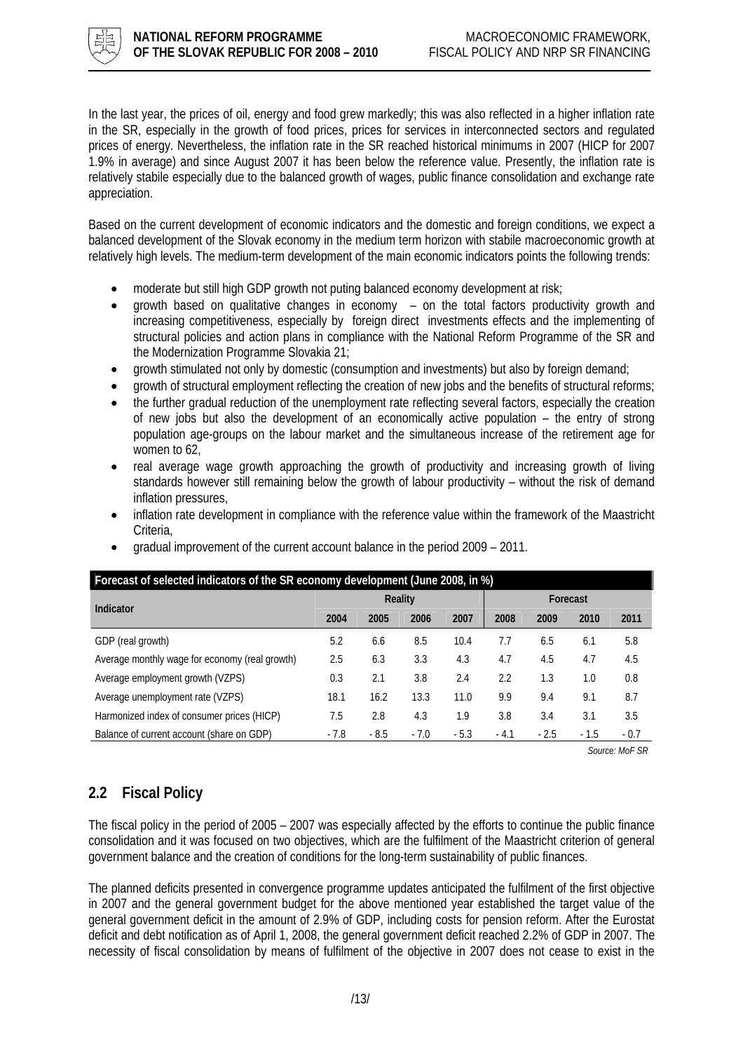In the last year, the prices of oil, energy and food grew markedly; this was also reflected in a higher inflation rate in the SR, especially in the growth of food prices, prices for services in interconnected sectors and regulated prices of energy. Nevertheless, the inflation rate in the SR reached historical minimums in 2007 (HICP for 2007 1.9% in average) and since August 2007 it has been below the reference value. Presently, the inflation rate is relatively stabile especially due to the balanced growth of wages, public finance consolidation and exchange rate appreciation.

Based on the current development of economic indicators and the domestic and foreign conditions, we expect a balanced development of the Slovak economy in the medium term horizon with stabile macroeconomic growth at relatively high levels. The medium-term development of the main economic indicators points the following trends:

- moderate but still high GDP growth not puting balanced economy development at risk;
- growth based on qualitative changes in economy – on the total factors productivity growth and increasing competitiveness, especially by foreign direct investments effects and the implementing of structural policies and action plans in compliance with the National Reform Programme of the SR and the Modernization Programme Slovakia 21;
- growth stimulated not only by domestic (consumption and investments) but also by foreign demand;
- growth of structural employment reflecting the creation of new jobs and the benefits of structural reforms;
- the further gradual reduction of the unemployment rate reflecting several factors, especially the creation of new jobs but also the development of an economically active population – the entry of strong population age-groups on the labour market and the simultaneous increase of the retirement age for women to 62,
- real average wage growth approaching the growth of productivity and increasing growth of living standards however still remaining below the growth of labour productivity – without the risk of demand inflation pressures,
- inflation rate development in compliance with the reference value within the framework of the Maastricht Criteria,
- gradual improvement of the current account balance in the period 2009 – 2011.

**Forecast of selected indicators of the SR economy development (June 2008, in %)**

| Indicator | Reality | | | | Forecast | | | |
|---|---|---|---|---|---|---|---|---|
| | 2004 | 2005 | 2006 | 2007 | 2008 | 2009 | 2010 | 2011 |
| GDP (real growth) | 5.2 | 6.6 | 8.5 | 10.4 | 7.7 | 6.5 | 6.1 | 5.8 |
| Average monthly wage for economy (real growth) | 2.5 | 6.3 | 3.3 | 4.3 | 4.7 | 4.5 | 4.7 | 4.5 |
| Average employment growth (VZPS) | 0.3 | 2.1 | 3.8 | 2.4 | 2.2 | 1.3 | 1.0 | 0.8 |
| Average unemployment rate (VZPS) | 18.1 | 16.2 | 13.3 | 11.0 | 9.9 | 9.4 | 9.1 | 8.7 |
| Harmonized index of consumer prices (HICP) | 7.5 | 2.8 | 4.3 | 1.9 | 3.8 | 3.4 | 3.1 | 3.5 |
| Balance of current account (share on GDP) | - 7.8 | - 8.5 | - 7.0 | - 5.3 | - 4.1 | - 2.5 | - 1.5 | - 0.7 |

*Source: MoF SR*

## 2.2 Fiscal Policy

The fiscal policy in the period of 2005 – 2007 was especially affected by the efforts to continue the public finance consolidation and it was focused on two objectives, which are the fulfilment of the Maastricht criterion of general government balance and the creation of conditions for the long-term sustainability of public finances.

The planned deficits presented in convergence programme updates anticipated the fulfilment of the first objective in 2007 and the general government budget for the above mentioned year established the target value of the general government deficit in the amount of 2.9% of GDP, including costs for pension reform. After the Eurostat deficit and debt notification as of April 1, 2008, the general government deficit reached 2.2% of GDP in 2007. The necessity of fiscal consolidation by means of fulfilment of the objective in 2007 does not cease to exist in the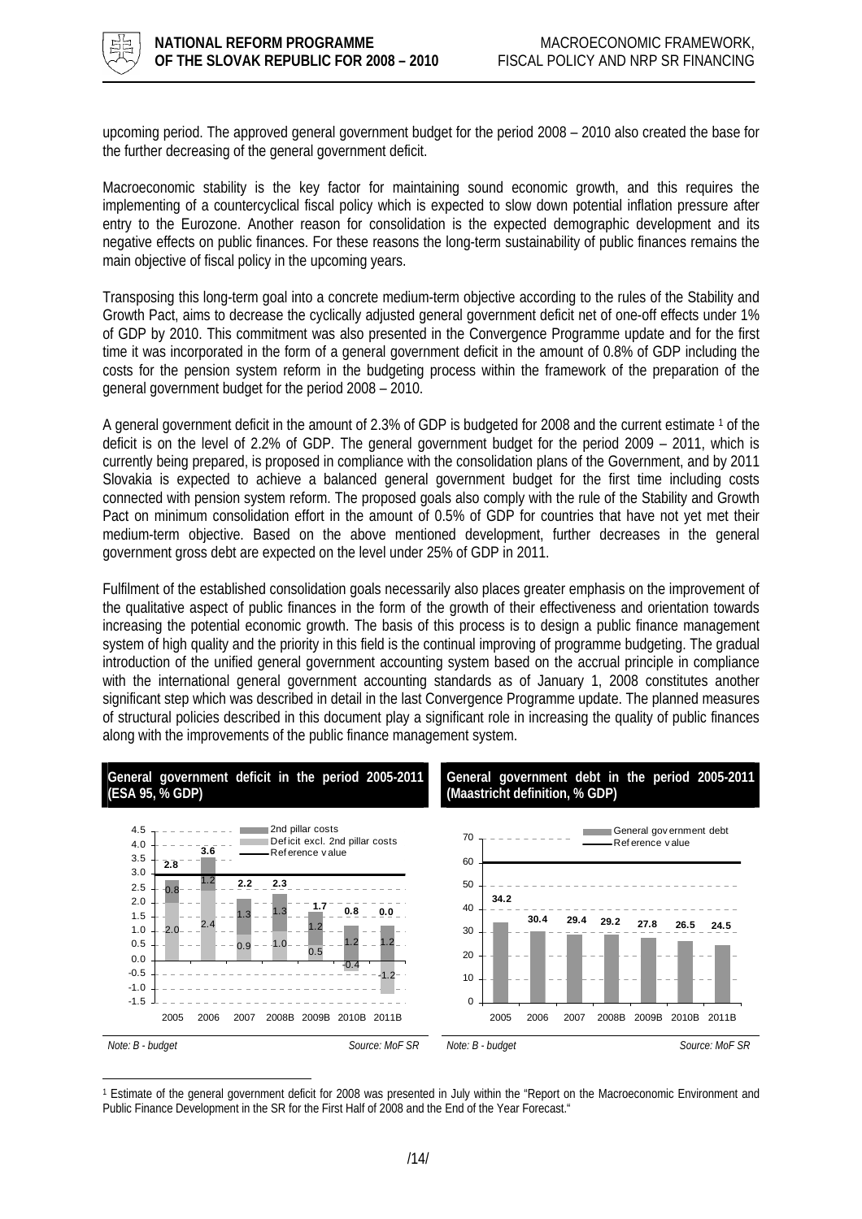upcoming period. The approved general government budget for the period 2008 – 2010 also created the base for the further decreasing of the general government deficit.

Macroeconomic stability is the key factor for maintaining sound economic growth, and this requires the implementing of a countercyclical fiscal policy which is expected to slow down potential inflation pressure after entry to the Eurozone. Another reason for consolidation is the expected demographic development and its negative effects on public finances. For these reasons the long-term sustainability of public finances remains the main objective of fiscal policy in the upcoming years.

Transposing this long-term goal into a concrete medium-term objective according to the rules of the Stability and Growth Pact, aims to decrease the cyclically adjusted general government deficit net of one-off effects under 1% of GDP by 2010. This commitment was also presented in the Convergence Programme update and for the first time it was incorporated in the form of a general government deficit in the amount of 0.8% of GDP including the costs for the pension system reform in the budgeting process within the framework of the preparation of the general government budget for the period 2008 – 2010.

A general government deficit in the amount of 2.3% of GDP is budgeted for 2008 and the current estimate [1] of the deficit is on the level of 2.2% of GDP. The general government budget for the period 2009 – 2011, which is currently being prepared, is proposed in compliance with the consolidation plans of the Government, and by 2011 Slovakia is expected to achieve a balanced general government budget for the first time including costs connected with pension system reform. The proposed goals also comply with the rule of the Stability and Growth Pact on minimum consolidation effort in the amount of 0.5% of GDP for countries that have not yet met their medium-term objective. Based on the above mentioned development, further decreases in the general government gross debt are expected on the level under 25% of GDP in 2011.

Fulfilment of the established consolidation goals necessarily also places greater emphasis on the improvement of the qualitative aspect of public finances in the form of the growth of their effectiveness and orientation towards increasing the potential economic growth. The basis of this process is to design a public finance management system of high quality and the priority in this field is the continual improving of programme budgeting. The gradual introduction of the unified general government accounting system based on the accrual principle in compliance with the international general government accounting standards as of January 1, 2008 constitutes another significant step which was described in detail in the last Convergence Programme update. The planned measures of structural policies described in this document play a significant role in increasing the quality of public finances along with the improvements of the public finance management system.

**General government deficit in the period 2005-2011 (ESA 95, % GDP)**

| | 2005 | 2006 | 2007 | 2008B | 2009B | 2010B | 2011B |
|---|---|---|---|---|---|---|---|
| 2nd pillar costs | 0.8 | 1.2 | 1.3 | 1.3 | 1.2 | 1.2 | 1.2 |
| Deficit excl. 2nd pillar costs | 2.0 | 2.4 | 0.9 | 1.0 | 0.5 | -0.4 | -1.2 |
| Total | 2.8 | 3.6 | 2.2 | 2.3 | 1.7 | 0.8 | 0.0 |

Reference value: 3.0

*Note: B - budget* Source: MoF SR

**General government debt in the period 2005-2011 (Maastricht definition, % GDP)**

| | 2005 | 2006 | 2007 | 2008B | 2009B | 2010B | 2011B |
|---|---|---|---|---|---|---|---|
| General government debt | 34.2 | 30.4 | 29.4 | 29.2 | 27.8 | 26.5 | 24.5 |

Reference value: 60

*Note: B - budget* Source: MoF SR

---

[1] Estimate of the general government deficit for 2008 was presented in July within the "Report on the Macroeconomic Environment and Public Finance Development in the SR for the First Half of 2008 and the End of the Year Forecast."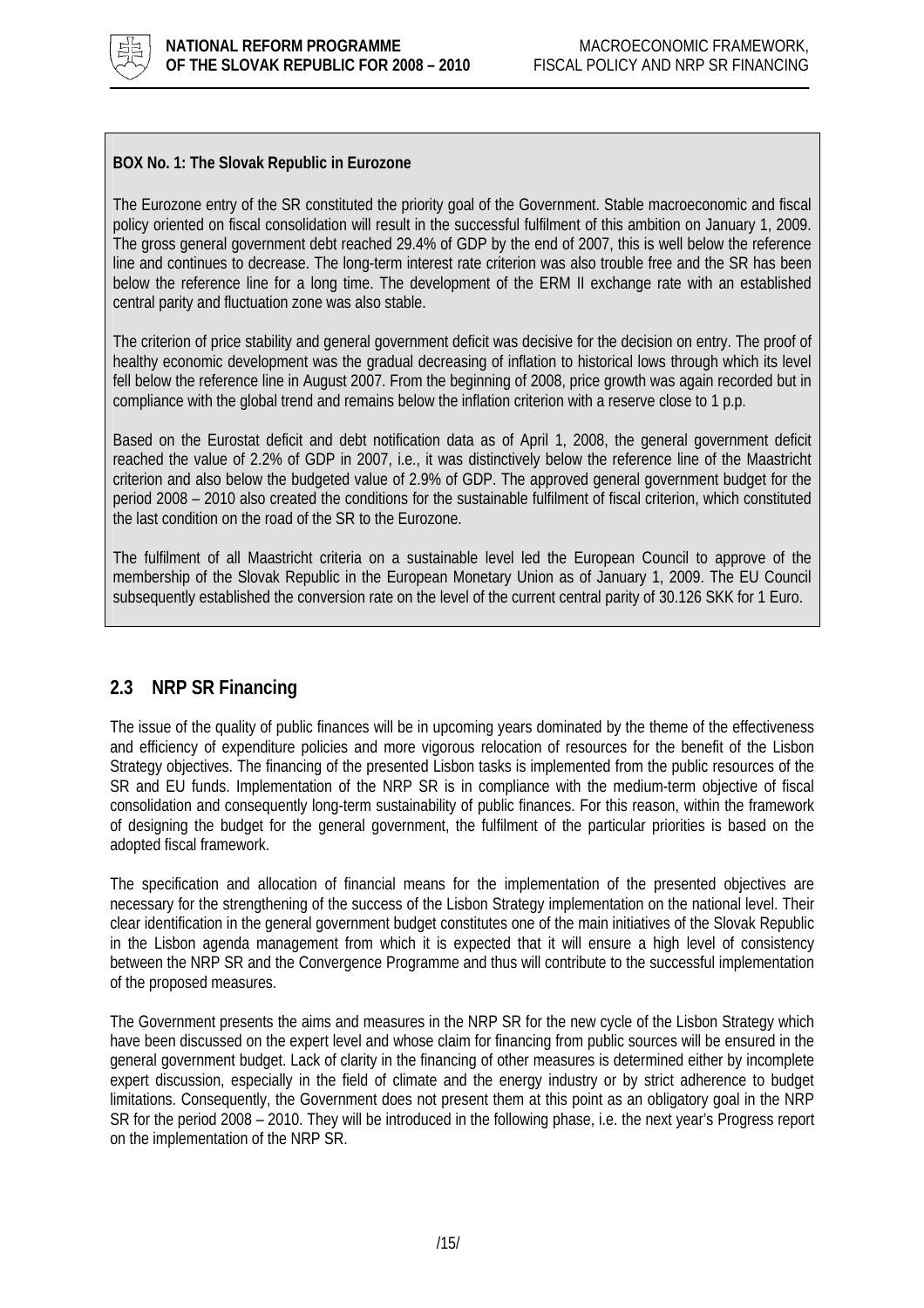**BOX No. 1: The Slovak Republic in Eurozone**

The Eurozone entry of the SR constituted the priority goal of the Government. Stable macroeconomic and fiscal policy oriented on fiscal consolidation will result in the successful fulfilment of this ambition on January 1, 2009. The gross general government debt reached 29.4% of GDP by the end of 2007, this is well below the reference line and continues to decrease. The long-term interest rate criterion was also trouble free and the SR has been below the reference line for a long time. The development of the ERM II exchange rate with an established central parity and fluctuation zone was also stable.

The criterion of price stability and general government deficit was decisive for the decision on entry. The proof of healthy economic development was the gradual decreasing of inflation to historical lows through which its level fell below the reference line in August 2007. From the beginning of 2008, price growth was again recorded but in compliance with the global trend and remains below the inflation criterion with a reserve close to 1 p.p.

Based on the Eurostat deficit and debt notification data as of April 1, 2008, the general government deficit reached the value of 2.2% of GDP in 2007, i.e., it was distinctively below the reference line of the Maastricht criterion and also below the budgeted value of 2.9% of GDP. The approved general government budget for the period 2008 – 2010 also created the conditions for the sustainable fulfilment of fiscal criterion, which constituted the last condition on the road of the SR to the Eurozone.

The fulfilment of all Maastricht criteria on a sustainable level led the European Council to approve of the membership of the Slovak Republic in the European Monetary Union as of January 1, 2009. The EU Council subsequently established the conversion rate on the level of the current central parity of 30.126 SKK for 1 Euro.

## 2.3 NRP SR Financing

The issue of the quality of public finances will be in upcoming years dominated by the theme of the effectiveness and efficiency of expenditure policies and more vigorous relocation of resources for the benefit of the Lisbon Strategy objectives. The financing of the presented Lisbon tasks is implemented from the public resources of the SR and EU funds. Implementation of the NRP SR is in compliance with the medium-term objective of fiscal consolidation and consequently long-term sustainability of public finances. For this reason, within the framework of designing the budget for the general government, the fulfilment of the particular priorities is based on the adopted fiscal framework.

The specification and allocation of financial means for the implementation of the presented objectives are necessary for the strengthening of the success of the Lisbon Strategy implementation on the national level. Their clear identification in the general government budget constitutes one of the main initiatives of the Slovak Republic in the Lisbon agenda management from which it is expected that it will ensure a high level of consistency between the NRP SR and the Convergence Programme and thus will contribute to the successful implementation of the proposed measures.

The Government presents the aims and measures in the NRP SR for the new cycle of the Lisbon Strategy which have been discussed on the expert level and whose claim for financing from public sources will be ensured in the general government budget. Lack of clarity in the financing of other measures is determined either by incomplete expert discussion, especially in the field of climate and the energy industry or by strict adherence to budget limitations. Consequently, the Government does not present them at this point as an obligatory goal in the NRP SR for the period 2008 – 2010. They will be introduced in the following phase, i.e. the next year's Progress report on the implementation of the NRP SR.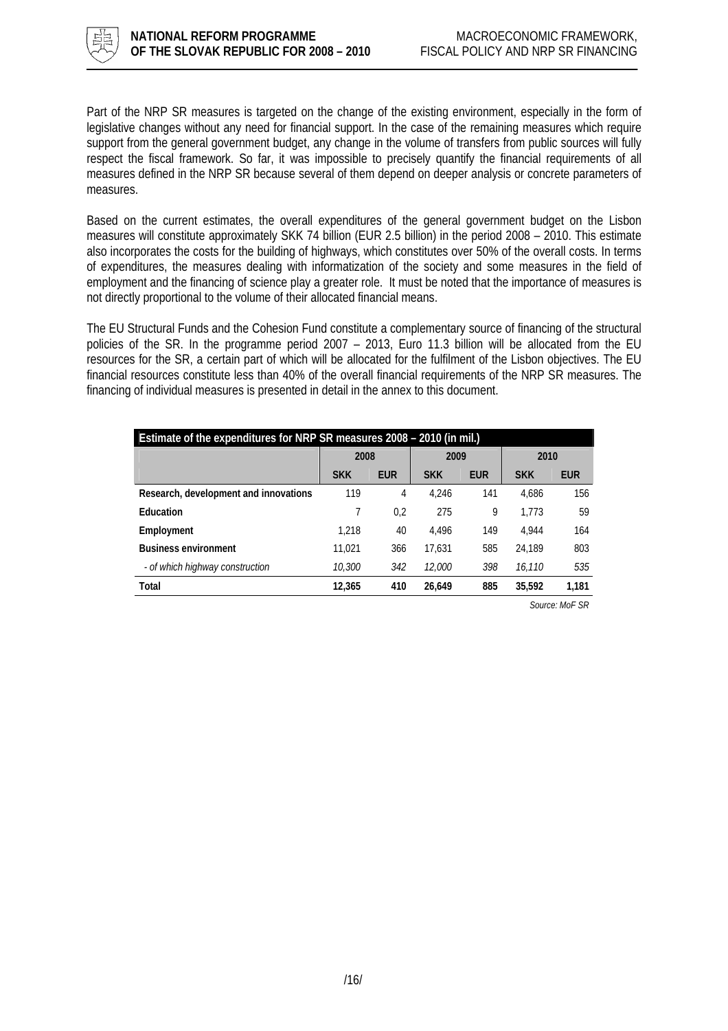Part of the NRP SR measures is targeted on the change of the existing environment, especially in the form of legislative changes without any need for financial support. In the case of the remaining measures which require support from the general government budget, any change in the volume of transfers from public sources will fully respect the fiscal framework. So far, it was impossible to precisely quantify the financial requirements of all measures defined in the NRP SR because several of them depend on deeper analysis or concrete parameters of measures.

Based on the current estimates, the overall expenditures of the general government budget on the Lisbon measures will constitute approximately SKK 74 billion (EUR 2.5 billion) in the period 2008 – 2010. This estimate also incorporates the costs for the building of highways, which constitutes over 50% of the overall costs. In terms of expenditures, the measures dealing with informatization of the society and some measures in the field of employment and the financing of science play a greater role. It must be noted that the importance of measures is not directly proportional to the volume of their allocated financial means.

The EU Structural Funds and the Cohesion Fund constitute a complementary source of financing of the structural policies of the SR. In the programme period 2007 – 2013, Euro 11.3 billion will be allocated from the EU resources for the SR, a certain part of which will be allocated for the fulfilment of the Lisbon objectives. The EU financial resources constitute less than 40% of the overall financial requirements of the NRP SR measures. The financing of individual measures is presented in detail in the annex to this document.

**Estimate of the expenditures for NRP SR measures 2008 – 2010 (in mil.)**

| | 2008 | | 2009 | | 2010 | |
|---|---|---|---|---|---|---|
| | **SKK** | **EUR** | **SKK** | **EUR** | **SKK** | **EUR** |
| **Research, development and innovations** | 119 | 4 | 4,246 | 141 | 4,686 | 156 |
| **Education** | 7 | 0,2 | 275 | 9 | 1,773 | 59 |
| **Employment** | 1,218 | 40 | 4,496 | 149 | 4,944 | 164 |
| **Business environment** | 11,021 | 366 | 17,631 | 585 | 24,189 | 803 |
| *- of which highway construction* | *10,300* | *342* | *12,000* | *398* | *16,110* | *535* |
| **Total** | **12,365** | **410** | **26,649** | **885** | **35,592** | **1,181** |

*Source: MoF SR*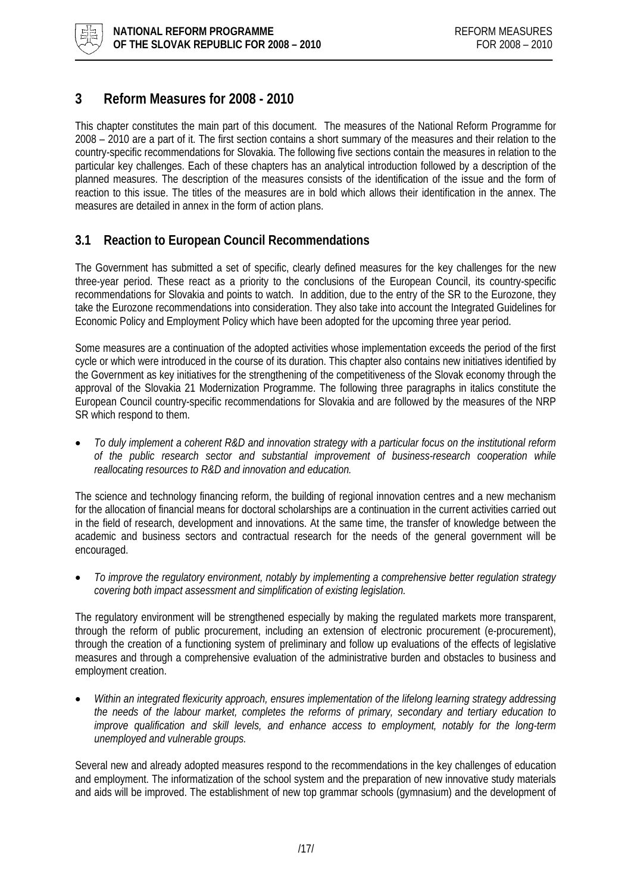# 3 Reform Measures for 2008 - 2010

This chapter constitutes the main part of this document. The measures of the National Reform Programme for 2008 – 2010 are a part of it. The first section contains a short summary of the measures and their relation to the country-specific recommendations for Slovakia. The following five sections contain the measures in relation to the particular key challenges. Each of these chapters has an analytical introduction followed by a description of the planned measures. The description of the measures consists of the identification of the issue and the form of reaction to this issue. The titles of the measures are in bold which allows their identification in the annex. The measures are detailed in annex in the form of action plans.

## 3.1 Reaction to European Council Recommendations

The Government has submitted a set of specific, clearly defined measures for the key challenges for the new three-year period. These react as a priority to the conclusions of the European Council, its country-specific recommendations for Slovakia and points to watch. In addition, due to the entry of the SR to the Eurozone, they take the Eurozone recommendations into consideration. They also take into account the Integrated Guidelines for Economic Policy and Employment Policy which have been adopted for the upcoming three year period.

Some measures are a continuation of the adopted activities whose implementation exceeds the period of the first cycle or which were introduced in the course of its duration. This chapter also contains new initiatives identified by the Government as key initiatives for the strengthening of the competitiveness of the Slovak economy through the approval of the Slovakia 21 Modernization Programme. The following three paragraphs in italics constitute the European Council country-specific recommendations for Slovakia and are followed by the measures of the NRP SR which respond to them.

- *To duly implement a coherent R&D and innovation strategy with a particular focus on the institutional reform of the public research sector and substantial improvement of business-research cooperation while reallocating resources to R&D and innovation and education.*

The science and technology financing reform, the building of regional innovation centres and a new mechanism for the allocation of financial means for doctoral scholarships are a continuation in the current activities carried out in the field of research, development and innovations. At the same time, the transfer of knowledge between the academic and business sectors and contractual research for the needs of the general government will be encouraged.

- *To improve the regulatory environment, notably by implementing a comprehensive better regulation strategy covering both impact assessment and simplification of existing legislation.*

The regulatory environment will be strengthened especially by making the regulated markets more transparent, through the reform of public procurement, including an extension of electronic procurement (e-procurement), through the creation of a functioning system of preliminary and follow up evaluations of the effects of legislative measures and through a comprehensive evaluation of the administrative burden and obstacles to business and employment creation.

- *Within an integrated flexicurity approach, ensures implementation of the lifelong learning strategy addressing the needs of the labour market, completes the reforms of primary, secondary and tertiary education to improve qualification and skill levels, and enhance access to employment, notably for the long-term unemployed and vulnerable groups.*

Several new and already adopted measures respond to the recommendations in the key challenges of education and employment. The informatization of the school system and the preparation of new innovative study materials and aids will be improved. The establishment of new top grammar schools (gymnasium) and the development of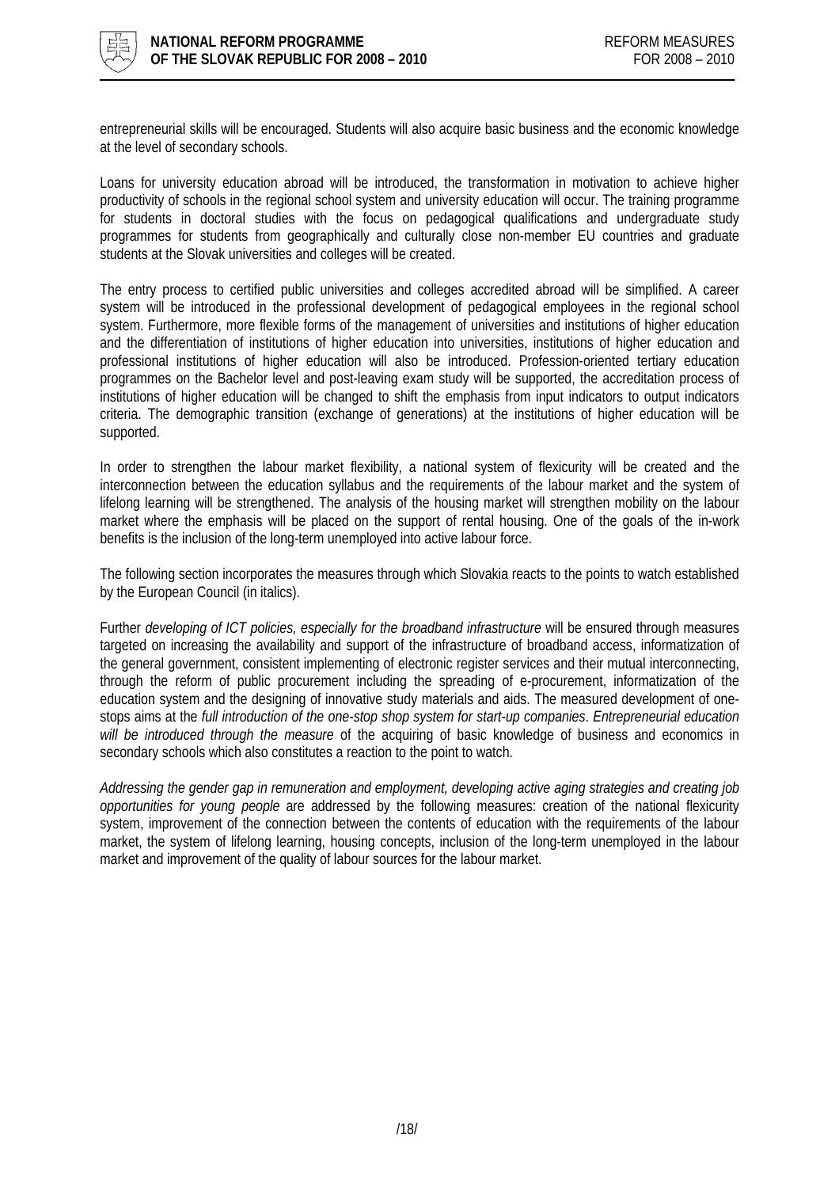entrepreneurial skills will be encouraged. Students will also acquire basic business and the economic knowledge at the level of secondary schools.

Loans for university education abroad will be introduced, the transformation in motivation to achieve higher productivity of schools in the regional school system and university education will occur. The training programme for students in doctoral studies with the focus on pedagogical qualifications and undergraduate study programmes for students from geographically and culturally close non-member EU countries and graduate students at the Slovak universities and colleges will be created.

The entry process to certified public universities and colleges accredited abroad will be simplified. A career system will be introduced in the professional development of pedagogical employees in the regional school system. Furthermore, more flexible forms of the management of universities and institutions of higher education and the differentiation of institutions of higher education into universities, institutions of higher education and professional institutions of higher education will also be introduced. Profession-oriented tertiary education programmes on the Bachelor level and post-leaving exam study will be supported, the accreditation process of institutions of higher education will be changed to shift the emphasis from input indicators to output indicators criteria. The demographic transition (exchange of generations) at the institutions of higher education will be supported.

In order to strengthen the labour market flexibility, a national system of flexicurity will be created and the interconnection between the education syllabus and the requirements of the labour market and the system of lifelong learning will be strengthened. The analysis of the housing market will strengthen mobility on the labour market where the emphasis will be placed on the support of rental housing. One of the goals of the in-work benefits is the inclusion of the long-term unemployed into active labour force.

The following section incorporates the measures through which Slovakia reacts to the points to watch established by the European Council (in italics).

Further *developing of ICT policies, especially for the broadband infrastructure* will be ensured through measures targeted on increasing the availability and support of the infrastructure of broadband access, informatization of the general government, consistent implementing of electronic register services and their mutual interconnecting, through the reform of public procurement including the spreading of e-procurement, informatization of the education system and the designing of innovative study materials and aids. The measured development of one-stops aims at the *full introduction of the one-stop shop system for start-up companies*. *Entrepreneurial education will be introduced through the measure* of the acquiring of basic knowledge of business and economics in secondary schools which also constitutes a reaction to the point to watch.

*Addressing the gender gap in remuneration and employment, developing active aging strategies and creating job opportunities for young people* are addressed by the following measures: creation of the national flexicurity system, improvement of the connection between the contents of education with the requirements of the labour market, the system of lifelong learning, housing concepts, inclusion of the long-term unemployed in the labour market and improvement of the quality of labour sources for the labour market.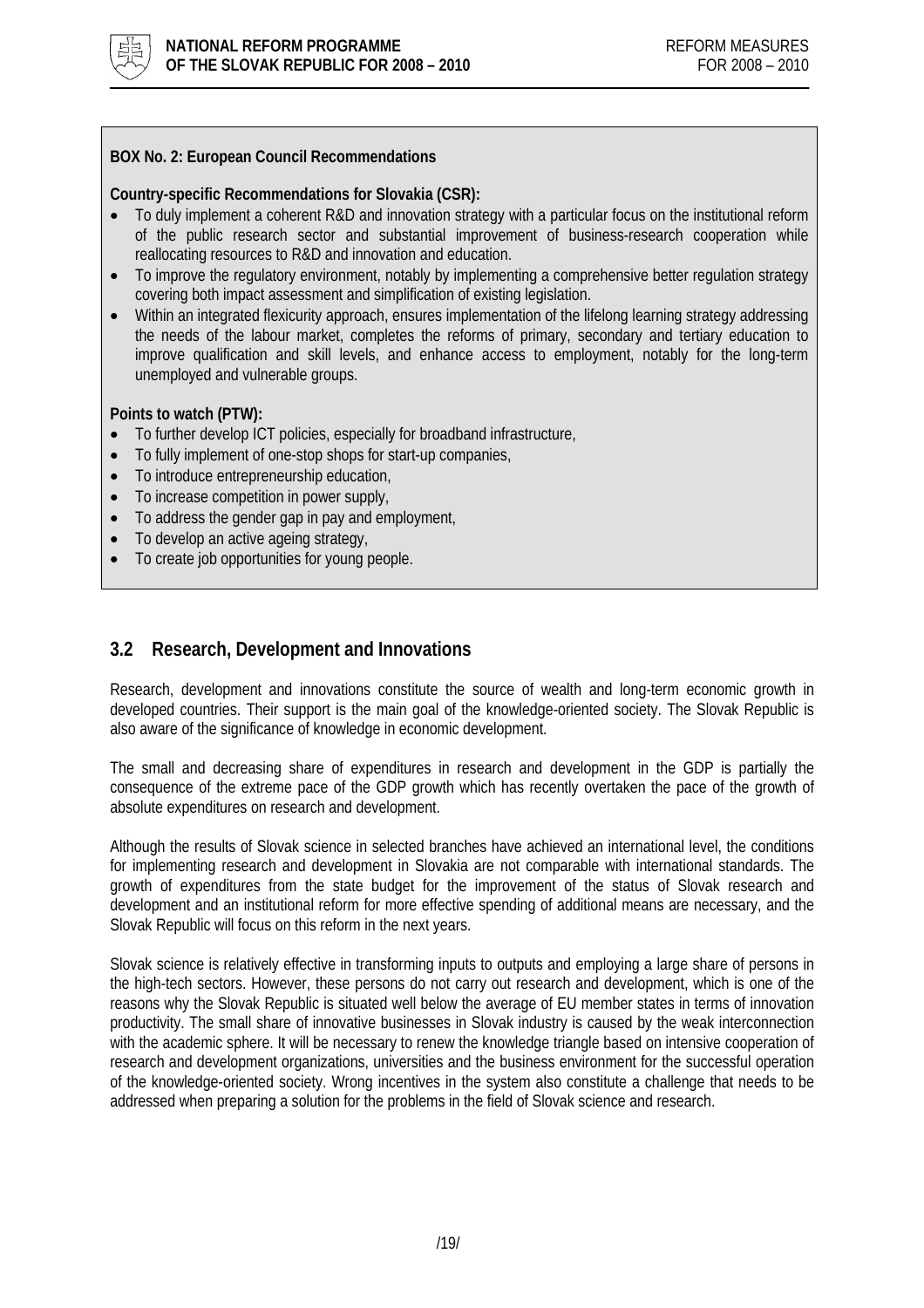**BOX No. 2: European Council Recommendations**

**Country-specific Recommendations for Slovakia (CSR):**

- To duly implement a coherent R&D and innovation strategy with a particular focus on the institutional reform of the public research sector and substantial improvement of business-research cooperation while reallocating resources to R&D and innovation and education.
- To improve the regulatory environment, notably by implementing a comprehensive better regulation strategy covering both impact assessment and simplification of existing legislation.
- Within an integrated flexicurity approach, ensures implementation of the lifelong learning strategy addressing the needs of the labour market, completes the reforms of primary, secondary and tertiary education to improve qualification and skill levels, and enhance access to employment, notably for the long-term unemployed and vulnerable groups.

**Points to watch (PTW):**

- To further develop ICT policies, especially for broadband infrastructure,
- To fully implement of one-stop shops for start-up companies,
- To introduce entrepreneurship education,
- To increase competition in power supply,
- To address the gender gap in pay and employment,
- To develop an active ageing strategy,
- To create job opportunities for young people.

## 3.2 Research, Development and Innovations

Research, development and innovations constitute the source of wealth and long-term economic growth in developed countries. Their support is the main goal of the knowledge-oriented society. The Slovak Republic is also aware of the significance of knowledge in economic development.

The small and decreasing share of expenditures in research and development in the GDP is partially the consequence of the extreme pace of the GDP growth which has recently overtaken the pace of the growth of absolute expenditures on research and development.

Although the results of Slovak science in selected branches have achieved an international level, the conditions for implementing research and development in Slovakia are not comparable with international standards. The growth of expenditures from the state budget for the improvement of the status of Slovak research and development and an institutional reform for more effective spending of additional means are necessary, and the Slovak Republic will focus on this reform in the next years.

Slovak science is relatively effective in transforming inputs to outputs and employing a large share of persons in the high-tech sectors. However, these persons do not carry out research and development, which is one of the reasons why the Slovak Republic is situated well below the average of EU member states in terms of innovation productivity. The small share of innovative businesses in Slovak industry is caused by the weak interconnection with the academic sphere. It will be necessary to renew the knowledge triangle based on intensive cooperation of research and development organizations, universities and the business environment for the successful operation of the knowledge-oriented society. Wrong incentives in the system also constitute a challenge that needs to be addressed when preparing a solution for the problems in the field of Slovak science and research.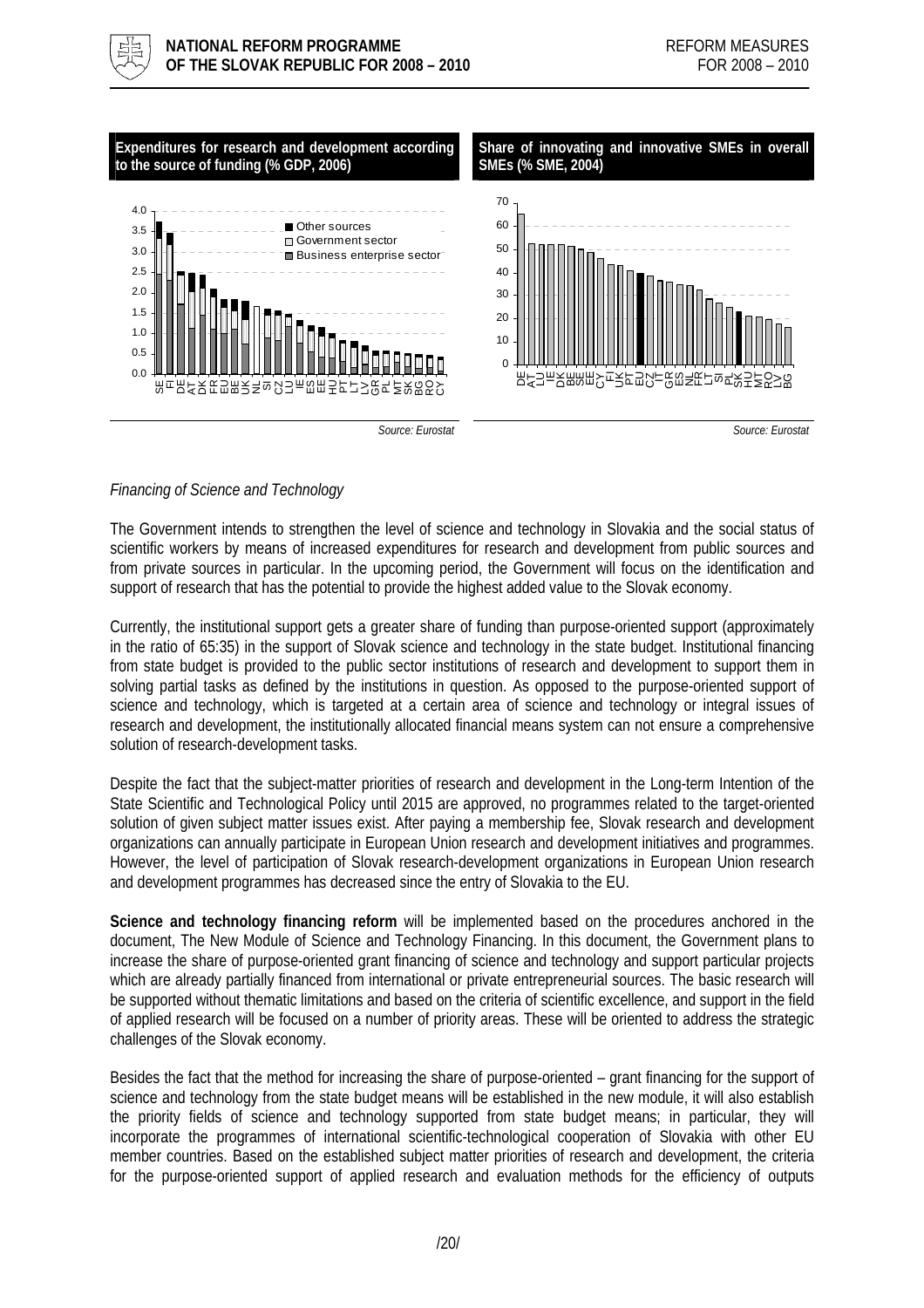**Expenditures for research and development according to the source of funding (% GDP, 2006)**

Source: Eurostat

**Share of innovating and innovative SMEs in overall SMEs (% SME, 2004)**

Source: Eurostat

*Financing of Science and Technology*

The Government intends to strengthen the level of science and technology in Slovakia and the social status of scientific workers by means of increased expenditures for research and development from public sources and from private sources in particular. In the upcoming period, the Government will focus on the identification and support of research that has the potential to provide the highest added value to the Slovak economy.

Currently, the institutional support gets a greater share of funding than purpose-oriented support (approximately in the ratio of 65:35) in the support of Slovak science and technology in the state budget. Institutional financing from state budget is provided to the public sector institutions of research and development to support them in solving partial tasks as defined by the institutions in question. As opposed to the purpose-oriented support of science and technology, which is targeted at a certain area of science and technology or integral issues of research and development, the institutionally allocated financial means system can not ensure a comprehensive solution of research-development tasks.

Despite the fact that the subject-matter priorities of research and development in the Long-term Intention of the State Scientific and Technological Policy until 2015 are approved, no programmes related to the target-oriented solution of given subject matter issues exist. After paying a membership fee, Slovak research and development organizations can annually participate in European Union research and development initiatives and programmes. However, the level of participation of Slovak research-development organizations in European Union research and development programmes has decreased since the entry of Slovakia to the EU.

**Science and technology financing reform** will be implemented based on the procedures anchored in the document, The New Module of Science and Technology Financing. In this document, the Government plans to increase the share of purpose-oriented grant financing of science and technology and support particular projects which are already partially financed from international or private entrepreneurial sources. The basic research will be supported without thematic limitations and based on the criteria of scientific excellence, and support in the field of applied research will be focused on a number of priority areas. These will be oriented to address the strategic challenges of the Slovak economy.

Besides the fact that the method for increasing the share of purpose-oriented – grant financing for the support of science and technology from the state budget means will be established in the new module, it will also establish the priority fields of science and technology supported from state budget means; in particular, they will incorporate the programmes of international scientific-technological cooperation of Slovakia with other EU member countries. Based on the established subject matter priorities of research and development, the criteria for the purpose-oriented support of applied research and evaluation methods for the efficiency of outputs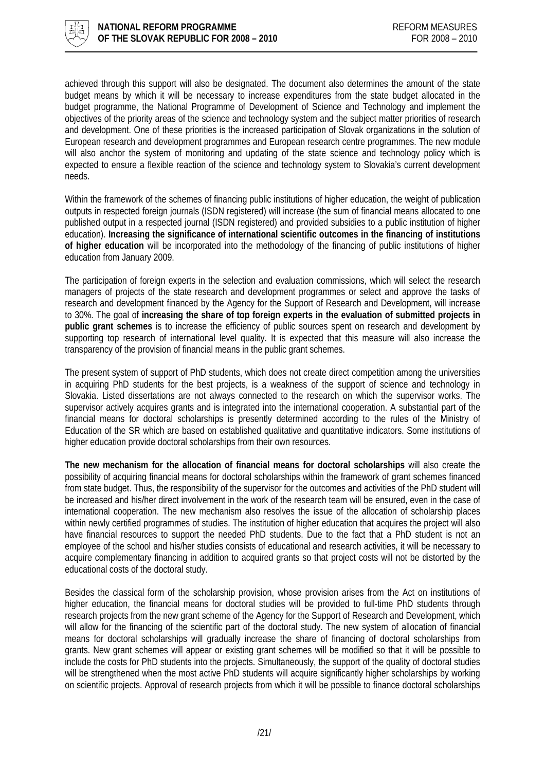achieved through this support will also be designated. The document also determines the amount of the state budget means by which it will be necessary to increase expenditures from the state budget allocated in the budget programme, the National Programme of Development of Science and Technology and implement the objectives of the priority areas of the science and technology system and the subject matter priorities of research and development. One of these priorities is the increased participation of Slovak organizations in the solution of European research and development programmes and European research centre programmes. The new module will also anchor the system of monitoring and updating of the state science and technology policy which is expected to ensure a flexible reaction of the science and technology system to Slovakia's current development needs.

Within the framework of the schemes of financing public institutions of higher education, the weight of publication outputs in respected foreign journals (ISDN registered) will increase (the sum of financial means allocated to one published output in a respected journal (ISDN registered) and provided subsidies to a public institution of higher education). **Increasing the significance of international scientific outcomes in the financing of institutions of higher education** will be incorporated into the methodology of the financing of public institutions of higher education from January 2009.

The participation of foreign experts in the selection and evaluation commissions, which will select the research managers of projects of the state research and development programmes or select and approve the tasks of research and development financed by the Agency for the Support of Research and Development, will increase to 30%. The goal of **increasing the share of top foreign experts in the evaluation of submitted projects in public grant schemes** is to increase the efficiency of public sources spent on research and development by supporting top research of international level quality. It is expected that this measure will also increase the transparency of the provision of financial means in the public grant schemes.

The present system of support of PhD students, which does not create direct competition among the universities in acquiring PhD students for the best projects, is a weakness of the support of science and technology in Slovakia. Listed dissertations are not always connected to the research on which the supervisor works. The supervisor actively acquires grants and is integrated into the international cooperation. A substantial part of the financial means for doctoral scholarships is presently determined according to the rules of the Ministry of Education of the SR which are based on established qualitative and quantitative indicators. Some institutions of higher education provide doctoral scholarships from their own resources.

**The new mechanism for the allocation of financial means for doctoral scholarships** will also create the possibility of acquiring financial means for doctoral scholarships within the framework of grant schemes financed from state budget. Thus, the responsibility of the supervisor for the outcomes and activities of the PhD student will be increased and his/her direct involvement in the work of the research team will be ensured, even in the case of international cooperation. The new mechanism also resolves the issue of the allocation of scholarship places within newly certified programmes of studies. The institution of higher education that acquires the project will also have financial resources to support the needed PhD students. Due to the fact that a PhD student is not an employee of the school and his/her studies consists of educational and research activities, it will be necessary to acquire complementary financing in addition to acquired grants so that project costs will not be distorted by the educational costs of the doctoral study.

Besides the classical form of the scholarship provision, whose provision arises from the Act on institutions of higher education, the financial means for doctoral studies will be provided to full-time PhD students through research projects from the new grant scheme of the Agency for the Support of Research and Development, which will allow for the financing of the scientific part of the doctoral study. The new system of allocation of financial means for doctoral scholarships will gradually increase the share of financing of doctoral scholarships from grants. New grant schemes will appear or existing grant schemes will be modified so that it will be possible to include the costs for PhD students into the projects. Simultaneously, the support of the quality of doctoral studies will be strengthened when the most active PhD students will acquire significantly higher scholarships by working on scientific projects. Approval of research projects from which it will be possible to finance doctoral scholarships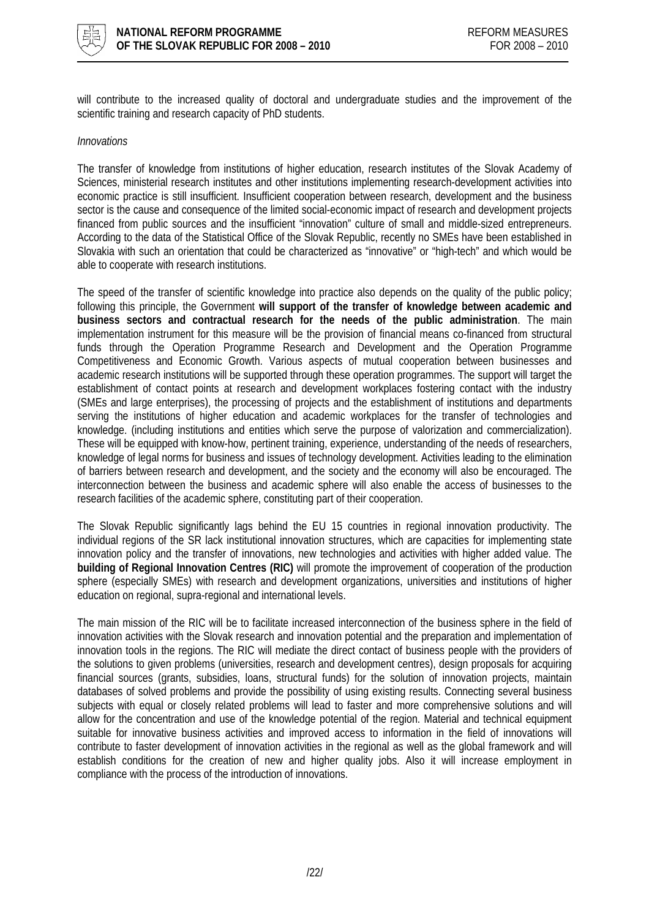will contribute to the increased quality of doctoral and undergraduate studies and the improvement of the scientific training and research capacity of PhD students.

*Innovations*

The transfer of knowledge from institutions of higher education, research institutes of the Slovak Academy of Sciences, ministerial research institutes and other institutions implementing research-development activities into economic practice is still insufficient. Insufficient cooperation between research, development and the business sector is the cause and consequence of the limited social-economic impact of research and development projects financed from public sources and the insufficient "innovation" culture of small and middle-sized entrepreneurs. According to the data of the Statistical Office of the Slovak Republic, recently no SMEs have been established in Slovakia with such an orientation that could be characterized as "innovative" or "high-tech" and which would be able to cooperate with research institutions.

The speed of the transfer of scientific knowledge into practice also depends on the quality of the public policy; following this principle, the Government **will support of the transfer of knowledge between academic and business sectors and contractual research for the needs of the public administration**. The main implementation instrument for this measure will be the provision of financial means co-financed from structural funds through the Operation Programme Research and Development and the Operation Programme Competitiveness and Economic Growth. Various aspects of mutual cooperation between businesses and academic research institutions will be supported through these operation programmes. The support will target the establishment of contact points at research and development workplaces fostering contact with the industry (SMEs and large enterprises), the processing of projects and the establishment of institutions and departments serving the institutions of higher education and academic workplaces for the transfer of technologies and knowledge. (including institutions and entities which serve the purpose of valorization and commercialization). These will be equipped with know-how, pertinent training, experience, understanding of the needs of researchers, knowledge of legal norms for business and issues of technology development. Activities leading to the elimination of barriers between research and development, and the society and the economy will also be encouraged. The interconnection between the business and academic sphere will also enable the access of businesses to the research facilities of the academic sphere, constituting part of their cooperation.

The Slovak Republic significantly lags behind the EU 15 countries in regional innovation productivity. The individual regions of the SR lack institutional innovation structures, which are capacities for implementing state innovation policy and the transfer of innovations, new technologies and activities with higher added value. The **building of Regional Innovation Centres (RIC)** will promote the improvement of cooperation of the production sphere (especially SMEs) with research and development organizations, universities and institutions of higher education on regional, supra-regional and international levels.

The main mission of the RIC will be to facilitate increased interconnection of the business sphere in the field of innovation activities with the Slovak research and innovation potential and the preparation and implementation of innovation tools in the regions. The RIC will mediate the direct contact of business people with the providers of the solutions to given problems (universities, research and development centres), design proposals for acquiring financial sources (grants, subsidies, loans, structural funds) for the solution of innovation projects, maintain databases of solved problems and provide the possibility of using existing results. Connecting several business subjects with equal or closely related problems will lead to faster and more comprehensive solutions and will allow for the concentration and use of the knowledge potential of the region. Material and technical equipment suitable for innovative business activities and improved access to information in the field of innovations will contribute to faster development of innovation activities in the regional as well as the global framework and will establish conditions for the creation of new and higher quality jobs. Also it will increase employment in compliance with the process of the introduction of innovations.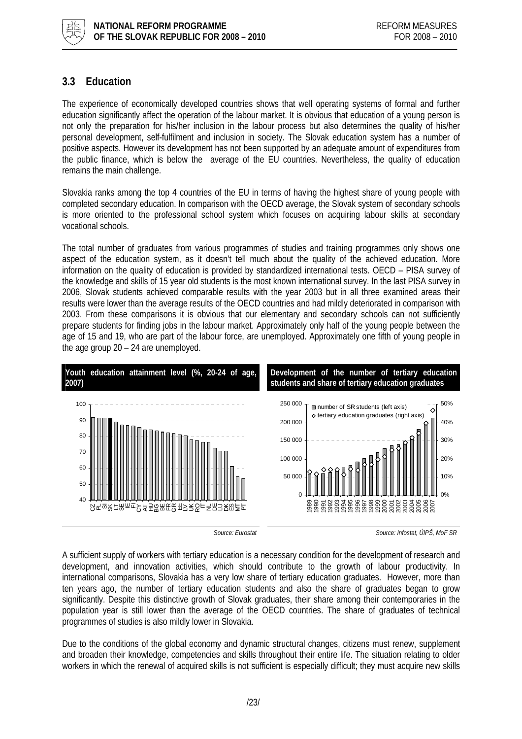## 3.3 Education

The experience of economically developed countries shows that well operating systems of formal and further education significantly affect the operation of the labour market. It is obvious that education of a young person is not only the preparation for his/her inclusion in the labour process but also determines the quality of his/her personal development, self-fulfilment and inclusion in society. The Slovak education system has a number of positive aspects. However its development has not been supported by an adequate amount of expenditures from the public finance, which is below the average of the EU countries. Nevertheless, the quality of education remains the main challenge.

Slovakia ranks among the top 4 countries of the EU in terms of having the highest share of young people with completed secondary education. In comparison with the OECD average, the Slovak system of secondary schools is more oriented to the professional school system which focuses on acquiring labour skills at secondary vocational schools.

The total number of graduates from various programmes of studies and training programmes only shows one aspect of the education system, as it doesn't tell much about the quality of the achieved education. More information on the quality of education is provided by standardized international tests. OECD – PISA survey of the knowledge and skills of 15 year old students is the most known international survey. In the last PISA survey in 2006, Slovak students achieved comparable results with the year 2003 but in all three examined areas their results were lower than the average results of the OECD countries and had mildly deteriorated in comparison with 2003. From these comparisons it is obvious that our elementary and secondary schools can not sufficiently prepare students for finding jobs in the labour market. Approximately only half of the young people between the age of 15 and 19, who are part of the labour force, are unemployed. Approximately one fifth of young people in the age group 20 – 24 are unemployed.

**Youth education attainment level (%, 20-24 of age, 2007)**

*Source: Eurostat*

**Development of the number of tertiary education students and share of tertiary education graduates**

*Source: Infostat, ÚIPŠ, MoF SR*

A sufficient supply of workers with tertiary education is a necessary condition for the development of research and development, and innovation activities, which should contribute to the growth of labour productivity. In international comparisons, Slovakia has a very low share of tertiary education graduates. However, more than ten years ago, the number of tertiary education students and also the share of graduates began to grow significantly. Despite this distinctive growth of Slovak graduates, their share among their contemporaries in the population year is still lower than the average of the OECD countries. The share of graduates of technical programmes of studies is also mildly lower in Slovakia.

Due to the conditions of the global economy and dynamic structural changes, citizens must renew, supplement and broaden their knowledge, competencies and skills throughout their entire life. The situation relating to older workers in which the renewal of acquired skills is not sufficient is especially difficult; they must acquire new skills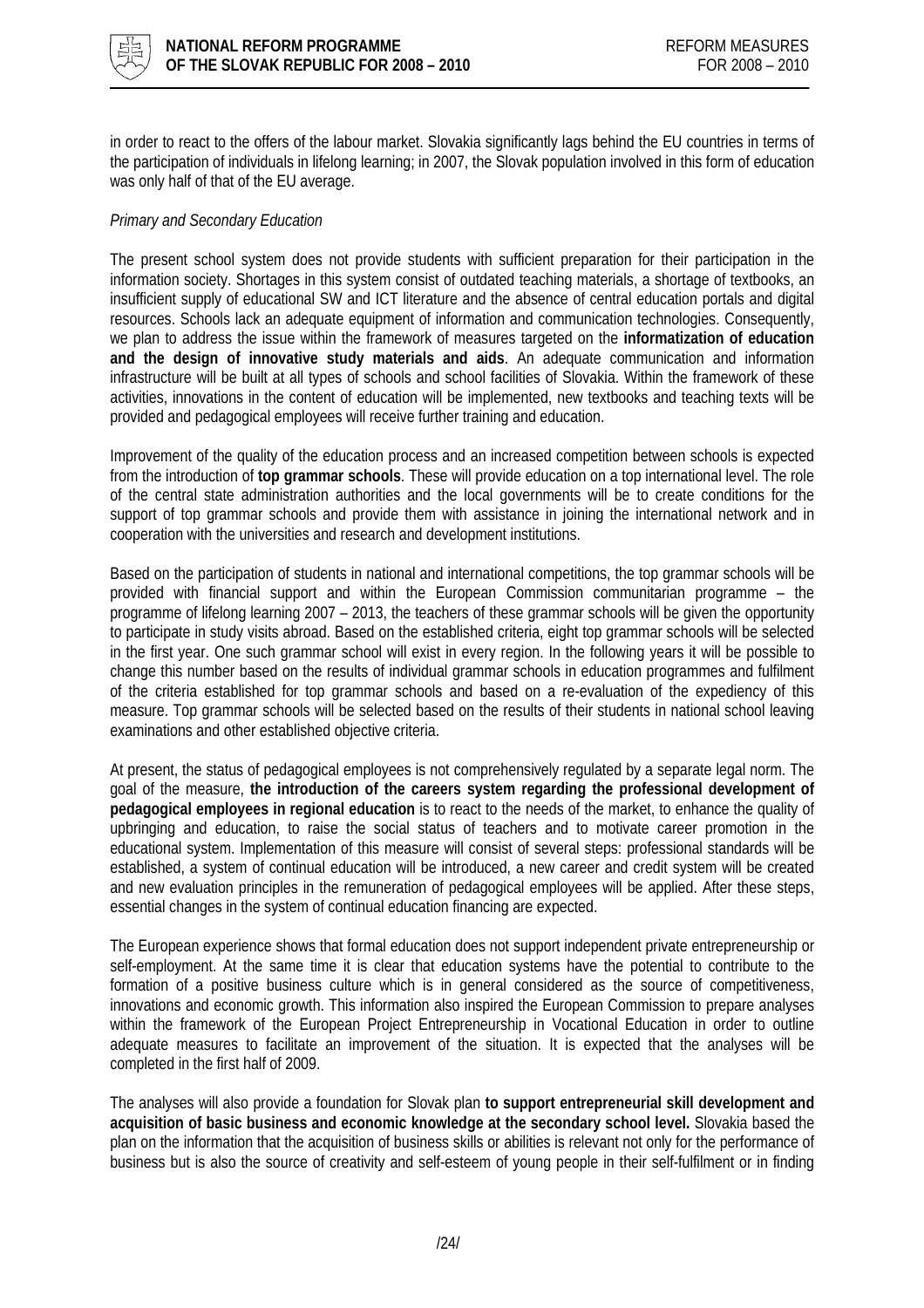in order to react to the offers of the labour market. Slovakia significantly lags behind the EU countries in terms of the participation of individuals in lifelong learning; in 2007, the Slovak population involved in this form of education was only half of that of the EU average.

*Primary and Secondary Education*

The present school system does not provide students with sufficient preparation for their participation in the information society. Shortages in this system consist of outdated teaching materials, a shortage of textbooks, an insufficient supply of educational SW and ICT literature and the absence of central education portals and digital resources. Schools lack an adequate equipment of information and communication technologies. Consequently, we plan to address the issue within the framework of measures targeted on the **informatization of education and the design of innovative study materials and aids**. An adequate communication and information infrastructure will be built at all types of schools and school facilities of Slovakia. Within the framework of these activities, innovations in the content of education will be implemented, new textbooks and teaching texts will be provided and pedagogical employees will receive further training and education.

Improvement of the quality of the education process and an increased competition between schools is expected from the introduction of **top grammar schools**. These will provide education on a top international level. The role of the central state administration authorities and the local governments will be to create conditions for the support of top grammar schools and provide them with assistance in joining the international network and in cooperation with the universities and research and development institutions.

Based on the participation of students in national and international competitions, the top grammar schools will be provided with financial support and within the European Commission communitarian programme – the programme of lifelong learning 2007 – 2013, the teachers of these grammar schools will be given the opportunity to participate in study visits abroad. Based on the established criteria, eight top grammar schools will be selected in the first year. One such grammar school will exist in every region. In the following years it will be possible to change this number based on the results of individual grammar schools in education programmes and fulfilment of the criteria established for top grammar schools and based on a re-evaluation of the expediency of this measure. Top grammar schools will be selected based on the results of their students in national school leaving examinations and other established objective criteria.

At present, the status of pedagogical employees is not comprehensively regulated by a separate legal norm. The goal of the measure, **the introduction of the careers system regarding the professional development of pedagogical employees in regional education** is to react to the needs of the market, to enhance the quality of upbringing and education, to raise the social status of teachers and to motivate career promotion in the educational system. Implementation of this measure will consist of several steps: professional standards will be established, a system of continual education will be introduced, a new career and credit system will be created and new evaluation principles in the remuneration of pedagogical employees will be applied. After these steps, essential changes in the system of continual education financing are expected.

The European experience shows that formal education does not support independent private entrepreneurship or self-employment. At the same time it is clear that education systems have the potential to contribute to the formation of a positive business culture which is in general considered as the source of competitiveness, innovations and economic growth. This information also inspired the European Commission to prepare analyses within the framework of the European Project Entrepreneurship in Vocational Education in order to outline adequate measures to facilitate an improvement of the situation. It is expected that the analyses will be completed in the first half of 2009.

The analyses will also provide a foundation for Slovak plan **to support entrepreneurial skill development and acquisition of basic business and economic knowledge at the secondary school level.** Slovakia based the plan on the information that the acquisition of business skills or abilities is relevant not only for the performance of business but is also the source of creativity and self-esteem of young people in their self-fulfilment or in finding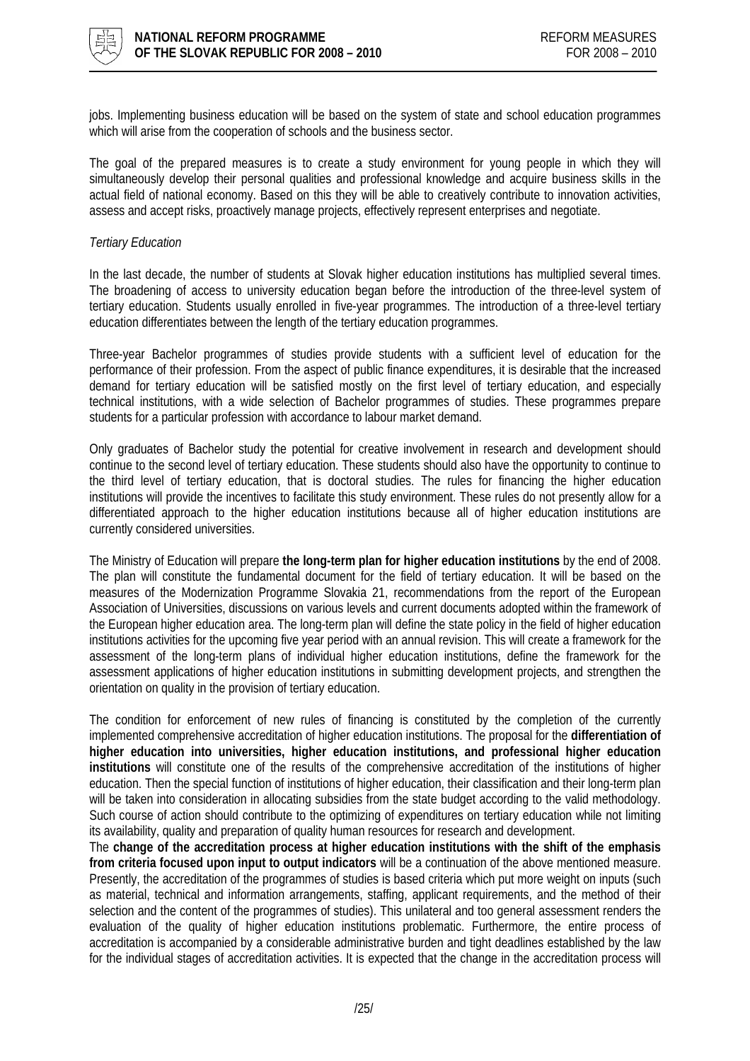jobs. Implementing business education will be based on the system of state and school education programmes which will arise from the cooperation of schools and the business sector.

The goal of the prepared measures is to create a study environment for young people in which they will simultaneously develop their personal qualities and professional knowledge and acquire business skills in the actual field of national economy. Based on this they will be able to creatively contribute to innovation activities, assess and accept risks, proactively manage projects, effectively represent enterprises and negotiate.

*Tertiary Education*

In the last decade, the number of students at Slovak higher education institutions has multiplied several times. The broadening of access to university education began before the introduction of the three-level system of tertiary education. Students usually enrolled in five-year programmes. The introduction of a three-level tertiary education differentiates between the length of the tertiary education programmes.

Three-year Bachelor programmes of studies provide students with a sufficient level of education for the performance of their profession. From the aspect of public finance expenditures, it is desirable that the increased demand for tertiary education will be satisfied mostly on the first level of tertiary education, and especially technical institutions, with a wide selection of Bachelor programmes of studies. These programmes prepare students for a particular profession with accordance to labour market demand.

Only graduates of Bachelor study the potential for creative involvement in research and development should continue to the second level of tertiary education. These students should also have the opportunity to continue to the third level of tertiary education, that is doctoral studies. The rules for financing the higher education institutions will provide the incentives to facilitate this study environment. These rules do not presently allow for a differentiated approach to the higher education institutions because all of higher education institutions are currently considered universities.

The Ministry of Education will prepare **the long-term plan for higher education institutions** by the end of 2008. The plan will constitute the fundamental document for the field of tertiary education. It will be based on the measures of the Modernization Programme Slovakia 21, recommendations from the report of the European Association of Universities, discussions on various levels and current documents adopted within the framework of the European higher education area. The long-term plan will define the state policy in the field of higher education institutions activities for the upcoming five year period with an annual revision. This will create a framework for the assessment of the long-term plans of individual higher education institutions, define the framework for the assessment applications of higher education institutions in submitting development projects, and strengthen the orientation on quality in the provision of tertiary education.

The condition for enforcement of new rules of financing is constituted by the completion of the currently implemented comprehensive accreditation of higher education institutions. The proposal for the **differentiation of higher education into universities, higher education institutions, and professional higher education institutions** will constitute one of the results of the comprehensive accreditation of the institutions of higher education. Then the special function of institutions of higher education, their classification and their long-term plan will be taken into consideration in allocating subsidies from the state budget according to the valid methodology. Such course of action should contribute to the optimizing of expenditures on tertiary education while not limiting its availability, quality and preparation of quality human resources for research and development.

The **change of the accreditation process at higher education institutions with the shift of the emphasis from criteria focused upon input to output indicators** will be a continuation of the above mentioned measure. Presently, the accreditation of the programmes of studies is based criteria which put more weight on inputs (such as material, technical and information arrangements, staffing, applicant requirements, and the method of their selection and the content of the programmes of studies). This unilateral and too general assessment renders the evaluation of the quality of higher education institutions problematic. Furthermore, the entire process of accreditation is accompanied by a considerable administrative burden and tight deadlines established by the law for the individual stages of accreditation activities. It is expected that the change in the accreditation process will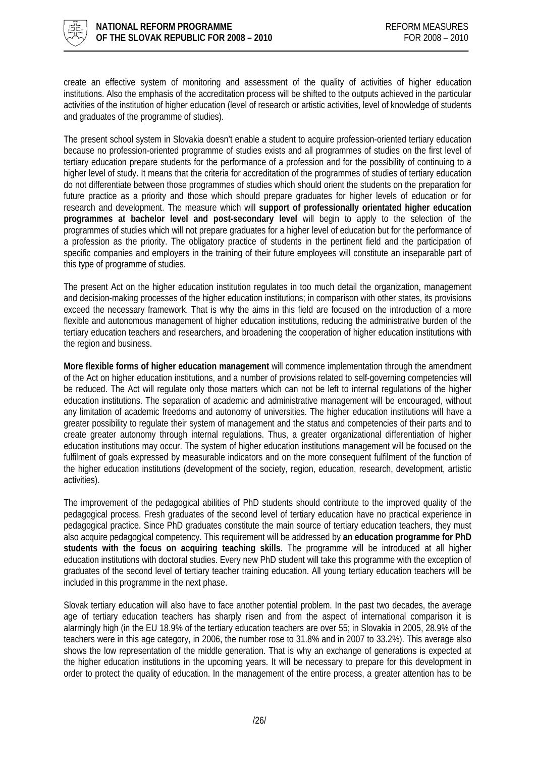create an effective system of monitoring and assessment of the quality of activities of higher education institutions. Also the emphasis of the accreditation process will be shifted to the outputs achieved in the particular activities of the institution of higher education (level of research or artistic activities, level of knowledge of students and graduates of the programme of studies).

The present school system in Slovakia doesn't enable a student to acquire profession-oriented tertiary education because no profession-oriented programme of studies exists and all programmes of studies on the first level of tertiary education prepare students for the performance of a profession and for the possibility of continuing to a higher level of study. It means that the criteria for accreditation of the programmes of studies of tertiary education do not differentiate between those programmes of studies which should orient the students on the preparation for future practice as a priority and those which should prepare graduates for higher levels of education or for research and development. The measure which will **support of professionally orientated higher education programmes at bachelor level and post-secondary level** will begin to apply to the selection of the programmes of studies which will not prepare graduates for a higher level of education but for the performance of a profession as the priority. The obligatory practice of students in the pertinent field and the participation of specific companies and employers in the training of their future employees will constitute an inseparable part of this type of programme of studies.

The present Act on the higher education institution regulates in too much detail the organization, management and decision-making processes of the higher education institutions; in comparison with other states, its provisions exceed the necessary framework. That is why the aims in this field are focused on the introduction of a more flexible and autonomous management of higher education institutions, reducing the administrative burden of the tertiary education teachers and researchers, and broadening the cooperation of higher education institutions with the region and business.

**More flexible forms of higher education management** will commence implementation through the amendment of the Act on higher education institutions, and a number of provisions related to self-governing competencies will be reduced. The Act will regulate only those matters which can not be left to internal regulations of the higher education institutions. The separation of academic and administrative management will be encouraged, without any limitation of academic freedoms and autonomy of universities. The higher education institutions will have a greater possibility to regulate their system of management and the status and competencies of their parts and to create greater autonomy through internal regulations. Thus, a greater organizational differentiation of higher education institutions may occur. The system of higher education institutions management will be focused on the fulfilment of goals expressed by measurable indicators and on the more consequent fulfilment of the function of the higher education institutions (development of the society, region, education, research, development, artistic activities).

The improvement of the pedagogical abilities of PhD students should contribute to the improved quality of the pedagogical process. Fresh graduates of the second level of tertiary education have no practical experience in pedagogical practice. Since PhD graduates constitute the main source of tertiary education teachers, they must also acquire pedagogical competency. This requirement will be addressed by **an education programme for PhD students with the focus on acquiring teaching skills.** The programme will be introduced at all higher education institutions with doctoral studies. Every new PhD student will take this programme with the exception of graduates of the second level of tertiary teacher training education. All young tertiary education teachers will be included in this programme in the next phase.

Slovak tertiary education will also have to face another potential problem. In the past two decades, the average age of tertiary education teachers has sharply risen and from the aspect of international comparison it is alarmingly high (in the EU 18.9% of the tertiary education teachers are over 55; in Slovakia in 2005, 28.9% of the teachers were in this age category, in 2006, the number rose to 31.8% and in 2007 to 33.2%). This average also shows the low representation of the middle generation. That is why an exchange of generations is expected at the higher education institutions in the upcoming years. It will be necessary to prepare for this development in order to protect the quality of education. In the management of the entire process, a greater attention has to be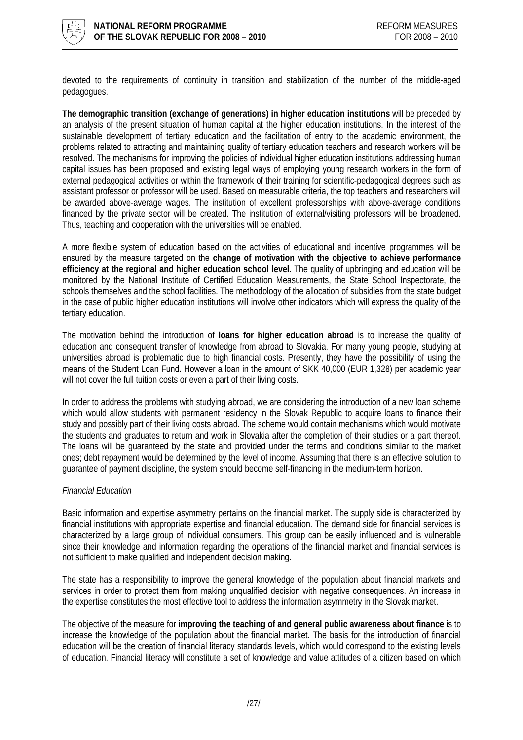devoted to the requirements of continuity in transition and stabilization of the number of the middle-aged pedagogues.

**The demographic transition (exchange of generations) in higher education institutions** will be preceded by an analysis of the present situation of human capital at the higher education institutions. In the interest of the sustainable development of tertiary education and the facilitation of entry to the academic environment, the problems related to attracting and maintaining quality of tertiary education teachers and research workers will be resolved. The mechanisms for improving the policies of individual higher education institutions addressing human capital issues has been proposed and existing legal ways of employing young research workers in the form of external pedagogical activities or within the framework of their training for scientific-pedagogical degrees such as assistant professor or professor will be used. Based on measurable criteria, the top teachers and researchers will be awarded above-average wages. The institution of excellent professorships with above-average conditions financed by the private sector will be created. The institution of external/visiting professors will be broadened. Thus, teaching and cooperation with the universities will be enabled.

A more flexible system of education based on the activities of educational and incentive programmes will be ensured by the measure targeted on the **change of motivation with the objective to achieve performance efficiency at the regional and higher education school level**. The quality of upbringing and education will be monitored by the National Institute of Certified Education Measurements, the State School Inspectorate, the schools themselves and the school facilities. The methodology of the allocation of subsidies from the state budget in the case of public higher education institutions will involve other indicators which will express the quality of the tertiary education.

The motivation behind the introduction of **loans for higher education abroad** is to increase the quality of education and consequent transfer of knowledge from abroad to Slovakia. For many young people, studying at universities abroad is problematic due to high financial costs. Presently, they have the possibility of using the means of the Student Loan Fund. However a loan in the amount of SKK 40,000 (EUR 1,328) per academic year will not cover the full tuition costs or even a part of their living costs.

In order to address the problems with studying abroad, we are considering the introduction of a new loan scheme which would allow students with permanent residency in the Slovak Republic to acquire loans to finance their study and possibly part of their living costs abroad. The scheme would contain mechanisms which would motivate the students and graduates to return and work in Slovakia after the completion of their studies or a part thereof. The loans will be guaranteed by the state and provided under the terms and conditions similar to the market ones; debt repayment would be determined by the level of income. Assuming that there is an effective solution to guarantee of payment discipline, the system should become self-financing in the medium-term horizon.

*Financial Education*

Basic information and expertise asymmetry pertains on the financial market. The supply side is characterized by financial institutions with appropriate expertise and financial education. The demand side for financial services is characterized by a large group of individual consumers. This group can be easily influenced and is vulnerable since their knowledge and information regarding the operations of the financial market and financial services is not sufficient to make qualified and independent decision making.

The state has a responsibility to improve the general knowledge of the population about financial markets and services in order to protect them from making unqualified decision with negative consequences. An increase in the expertise constitutes the most effective tool to address the information asymmetry in the Slovak market.

The objective of the measure for **improving the teaching of and general public awareness about finance** is to increase the knowledge of the population about the financial market. The basis for the introduction of financial education will be the creation of financial literacy standards levels, which would correspond to the existing levels of education. Financial literacy will constitute a set of knowledge and value attitudes of a citizen based on which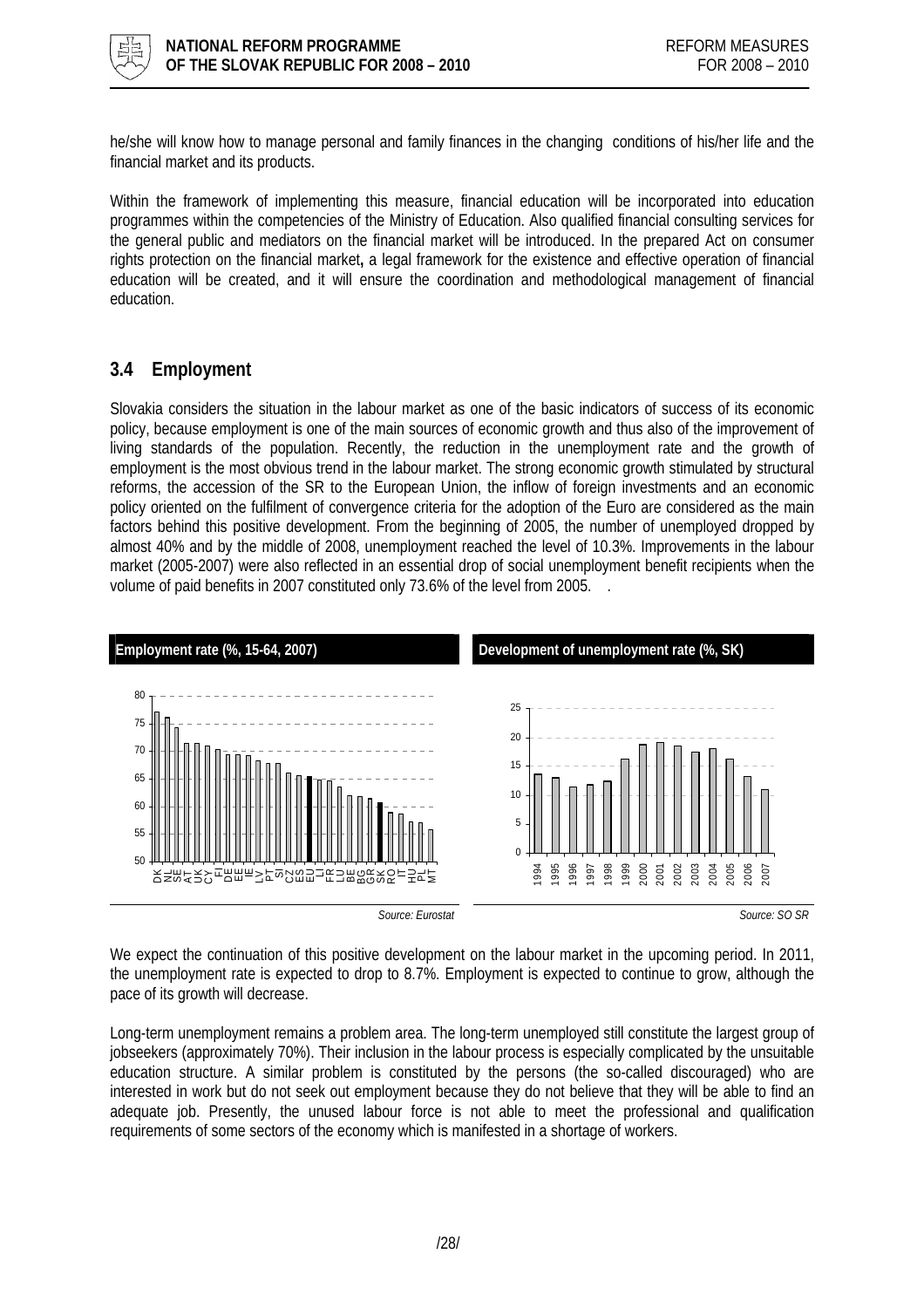he/she will know how to manage personal and family finances in the changing conditions of his/her life and the financial market and its products.

Within the framework of implementing this measure, financial education will be incorporated into education programmes within the competencies of the Ministry of Education. Also qualified financial consulting services for the general public and mediators on the financial market will be introduced. In the prepared Act on consumer rights protection on the financial market**,** a legal framework for the existence and effective operation of financial education will be created, and it will ensure the coordination and methodological management of financial education.

## 3.4 Employment

Slovakia considers the situation in the labour market as one of the basic indicators of success of its economic policy, because employment is one of the main sources of economic growth and thus also of the improvement of living standards of the population. Recently, the reduction in the unemployment rate and the growth of employment is the most obvious trend in the labour market. The strong economic growth stimulated by structural reforms, the accession of the SR to the European Union, the inflow of foreign investments and an economic policy oriented on the fulfilment of convergence criteria for the adoption of the Euro are considered as the main factors behind this positive development. From the beginning of 2005, the number of unemployed dropped by almost 40% and by the middle of 2008, unemployment reached the level of 10.3%. Improvements in the labour market (2005-2007) were also reflected in an essential drop of social unemployment benefit recipients when the volume of paid benefits in 2007 constituted only 73.6% of the level from 2005.

**Employment rate (%, 15-64, 2007)**

DK, NL, SE, AT, UK, CY, FI, DE, EE, IE, LV, PT, SI, CZ, ES, EU, LT, FR, LU, BE, BG, GR, SK, RO, IT, HU, PL, MT

*Source: Eurostat*

**Development of unemployment rate (%, SK)**

1994–2007

*Source: SO SR*

We expect the continuation of this positive development on the labour market in the upcoming period. In 2011, the unemployment rate is expected to drop to 8.7%. Employment is expected to continue to grow, although the pace of its growth will decrease.

Long-term unemployment remains a problem area. The long-term unemployed still constitute the largest group of jobseekers (approximately 70%). Their inclusion in the labour process is especially complicated by the unsuitable education structure. A similar problem is constituted by the persons (the so-called discouraged) who are interested in work but do not seek out employment because they do not believe that they will be able to find an adequate job. Presently, the unused labour force is not able to meet the professional and qualification requirements of some sectors of the economy which is manifested in a shortage of workers.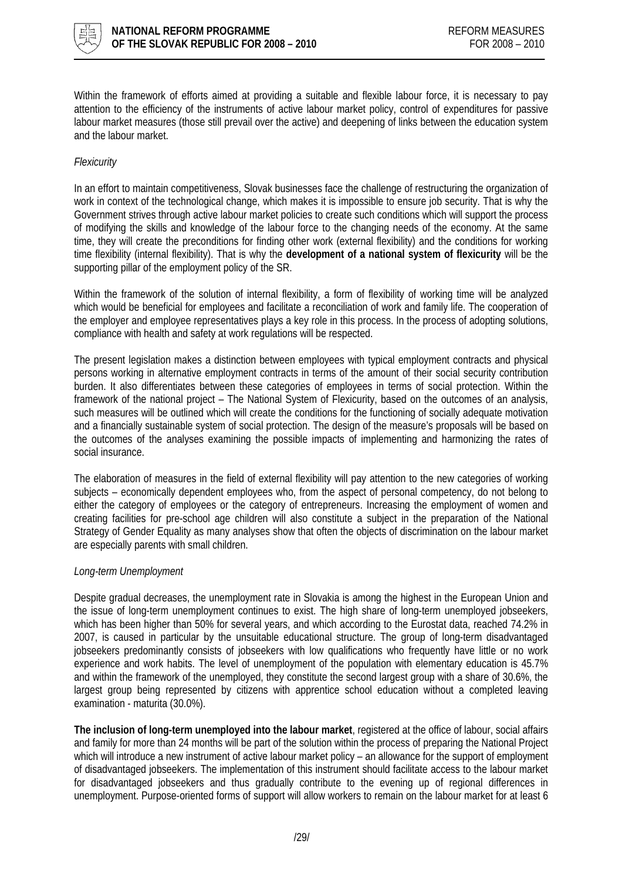Within the framework of efforts aimed at providing a suitable and flexible labour force, it is necessary to pay attention to the efficiency of the instruments of active labour market policy, control of expenditures for passive labour market measures (those still prevail over the active) and deepening of links between the education system and the labour market.

*Flexicurity*

In an effort to maintain competitiveness, Slovak businesses face the challenge of restructuring the organization of work in context of the technological change, which makes it is impossible to ensure job security. That is why the Government strives through active labour market policies to create such conditions which will support the process of modifying the skills and knowledge of the labour force to the changing needs of the economy. At the same time, they will create the preconditions for finding other work (external flexibility) and the conditions for working time flexibility (internal flexibility). That is why the **development of a national system of flexicurity** will be the supporting pillar of the employment policy of the SR.

Within the framework of the solution of internal flexibility, a form of flexibility of working time will be analyzed which would be beneficial for employees and facilitate a reconciliation of work and family life. The cooperation of the employer and employee representatives plays a key role in this process. In the process of adopting solutions, compliance with health and safety at work regulations will be respected.

The present legislation makes a distinction between employees with typical employment contracts and physical persons working in alternative employment contracts in terms of the amount of their social security contribution burden. It also differentiates between these categories of employees in terms of social protection. Within the framework of the national project – The National System of Flexicurity, based on the outcomes of an analysis, such measures will be outlined which will create the conditions for the functioning of socially adequate motivation and a financially sustainable system of social protection. The design of the measure's proposals will be based on the outcomes of the analyses examining the possible impacts of implementing and harmonizing the rates of social insurance.

The elaboration of measures in the field of external flexibility will pay attention to the new categories of working subjects – economically dependent employees who, from the aspect of personal competency, do not belong to either the category of employees or the category of entrepreneurs. Increasing the employment of women and creating facilities for pre-school age children will also constitute a subject in the preparation of the National Strategy of Gender Equality as many analyses show that often the objects of discrimination on the labour market are especially parents with small children.

*Long-term Unemployment*

Despite gradual decreases, the unemployment rate in Slovakia is among the highest in the European Union and the issue of long-term unemployment continues to exist. The high share of long-term unemployed jobseekers, which has been higher than 50% for several years, and which according to the Eurostat data, reached 74.2% in 2007, is caused in particular by the unsuitable educational structure. The group of long-term disadvantaged jobseekers predominantly consists of jobseekers with low qualifications who frequently have little or no work experience and work habits. The level of unemployment of the population with elementary education is 45.7% and within the framework of the unemployed, they constitute the second largest group with a share of 30.6%, the largest group being represented by citizens with apprentice school education without a completed leaving examination - maturita (30.0%).

**The inclusion of long-term unemployed into the labour market**, registered at the office of labour, social affairs and family for more than 24 months will be part of the solution within the process of preparing the National Project which will introduce a new instrument of active labour market policy – an allowance for the support of employment of disadvantaged jobseekers. The implementation of this instrument should facilitate access to the labour market for disadvantaged jobseekers and thus gradually contribute to the evening up of regional differences in unemployment. Purpose-oriented forms of support will allow workers to remain on the labour market for at least 6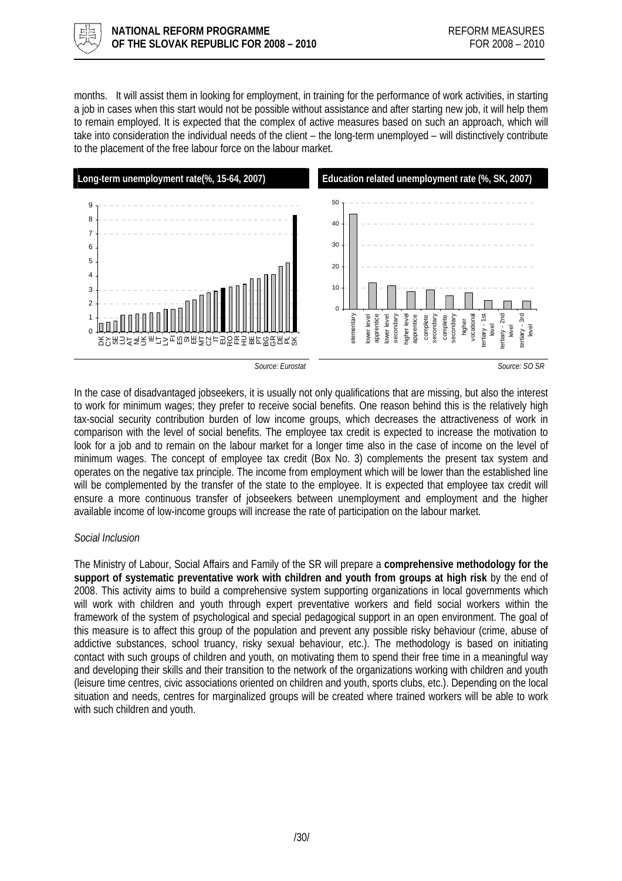months. It will assist them in looking for employment, in training for the performance of work activities, in starting a job in cases when this start would not be possible without assistance and after starting new job, it will help them to remain employed. It is expected that the complex of active measures based on such an approach, which will take into consideration the individual needs of the client – the long-term unemployed – will distinctively contribute to the placement of the free labour force on the labour market.

**Long-term unemployment rate(%, 15-64, 2007)**

Source: Eurostat

**Education related unemployment rate (%, SK, 2007)**

Source: SO SR

In the case of disadvantaged jobseekers, it is usually not only qualifications that are missing, but also the interest to work for minimum wages; they prefer to receive social benefits. One reason behind this is the relatively high tax-social security contribution burden of low income groups, which decreases the attractiveness of work in comparison with the level of social benefits. The employee tax credit is expected to increase the motivation to look for a job and to remain on the labour market for a longer time also in the case of income on the level of minimum wages. The concept of employee tax credit (Box No. 3) complements the present tax system and operates on the negative tax principle. The income from employment which will be lower than the established line will be complemented by the transfer of the state to the employee. It is expected that employee tax credit will ensure a more continuous transfer of jobseekers between unemployment and employment and the higher available income of low-income groups will increase the rate of participation on the labour market.

*Social Inclusion*

The Ministry of Labour, Social Affairs and Family of the SR will prepare a **comprehensive methodology for the support of systematic preventative work with children and youth from groups at high risk** by the end of 2008. This activity aims to build a comprehensive system supporting organizations in local governments which will work with children and youth through expert preventative workers and field social workers within the framework of the system of psychological and special pedagogical support in an open environment. The goal of this measure is to affect this group of the population and prevent any possible risky behaviour (crime, abuse of addictive substances, school truancy, risky sexual behaviour, etc.). The methodology is based on initiating contact with such groups of children and youth, on motivating them to spend their free time in a meaningful way and developing their skills and their transition to the network of the organizations working with children and youth (leisure time centres, civic associations oriented on children and youth, sports clubs, etc.). Depending on the local situation and needs, centres for marginalized groups will be created where trained workers will be able to work with such children and youth.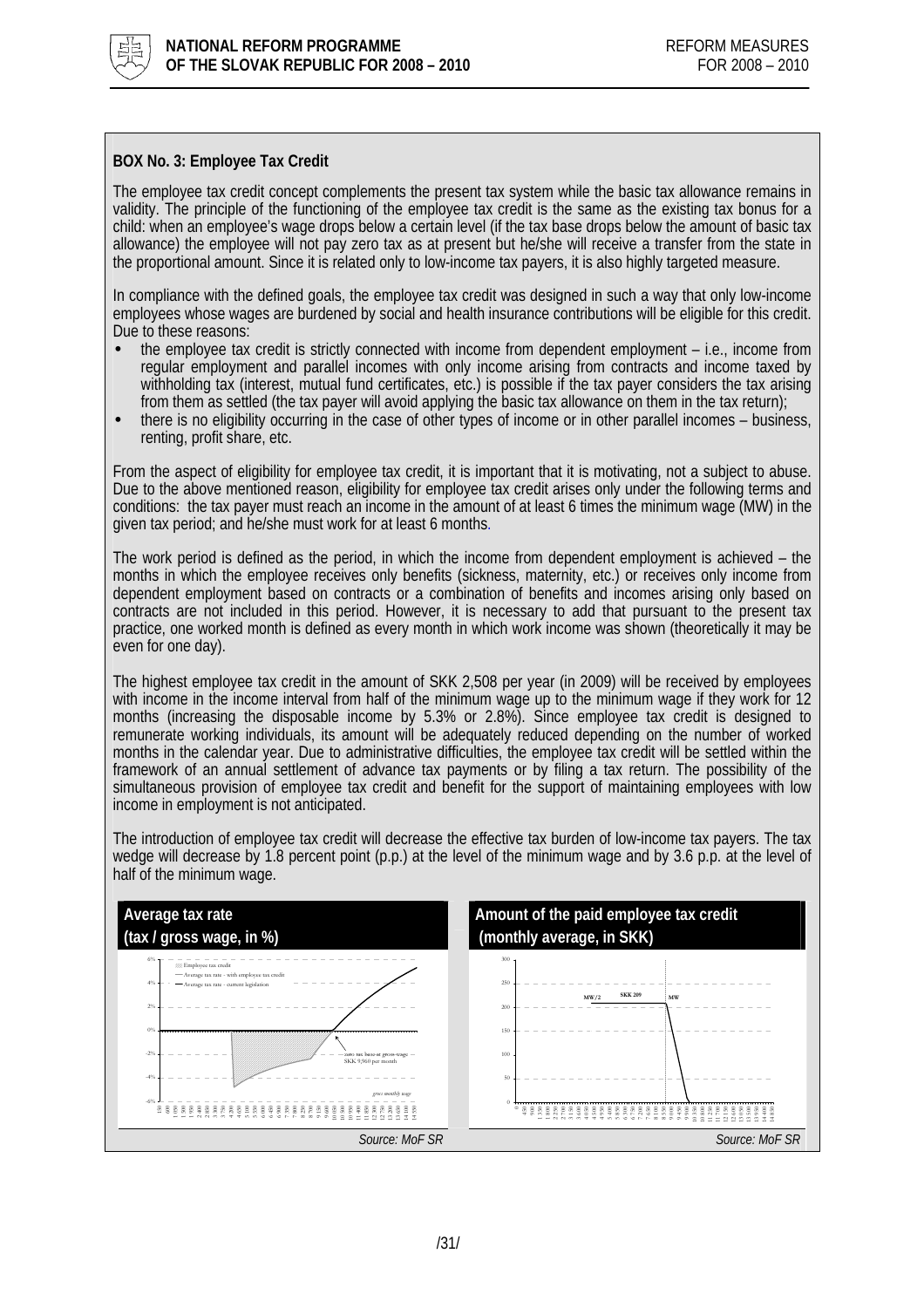**BOX No. 3: Employee Tax Credit**

The employee tax credit concept complements the present tax system while the basic tax allowance remains in validity. The principle of the functioning of the employee tax credit is the same as the existing tax bonus for a child: when an employee's wage drops below a certain level (if the tax base drops below the amount of basic tax allowance) the employee will not pay zero tax as at present but he/she will receive a transfer from the state in the proportional amount. Since it is related only to low-income tax payers, it is also highly targeted measure.

In compliance with the defined goals, the employee tax credit was designed in such a way that only low-income employees whose wages are burdened by social and health insurance contributions will be eligible for this credit. Due to these reasons:

- the employee tax credit is strictly connected with income from dependent employment – i.e., income from regular employment and parallel incomes with only income arising from contracts and income taxed by withholding tax (interest, mutual fund certificates, etc.) is possible if the tax payer considers the tax arising from them as settled (the tax payer will avoid applying the basic tax allowance on them in the tax return);
- there is no eligibility occurring in the case of other types of income or in other parallel incomes – business, renting, profit share, etc.

From the aspect of eligibility for employee tax credit, it is important that it is motivating, not a subject to abuse. Due to the above mentioned reason, eligibility for employee tax credit arises only under the following terms and conditions: the tax payer must reach an income in the amount of at least 6 times the minimum wage (MW) in the given tax period; and he/she must work for at least 6 months.

The work period is defined as the period, in which the income from dependent employment is achieved – the months in which the employee receives only benefits (sickness, maternity, etc.) or receives only income from dependent employment based on contracts or a combination of benefits and incomes arising only based on contracts are not included in this period. However, it is necessary to add that pursuant to the present tax practice, one worked month is defined as every month in which work income was shown (theoretically it may be even for one day).

The highest employee tax credit in the amount of SKK 2,508 per year (in 2009) will be received by employees with income in the income interval from half of the minimum wage up to the minimum wage if they work for 12 months (increasing the disposable income by 5.3% or 2.8%). Since employee tax credit is designed to remunerate working individuals, its amount will be adequately reduced depending on the number of worked months in the calendar year. Due to administrative difficulties, the employee tax credit will be settled within the framework of an annual settlement of advance tax payments or by filing a tax return. The possibility of the simultaneous provision of employee tax credit and benefit for the support of maintaining employees with low income in employment is not anticipated.

The introduction of employee tax credit will decrease the effective tax burden of low-income tax payers. The tax wedge will decrease by 1.8 percent point (p.p.) at the level of the minimum wage and by 3.6 p.p. at the level of half of the minimum wage.

**Average tax rate (tax / gross wage, in %)**

Source: MoF SR

**Amount of the paid employee tax credit (monthly average, in SKK)**

Source: MoF SR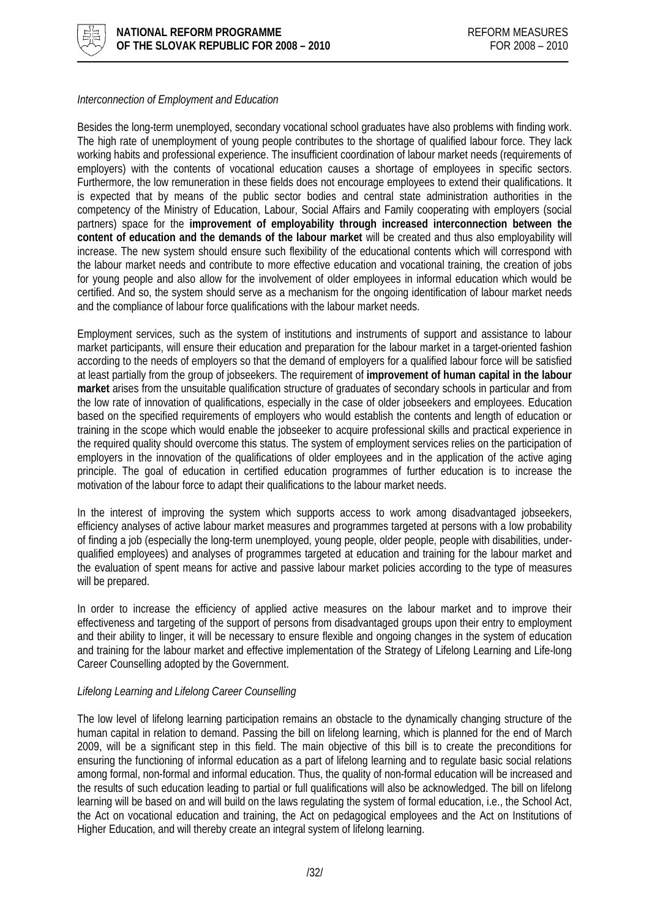*Interconnection of Employment and Education*

Besides the long-term unemployed, secondary vocational school graduates have also problems with finding work. The high rate of unemployment of young people contributes to the shortage of qualified labour force. They lack working habits and professional experience. The insufficient coordination of labour market needs (requirements of employers) with the contents of vocational education causes a shortage of employees in specific sectors. Furthermore, the low remuneration in these fields does not encourage employees to extend their qualifications. It is expected that by means of the public sector bodies and central state administration authorities in the competency of the Ministry of Education, Labour, Social Affairs and Family cooperating with employers (social partners) space for the **improvement of employability through increased interconnection between the content of education and the demands of the labour market** will be created and thus also employability will increase. The new system should ensure such flexibility of the educational contents which will correspond with the labour market needs and contribute to more effective education and vocational training, the creation of jobs for young people and also allow for the involvement of older employees in informal education which would be certified. And so, the system should serve as a mechanism for the ongoing identification of labour market needs and the compliance of labour force qualifications with the labour market needs.

Employment services, such as the system of institutions and instruments of support and assistance to labour market participants, will ensure their education and preparation for the labour market in a target-oriented fashion according to the needs of employers so that the demand of employers for a qualified labour force will be satisfied at least partially from the group of jobseekers. The requirement of **improvement of human capital in the labour market** arises from the unsuitable qualification structure of graduates of secondary schools in particular and from the low rate of innovation of qualifications, especially in the case of older jobseekers and employees. Education based on the specified requirements of employers who would establish the contents and length of education or training in the scope which would enable the jobseeker to acquire professional skills and practical experience in the required quality should overcome this status. The system of employment services relies on the participation of employers in the innovation of the qualifications of older employees and in the application of the active aging principle. The goal of education in certified education programmes of further education is to increase the motivation of the labour force to adapt their qualifications to the labour market needs.

In the interest of improving the system which supports access to work among disadvantaged jobseekers, efficiency analyses of active labour market measures and programmes targeted at persons with a low probability of finding a job (especially the long-term unemployed, young people, older people, people with disabilities, under-qualified employees) and analyses of programmes targeted at education and training for the labour market and the evaluation of spent means for active and passive labour market policies according to the type of measures will be prepared.

In order to increase the efficiency of applied active measures on the labour market and to improve their effectiveness and targeting of the support of persons from disadvantaged groups upon their entry to employment and their ability to linger, it will be necessary to ensure flexible and ongoing changes in the system of education and training for the labour market and effective implementation of the Strategy of Lifelong Learning and Life-long Career Counselling adopted by the Government.

*Lifelong Learning and Lifelong Career Counselling*

The low level of lifelong learning participation remains an obstacle to the dynamically changing structure of the human capital in relation to demand. Passing the bill on lifelong learning, which is planned for the end of March 2009, will be a significant step in this field. The main objective of this bill is to create the preconditions for ensuring the functioning of informal education as a part of lifelong learning and to regulate basic social relations among formal, non-formal and informal education. Thus, the quality of non-formal education will be increased and the results of such education leading to partial or full qualifications will also be acknowledged. The bill on lifelong learning will be based on and will build on the laws regulating the system of formal education, i.e., the School Act, the Act on vocational education and training, the Act on pedagogical employees and the Act on Institutions of Higher Education, and will thereby create an integral system of lifelong learning.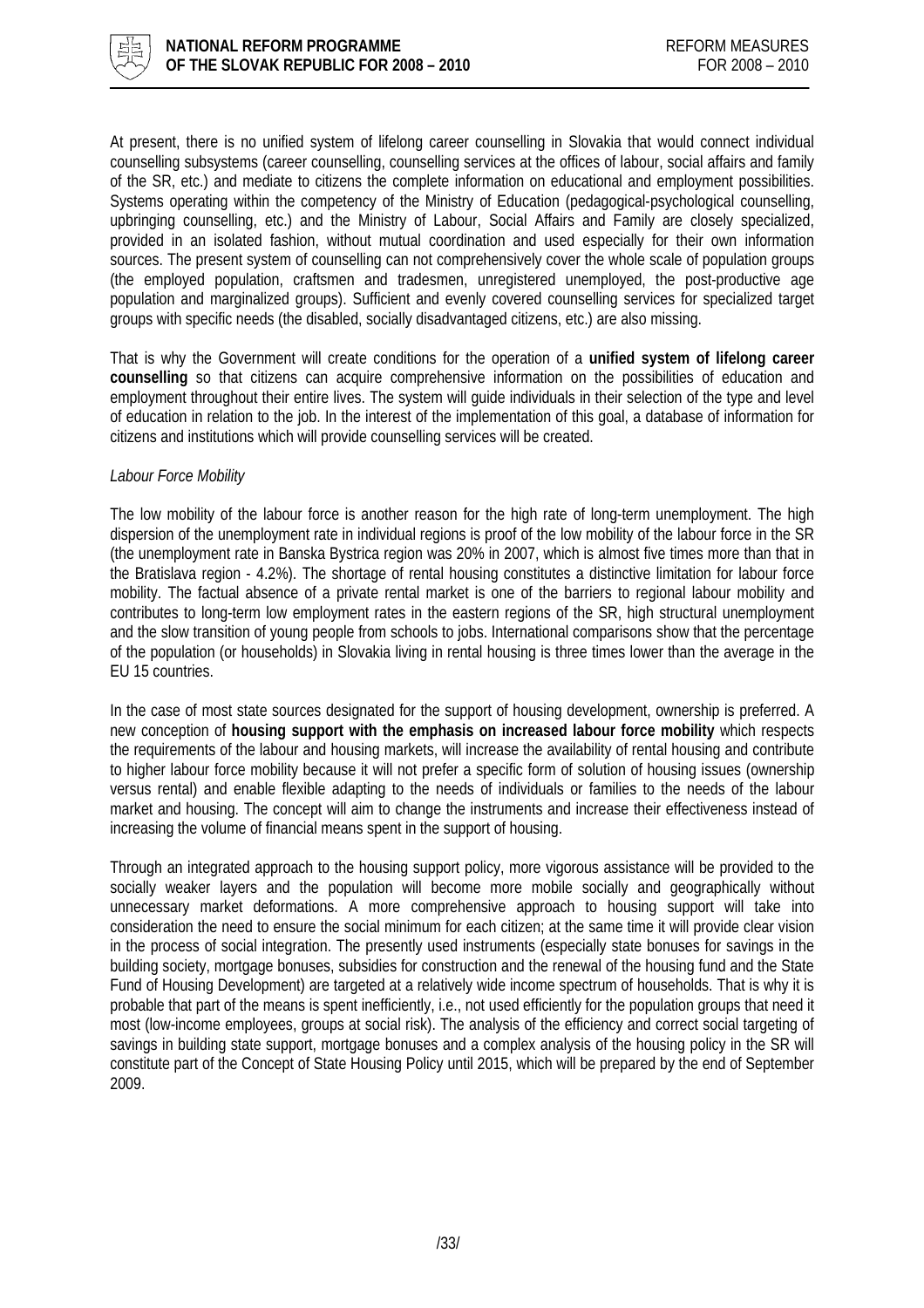At present, there is no unified system of lifelong career counselling in Slovakia that would connect individual counselling subsystems (career counselling, counselling services at the offices of labour, social affairs and family of the SR, etc.) and mediate to citizens the complete information on educational and employment possibilities. Systems operating within the competency of the Ministry of Education (pedagogical-psychological counselling, upbringing counselling, etc.) and the Ministry of Labour, Social Affairs and Family are closely specialized, provided in an isolated fashion, without mutual coordination and used especially for their own information sources. The present system of counselling can not comprehensively cover the whole scale of population groups (the employed population, craftsmen and tradesmen, unregistered unemployed, the post-productive age population and marginalized groups). Sufficient and evenly covered counselling services for specialized target groups with specific needs (the disabled, socially disadvantaged citizens, etc.) are also missing.

That is why the Government will create conditions for the operation of a **unified system of lifelong career counselling** so that citizens can acquire comprehensive information on the possibilities of education and employment throughout their entire lives. The system will guide individuals in their selection of the type and level of education in relation to the job. In the interest of the implementation of this goal, a database of information for citizens and institutions which will provide counselling services will be created.

*Labour Force Mobility*

The low mobility of the labour force is another reason for the high rate of long-term unemployment. The high dispersion of the unemployment rate in individual regions is proof of the low mobility of the labour force in the SR (the unemployment rate in Banska Bystrica region was 20% in 2007, which is almost five times more than that in the Bratislava region - 4.2%). The shortage of rental housing constitutes a distinctive limitation for labour force mobility. The factual absence of a private rental market is one of the barriers to regional labour mobility and contributes to long-term low employment rates in the eastern regions of the SR, high structural unemployment and the slow transition of young people from schools to jobs. International comparisons show that the percentage of the population (or households) in Slovakia living in rental housing is three times lower than the average in the EU 15 countries.

In the case of most state sources designated for the support of housing development, ownership is preferred. A new conception of **housing support with the emphasis on increased labour force mobility** which respects the requirements of the labour and housing markets, will increase the availability of rental housing and contribute to higher labour force mobility because it will not prefer a specific form of solution of housing issues (ownership versus rental) and enable flexible adapting to the needs of individuals or families to the needs of the labour market and housing. The concept will aim to change the instruments and increase their effectiveness instead of increasing the volume of financial means spent in the support of housing.

Through an integrated approach to the housing support policy, more vigorous assistance will be provided to the socially weaker layers and the population will become more mobile socially and geographically without unnecessary market deformations. A more comprehensive approach to housing support will take into consideration the need to ensure the social minimum for each citizen; at the same time it will provide clear vision in the process of social integration. The presently used instruments (especially state bonuses for savings in the building society, mortgage bonuses, subsidies for construction and the renewal of the housing fund and the State Fund of Housing Development) are targeted at a relatively wide income spectrum of households. That is why it is probable that part of the means is spent inefficiently, i.e., not used efficiently for the population groups that need it most (low-income employees, groups at social risk). The analysis of the efficiency and correct social targeting of savings in building state support, mortgage bonuses and a complex analysis of the housing policy in the SR will constitute part of the Concept of State Housing Policy until 2015, which will be prepared by the end of September 2009.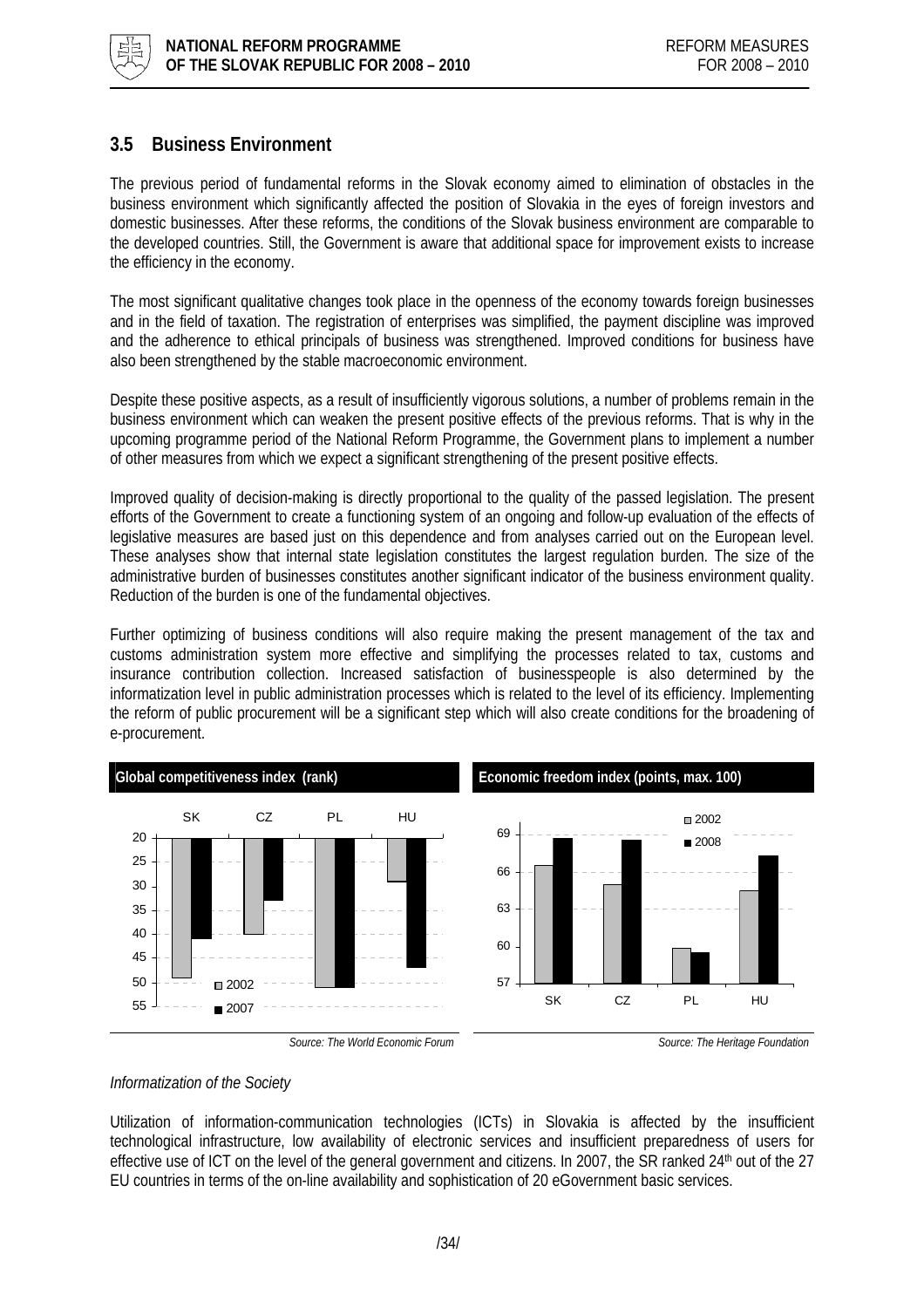## 3.5 Business Environment

The previous period of fundamental reforms in the Slovak economy aimed to elimination of obstacles in the business environment which significantly affected the position of Slovakia in the eyes of foreign investors and domestic businesses. After these reforms, the conditions of the Slovak business environment are comparable to the developed countries. Still, the Government is aware that additional space for improvement exists to increase the efficiency in the economy.

The most significant qualitative changes took place in the openness of the economy towards foreign businesses and in the field of taxation. The registration of enterprises was simplified, the payment discipline was improved and the adherence to ethical principals of business was strengthened. Improved conditions for business have also been strengthened by the stable macroeconomic environment.

Despite these positive aspects, as a result of insufficiently vigorous solutions, a number of problems remain in the business environment which can weaken the present positive effects of the previous reforms. That is why in the upcoming programme period of the National Reform Programme, the Government plans to implement a number of other measures from which we expect a significant strengthening of the present positive effects.

Improved quality of decision-making is directly proportional to the quality of the passed legislation. The present efforts of the Government to create a functioning system of an ongoing and follow-up evaluation of the effects of legislative measures are based just on this dependence and from analyses carried out on the European level. These analyses show that internal state legislation constitutes the largest regulation burden. The size of the administrative burden of businesses constitutes another significant indicator of the business environment quality. Reduction of the burden is one of the fundamental objectives.

Further optimizing of business conditions will also require making the present management of the tax and customs administration system more effective and simplifying the processes related to tax, customs and insurance contribution collection. Increased satisfaction of businesspeople is also determined by the informatization level in public administration processes which is related to the level of its efficiency. Implementing the reform of public procurement will be a significant step which will also create conditions for the broadening of e-procurement.

**Global competitiveness index (rank)**

| | SK | CZ | PL | HU |
|---|---|---|---|---|
| 2002 | 49 | 40 | 51 | 29 |
| 2007 | 41 | 33 | 51 | 47 |

*Source: The World Economic Forum*

**Economic freedom index (points, max. 100)**

| | SK | CZ | PL | HU |
|---|---|---|---|---|
| 2002 | 66.5 | 65 | 59.9 | 64.5 |
| 2008 | 68.7 | 68.5 | 59.5 | 67.2 |

*Source: The Heritage Foundation*

*Informatization of the Society*

Utilization of information-communication technologies (ICTs) in Slovakia is affected by the insufficient technological infrastructure, low availability of electronic services and insufficient preparedness of users for effective use of ICT on the level of the general government and citizens. In 2007, the SR ranked 24th out of the 27 EU countries in terms of the on-line availability and sophistication of 20 eGovernment basic services.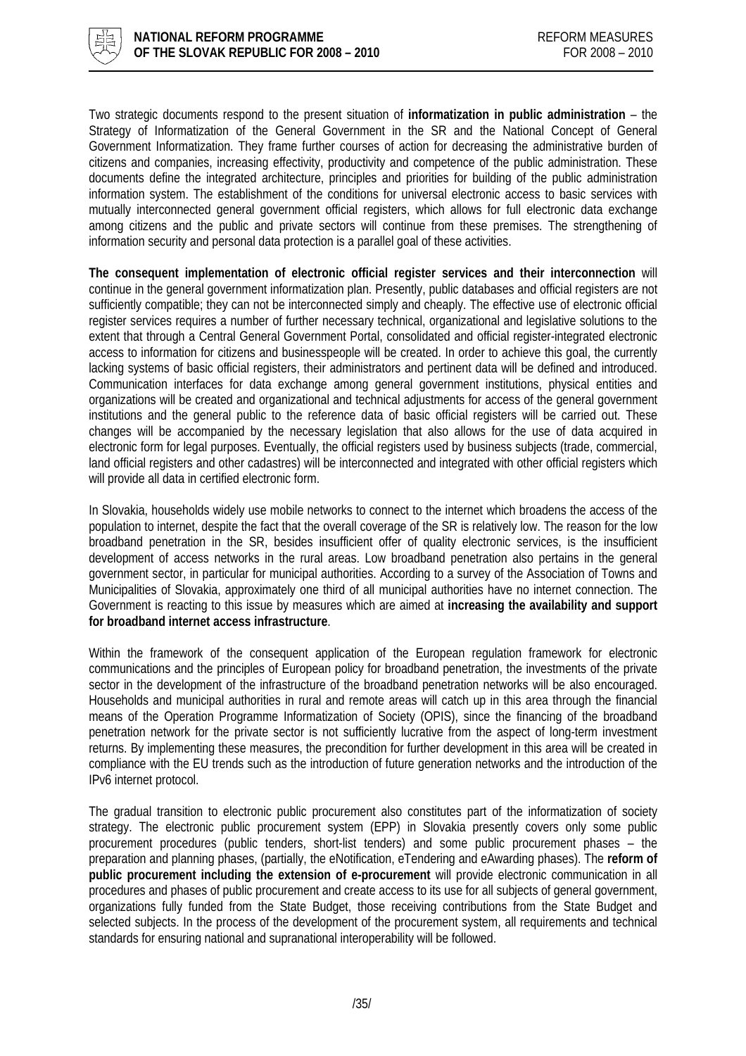Two strategic documents respond to the present situation of **informatization in public administration** – the Strategy of Informatization of the General Government in the SR and the National Concept of General Government Informatization. They frame further courses of action for decreasing the administrative burden of citizens and companies, increasing effectivity, productivity and competence of the public administration. These documents define the integrated architecture, principles and priorities for building of the public administration information system. The establishment of the conditions for universal electronic access to basic services with mutually interconnected general government official registers, which allows for full electronic data exchange among citizens and the public and private sectors will continue from these premises. The strengthening of information security and personal data protection is a parallel goal of these activities.

**The consequent implementation of electronic official register services and their interconnection** will continue in the general government informatization plan. Presently, public databases and official registers are not sufficiently compatible; they can not be interconnected simply and cheaply. The effective use of electronic official register services requires a number of further necessary technical, organizational and legislative solutions to the extent that through a Central General Government Portal, consolidated and official register-integrated electronic access to information for citizens and businesspeople will be created. In order to achieve this goal, the currently lacking systems of basic official registers, their administrators and pertinent data will be defined and introduced. Communication interfaces for data exchange among general government institutions, physical entities and organizations will be created and organizational and technical adjustments for access of the general government institutions and the general public to the reference data of basic official registers will be carried out. These changes will be accompanied by the necessary legislation that also allows for the use of data acquired in electronic form for legal purposes. Eventually, the official registers used by business subjects (trade, commercial, land official registers and other cadastres) will be interconnected and integrated with other official registers which will provide all data in certified electronic form.

In Slovakia, households widely use mobile networks to connect to the internet which broadens the access of the population to internet, despite the fact that the overall coverage of the SR is relatively low. The reason for the low broadband penetration in the SR, besides insufficient offer of quality electronic services, is the insufficient development of access networks in the rural areas. Low broadband penetration also pertains in the general government sector, in particular for municipal authorities. According to a survey of the Association of Towns and Municipalities of Slovakia, approximately one third of all municipal authorities have no internet connection. The Government is reacting to this issue by measures which are aimed at **increasing the availability and support for broadband internet access infrastructure**.

Within the framework of the consequent application of the European regulation framework for electronic communications and the principles of European policy for broadband penetration, the investments of the private sector in the development of the infrastructure of the broadband penetration networks will be also encouraged. Households and municipal authorities in rural and remote areas will catch up in this area through the financial means of the Operation Programme Informatization of Society (OPIS), since the financing of the broadband penetration network for the private sector is not sufficiently lucrative from the aspect of long-term investment returns. By implementing these measures, the precondition for further development in this area will be created in compliance with the EU trends such as the introduction of future generation networks and the introduction of the IPv6 internet protocol.

The gradual transition to electronic public procurement also constitutes part of the informatization of society strategy. The electronic public procurement system (EPP) in Slovakia presently covers only some public procurement procedures (public tenders, short-list tenders) and some public procurement phases – the preparation and planning phases, (partially, the eNotification, eTendering and eAwarding phases). The **reform of public procurement including the extension of e-procurement** will provide electronic communication in all procedures and phases of public procurement and create access to its use for all subjects of general government, organizations fully funded from the State Budget, those receiving contributions from the State Budget and selected subjects. In the process of the development of the procurement system, all requirements and technical standards for ensuring national and supranational interoperability will be followed.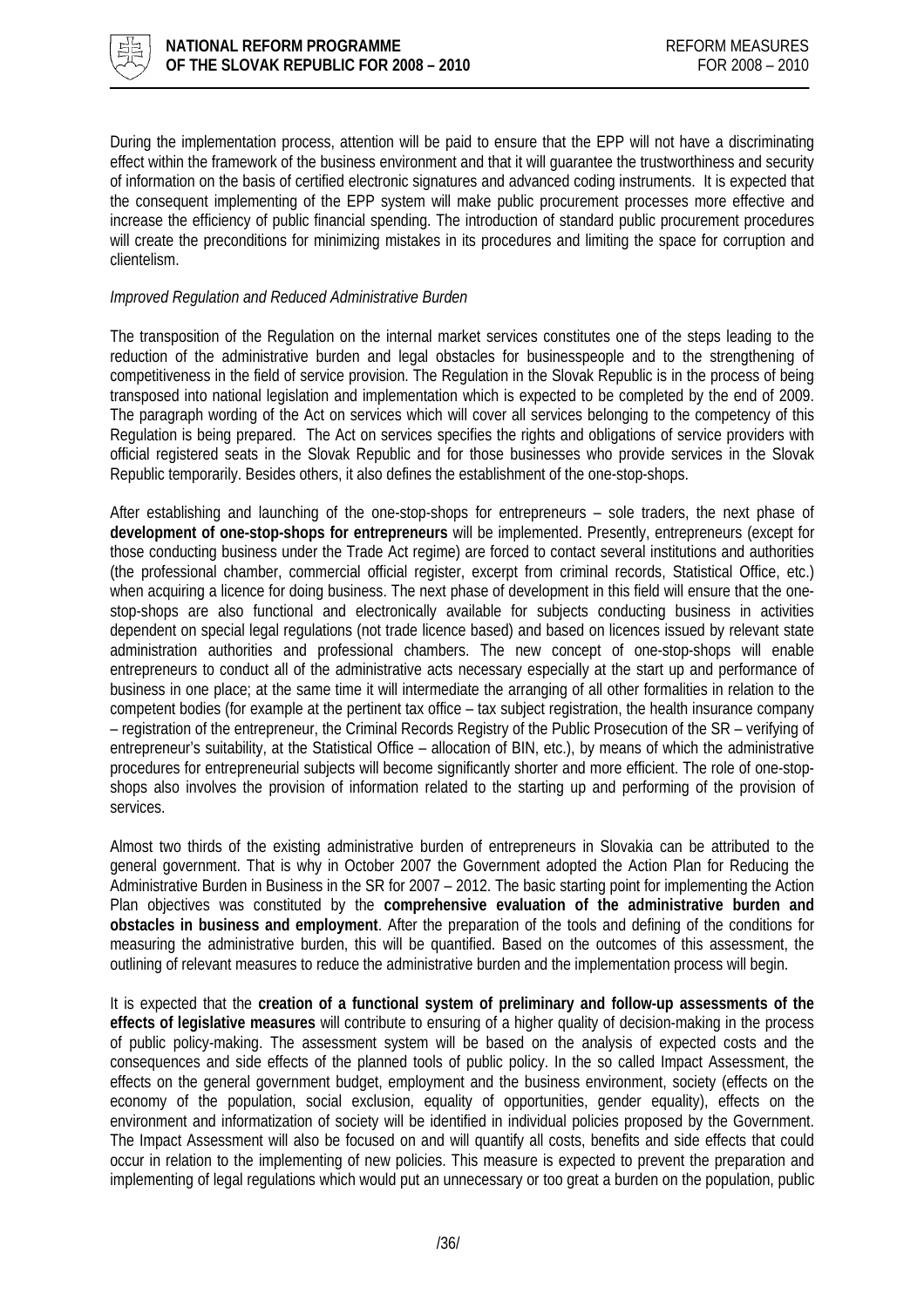During the implementation process, attention will be paid to ensure that the EPP will not have a discriminating effect within the framework of the business environment and that it will guarantee the trustworthiness and security of information on the basis of certified electronic signatures and advanced coding instruments. It is expected that the consequent implementing of the EPP system will make public procurement processes more effective and increase the efficiency of public financial spending. The introduction of standard public procurement procedures will create the preconditions for minimizing mistakes in its procedures and limiting the space for corruption and clientelism.

*Improved Regulation and Reduced Administrative Burden*

The transposition of the Regulation on the internal market services constitutes one of the steps leading to the reduction of the administrative burden and legal obstacles for businesspeople and to the strengthening of competitiveness in the field of service provision. The Regulation in the Slovak Republic is in the process of being transposed into national legislation and implementation which is expected to be completed by the end of 2009. The paragraph wording of the Act on services which will cover all services belonging to the competency of this Regulation is being prepared. The Act on services specifies the rights and obligations of service providers with official registered seats in the Slovak Republic and for those businesses who provide services in the Slovak Republic temporarily. Besides others, it also defines the establishment of the one-stop-shops.

After establishing and launching of the one-stop-shops for entrepreneurs – sole traders, the next phase of **development of one-stop-shops for entrepreneurs** will be implemented. Presently, entrepreneurs (except for those conducting business under the Trade Act regime) are forced to contact several institutions and authorities (the professional chamber, commercial official register, excerpt from criminal records, Statistical Office, etc.) when acquiring a licence for doing business. The next phase of development in this field will ensure that the one-stop-shops are also functional and electronically available for subjects conducting business in activities dependent on special legal regulations (not trade licence based) and based on licences issued by relevant state administration authorities and professional chambers. The new concept of one-stop-shops will enable entrepreneurs to conduct all of the administrative acts necessary especially at the start up and performance of business in one place; at the same time it will intermediate the arranging of all other formalities in relation to the competent bodies (for example at the pertinent tax office – tax subject registration, the health insurance company – registration of the entrepreneur, the Criminal Records Registry of the Public Prosecution of the SR – verifying of entrepreneur's suitability, at the Statistical Office – allocation of BIN, etc.), by means of which the administrative procedures for entrepreneurial subjects will become significantly shorter and more efficient. The role of one-stop-shops also involves the provision of information related to the starting up and performing of the provision of services.

Almost two thirds of the existing administrative burden of entrepreneurs in Slovakia can be attributed to the general government. That is why in October 2007 the Government adopted the Action Plan for Reducing the Administrative Burden in Business in the SR for 2007 – 2012. The basic starting point for implementing the Action Plan objectives was constituted by the **comprehensive evaluation of the administrative burden and obstacles in business and employment**. After the preparation of the tools and defining of the conditions for measuring the administrative burden, this will be quantified. Based on the outcomes of this assessment, the outlining of relevant measures to reduce the administrative burden and the implementation process will begin.

It is expected that the **creation of a functional system of preliminary and follow-up assessments of the effects of legislative measures** will contribute to ensuring of a higher quality of decision-making in the process of public policy-making. The assessment system will be based on the analysis of expected costs and the consequences and side effects of the planned tools of public policy. In the so called Impact Assessment, the effects on the general government budget, employment and the business environment, society (effects on the economy of the population, social exclusion, equality of opportunities, gender equality), effects on the environment and informatization of society will be identified in individual policies proposed by the Government. The Impact Assessment will also be focused on and will quantify all costs, benefits and side effects that could occur in relation to the implementing of new policies. This measure is expected to prevent the preparation and implementing of legal regulations which would put an unnecessary or too great a burden on the population, public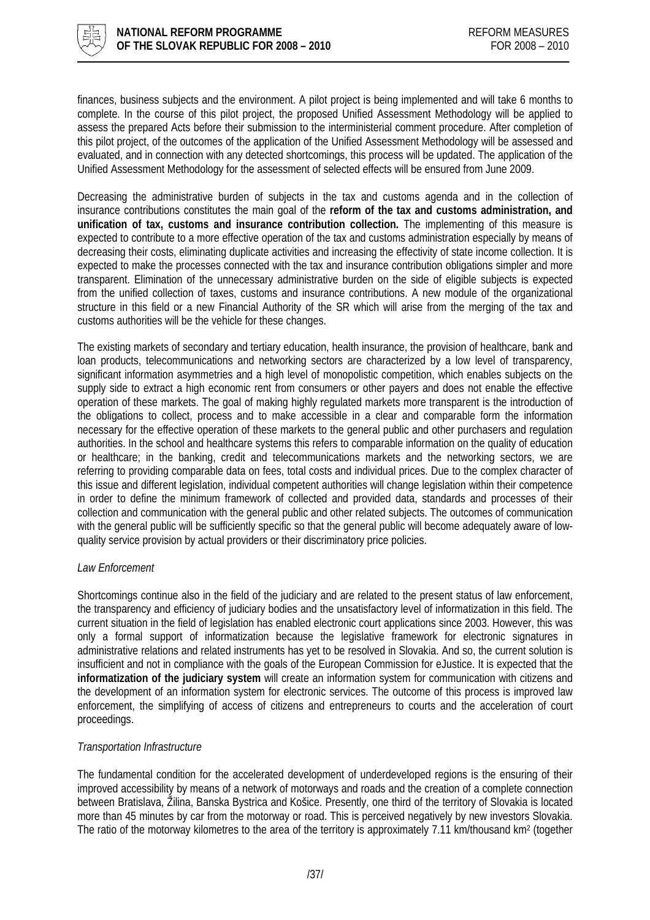finances, business subjects and the environment. A pilot project is being implemented and will take 6 months to complete. In the course of this pilot project, the proposed Unified Assessment Methodology will be applied to assess the prepared Acts before their submission to the interministerial comment procedure. After completion of this pilot project, of the outcomes of the application of the Unified Assessment Methodology will be assessed and evaluated, and in connection with any detected shortcomings, this process will be updated. The application of the Unified Assessment Methodology for the assessment of selected effects will be ensured from June 2009.

Decreasing the administrative burden of subjects in the tax and customs agenda and in the collection of insurance contributions constitutes the main goal of the **reform of the tax and customs administration, and unification of tax, customs and insurance contribution collection.** The implementing of this measure is expected to contribute to a more effective operation of the tax and customs administration especially by means of decreasing their costs, eliminating duplicate activities and increasing the effectivity of state income collection. It is expected to make the processes connected with the tax and insurance contribution obligations simpler and more transparent. Elimination of the unnecessary administrative burden on the side of eligible subjects is expected from the unified collection of taxes, customs and insurance contributions. A new module of the organizational structure in this field or a new Financial Authority of the SR which will arise from the merging of the tax and customs authorities will be the vehicle for these changes.

The existing markets of secondary and tertiary education, health insurance, the provision of healthcare, bank and loan products, telecommunications and networking sectors are characterized by a low level of transparency, significant information asymmetries and a high level of monopolistic competition, which enables subjects on the supply side to extract a high economic rent from consumers or other payers and does not enable the effective operation of these markets. The goal of making highly regulated markets more transparent is the introduction of the obligations to collect, process and to make accessible in a clear and comparable form the information necessary for the effective operation of these markets to the general public and other purchasers and regulation authorities. In the school and healthcare systems this refers to comparable information on the quality of education or healthcare; in the banking, credit and telecommunications markets and the networking sectors, we are referring to providing comparable data on fees, total costs and individual prices. Due to the complex character of this issue and different legislation, individual competent authorities will change legislation within their competence in order to define the minimum framework of collected and provided data, standards and processes of their collection and communication with the general public and other related subjects. The outcomes of communication with the general public will be sufficiently specific so that the general public will become adequately aware of low-quality service provision by actual providers or their discriminatory price policies.

*Law Enforcement*

Shortcomings continue also in the field of the judiciary and are related to the present status of law enforcement, the transparency and efficiency of judiciary bodies and the unsatisfactory level of informatization in this field. The current situation in the field of legislation has enabled electronic court applications since 2003. However, this was only a formal support of informatization because the legislative framework for electronic signatures in administrative relations and related instruments has yet to be resolved in Slovakia. And so, the current solution is insufficient and not in compliance with the goals of the European Commission for eJustice. It is expected that the **informatization of the judiciary system** will create an information system for communication with citizens and the development of an information system for electronic services. The outcome of this process is improved law enforcement, the simplifying of access of citizens and entrepreneurs to courts and the acceleration of court proceedings.

*Transportation Infrastructure*

The fundamental condition for the accelerated development of underdeveloped regions is the ensuring of their improved accessibility by means of a network of motorways and roads and the creation of a complete connection between Bratislava, Žilina, Banska Bystrica and Košice. Presently, one third of the territory of Slovakia is located more than 45 minutes by car from the motorway or road. This is perceived negatively by new investors Slovakia. The ratio of the motorway kilometres to the area of the territory is approximately 7.11 km/thousand km$^2$ (together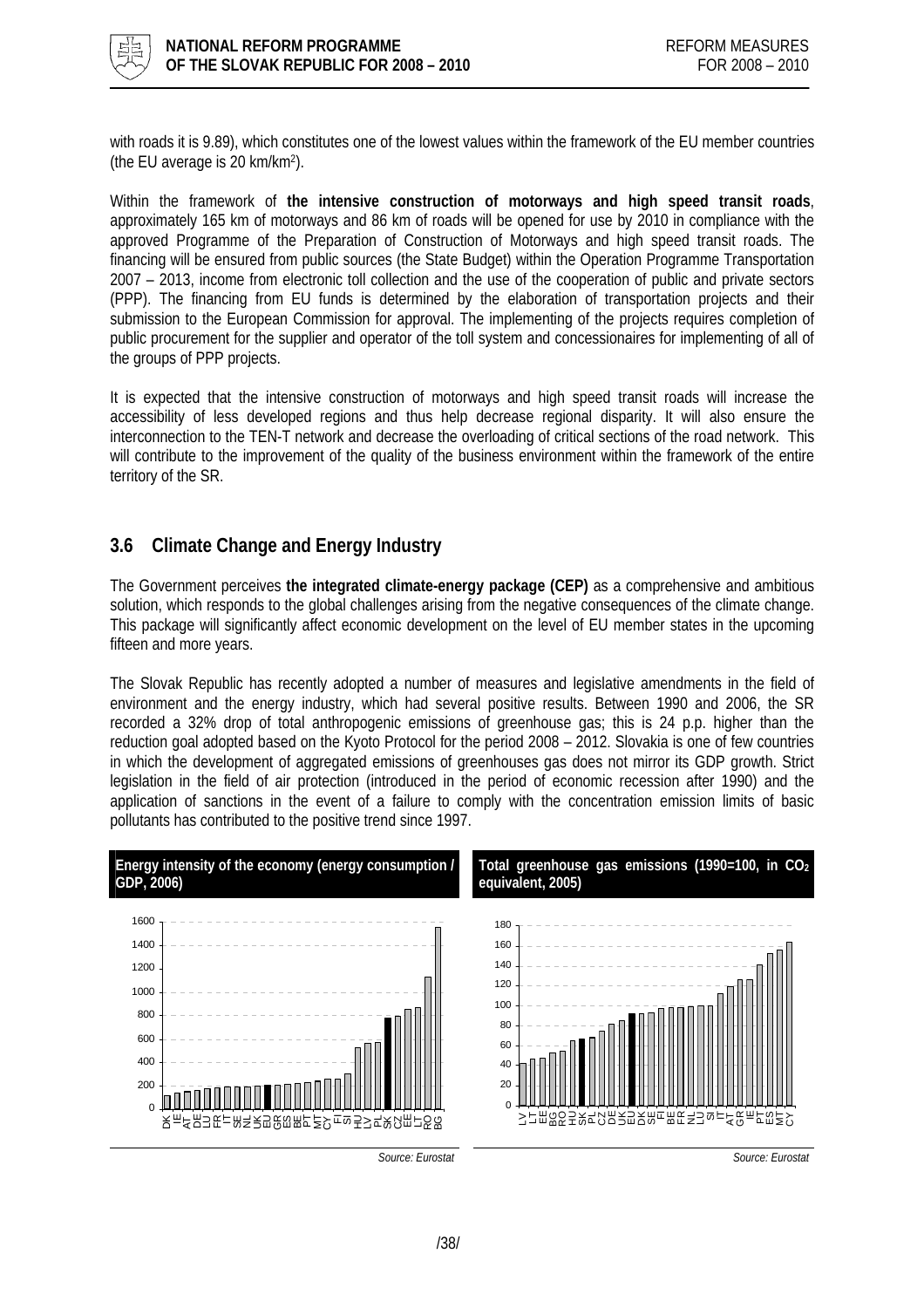with roads it is 9.89), which constitutes one of the lowest values within the framework of the EU member countries (the EU average is 20 km/km[2]).

Within the framework of **the intensive construction of motorways and high speed transit roads**, approximately 165 km of motorways and 86 km of roads will be opened for use by 2010 in compliance with the approved Programme of the Preparation of Construction of Motorways and high speed transit roads. The financing will be ensured from public sources (the State Budget) within the Operation Programme Transportation 2007 – 2013, income from electronic toll collection and the use of the cooperation of public and private sectors (PPP). The financing from EU funds is determined by the elaboration of transportation projects and their submission to the European Commission for approval. The implementing of the projects requires completion of public procurement for the supplier and operator of the toll system and concessionaires for implementing of all of the groups of PPP projects.

It is expected that the intensive construction of motorways and high speed transit roads will increase the accessibility of less developed regions and thus help decrease regional disparity. It will also ensure the interconnection to the TEN-T network and decrease the overloading of critical sections of the road network. This will contribute to the improvement of the quality of the business environment within the framework of the entire territory of the SR.

## 3.6 Climate Change and Energy Industry

The Government perceives **the integrated climate-energy package (CEP)** as a comprehensive and ambitious solution, which responds to the global challenges arising from the negative consequences of the climate change. This package will significantly affect economic development on the level of EU member states in the upcoming fifteen and more years.

The Slovak Republic has recently adopted a number of measures and legislative amendments in the field of environment and the energy industry, which had several positive results. Between 1990 and 2006, the SR recorded a 32% drop of total anthropogenic emissions of greenhouse gas; this is 24 p.p. higher than the reduction goal adopted based on the Kyoto Protocol for the period 2008 – 2012. Slovakia is one of few countries in which the development of aggregated emissions of greenhouses gas does not mirror its GDP growth. Strict legislation in the field of air protection (introduced in the period of economic recession after 1990) and the application of sanctions in the event of a failure to comply with the concentration emission limits of basic pollutants has contributed to the positive trend since 1997.

**Energy intensity of the economy (energy consumption / GDP, 2006)**

*Source: Eurostat*

**Total greenhouse gas emissions (1990=100, in $CO_2$ equivalent, 2005)**

*Source: Eurostat*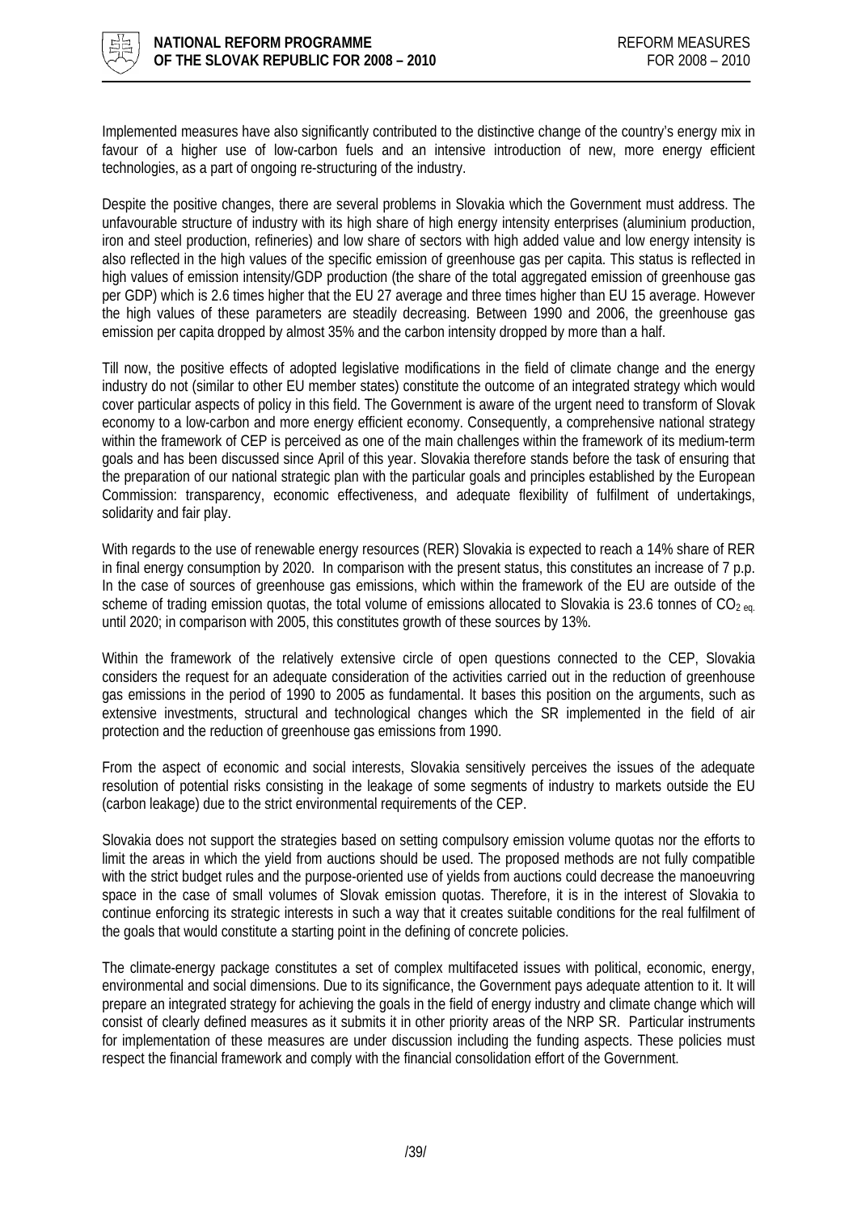Implemented measures have also significantly contributed to the distinctive change of the country's energy mix in favour of a higher use of low-carbon fuels and an intensive introduction of new, more energy efficient technologies, as a part of ongoing re-structuring of the industry.

Despite the positive changes, there are several problems in Slovakia which the Government must address. The unfavourable structure of industry with its high share of high energy intensity enterprises (aluminium production, iron and steel production, refineries) and low share of sectors with high added value and low energy intensity is also reflected in the high values of the specific emission of greenhouse gas per capita. This status is reflected in high values of emission intensity/GDP production (the share of the total aggregated emission of greenhouse gas per GDP) which is 2.6 times higher that the EU 27 average and three times higher than EU 15 average. However the high values of these parameters are steadily decreasing. Between 1990 and 2006, the greenhouse gas emission per capita dropped by almost 35% and the carbon intensity dropped by more than a half.

Till now, the positive effects of adopted legislative modifications in the field of climate change and the energy industry do not (similar to other EU member states) constitute the outcome of an integrated strategy which would cover particular aspects of policy in this field. The Government is aware of the urgent need to transform of Slovak economy to a low-carbon and more energy efficient economy. Consequently, a comprehensive national strategy within the framework of CEP is perceived as one of the main challenges within the framework of its medium-term goals and has been discussed since April of this year. Slovakia therefore stands before the task of ensuring that the preparation of our national strategic plan with the particular goals and principles established by the European Commission: transparency, economic effectiveness, and adequate flexibility of fulfilment of undertakings, solidarity and fair play.

With regards to the use of renewable energy resources (RER) Slovakia is expected to reach a 14% share of RER in final energy consumption by 2020. In comparison with the present status, this constitutes an increase of 7 p.p. In the case of sources of greenhouse gas emissions, which within the framework of the EU are outside of the scheme of trading emission quotas, the total volume of emissions allocated to Slovakia is 23.6 tonnes of $CO_{2\ eq.}$ until 2020; in comparison with 2005, this constitutes growth of these sources by 13%.

Within the framework of the relatively extensive circle of open questions connected to the CEP, Slovakia considers the request for an adequate consideration of the activities carried out in the reduction of greenhouse gas emissions in the period of 1990 to 2005 as fundamental. It bases this position on the arguments, such as extensive investments, structural and technological changes which the SR implemented in the field of air protection and the reduction of greenhouse gas emissions from 1990.

From the aspect of economic and social interests, Slovakia sensitively perceives the issues of the adequate resolution of potential risks consisting in the leakage of some segments of industry to markets outside the EU (carbon leakage) due to the strict environmental requirements of the CEP.

Slovakia does not support the strategies based on setting compulsory emission volume quotas nor the efforts to limit the areas in which the yield from auctions should be used. The proposed methods are not fully compatible with the strict budget rules and the purpose-oriented use of yields from auctions could decrease the manoeuvring space in the case of small volumes of Slovak emission quotas. Therefore, it is in the interest of Slovakia to continue enforcing its strategic interests in such a way that it creates suitable conditions for the real fulfilment of the goals that would constitute a starting point in the defining of concrete policies.

The climate-energy package constitutes a set of complex multifaceted issues with political, economic, energy, environmental and social dimensions. Due to its significance, the Government pays adequate attention to it. It will prepare an integrated strategy for achieving the goals in the field of energy industry and climate change which will consist of clearly defined measures as it submits it in other priority areas of the NRP SR. Particular instruments for implementation of these measures are under discussion including the funding aspects. These policies must respect the financial framework and comply with the financial consolidation effort of the Government.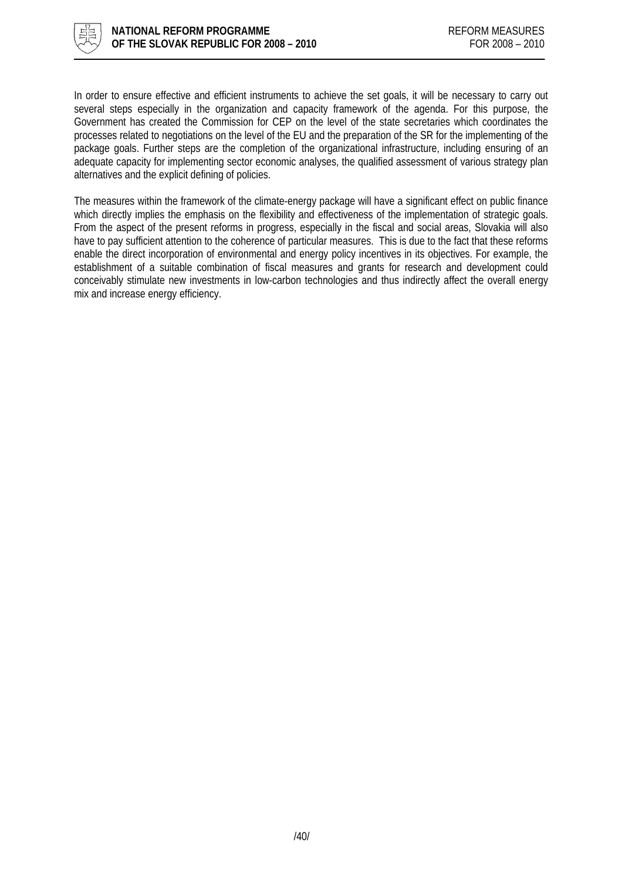In order to ensure effective and efficient instruments to achieve the set goals, it will be necessary to carry out several steps especially in the organization and capacity framework of the agenda. For this purpose, the Government has created the Commission for CEP on the level of the state secretaries which coordinates the processes related to negotiations on the level of the EU and the preparation of the SR for the implementing of the package goals. Further steps are the completion of the organizational infrastructure, including ensuring of an adequate capacity for implementing sector economic analyses, the qualified assessment of various strategy plan alternatives and the explicit defining of policies.

The measures within the framework of the climate-energy package will have a significant effect on public finance which directly implies the emphasis on the flexibility and effectiveness of the implementation of strategic goals. From the aspect of the present reforms in progress, especially in the fiscal and social areas, Slovakia will also have to pay sufficient attention to the coherence of particular measures. This is due to the fact that these reforms enable the direct incorporation of environmental and energy policy incentives in its objectives. For example, the establishment of a suitable combination of fiscal measures and grants for research and development could conceivably stimulate new investments in low-carbon technologies and thus indirectly affect the overall energy mix and increase energy efficiency.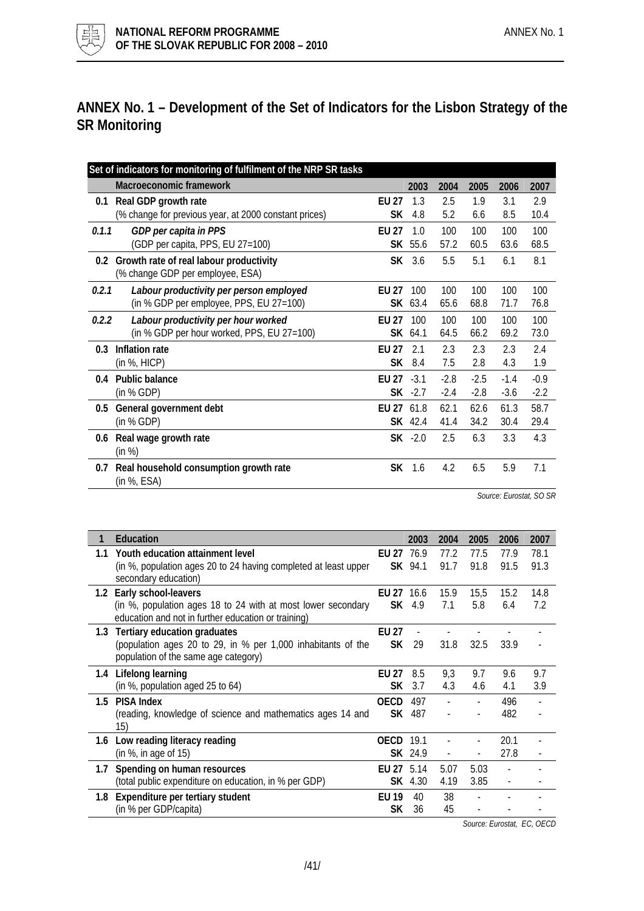## ANNEX No. 1 – Development of the Set of Indicators for the Lisbon Strategy of the SR Monitoring

| Set of indicators for monitoring of fulfilment of the NRP SR tasks | | | | | | | | |
|---|---|---|---|---|---|---|---|---|
| | **Macroeconomic framework** | | **2003** | **2004** | **2005** | **2006** | **2007** |
| **0.1** | **Real GDP growth rate** (% change for previous year, at 2000 constant prices) | **EU 27** | 1.3 | 2.5 | 1.9 | 3.1 | 2.9 |
| | | **SK** | 4.8 | 5.2 | 6.6 | 8.5 | 10.4 |
| ***0.1.1*** | ***GDP per capita in PPS*** (GDP per capita, PPS, EU 27=100) | **EU 27** | 1.0 | 100 | 100 | 100 | 100 |
| | | **SK** | 55.6 | 57.2 | 60.5 | 63.6 | 68.5 |
| **0.2** | **Growth rate of real labour productivity** (% change GDP per employee, ESA) | **SK** | 3.6 | 5.5 | 5.1 | 6.1 | 8.1 |
| ***0.2.1*** | ***Labour productivity per person employed*** (in % GDP per employee, PPS, EU 27=100) | **EU 27** | 100 | 100 | 100 | 100 | 100 |
| | | **SK** | 63.4 | 65.6 | 68.8 | 71.7 | 76.8 |
| ***0.2.2*** | ***Labour productivity per hour worked*** (in % GDP per hour worked, PPS, EU 27=100) | **EU 27** | 100 | 100 | 100 | 100 | 100 |
| | | **SK** | 64.1 | 64.5 | 66.2 | 69.2 | 73.0 |
| **0.3** | **Inflation rate** (in %, HICP) | **EU 27** | 2.1 | 2.3 | 2.3 | 2.3 | 2.4 |
| | | **SK** | 8.4 | 7.5 | 2.8 | 4.3 | 1.9 |
| **0.4** | **Public balance** (in % GDP) | **EU 27** | -3.1 | -2.8 | -2.5 | -1.4 | -0.9 |
| | | **SK** | -2.7 | -2.4 | -2.8 | -3.6 | -2.2 |
| **0.5** | **General government debt** (in % GDP) | **EU 27** | 61.8 | 62.1 | 62.6 | 61.3 | 58.7 |
| | | **SK** | 42.4 | 41.4 | 34.2 | 30.4 | 29.4 |
| **0.6** | **Real wage growth rate** (in %) | **SK** | -2.0 | 2.5 | 6.3 | 3.3 | 4.3 |
| **0.7** | **Real household consumption growth rate** (in %, ESA) | **SK** | 1.6 | 4.2 | 6.5 | 5.9 | 7.1 |

*Source: Eurostat, SO SR*

| **1** | **Education** | | **2003** | **2004** | **2005** | **2006** | **2007** |
|---|---|---|---|---|---|---|---|
| **1.1** | **Youth education attainment level** (in %, population ages 20 to 24 having completed at least upper secondary education) | **EU 27** | 76.9 | 77.2 | 77.5 | 77.9 | 78.1 |
| | | **SK** | 94.1 | 91.7 | 91.8 | 91.5 | 91.3 |
| **1.2** | **Early school-leavers** (in %, population ages 18 to 24 with at most lower secondary education and not in further education or training) | **EU 27** | 16.6 | 15.9 | 15,5 | 15.2 | 14.8 |
| | | **SK** | 4.9 | 7.1 | 5.8 | 6.4 | 7.2 |
| **1.3** | **Tertiary education graduates** (population ages 20 to 29, in % per 1,000 inhabitants of the population of the same age category) | **EU 27** | - | - | - | - | - |
| | | **SK** | 29 | 31.8 | 32.5 | 33.9 | - |
| **1.4** | **Lifelong learning** (in %, population aged 25 to 64) | **EU 27** | 8.5 | 9,3 | 9.7 | 9.6 | 9.7 |
| | | **SK** | 3.7 | 4.3 | 4.6 | 4.1 | 3.9 |
| **1.5** | **PISA Index** (reading, knowledge of science and mathematics ages 14 and 15) | **OECD** | 497 | - | - | 496 | - |
| | | **SK** | 487 | - | - | 482 | - |
| **1.6** | **Low reading literacy reading** (in %, in age of 15) | **OECD** | 19.1 | - | - | 20.1 | - |
| | | **SK** | 24.9 | - | - | 27.8 | - |
| **1.7** | **Spending on human resources** (total public expenditure on education, in % per GDP) | **EU 27** | 5.14 | 5.07 | 5.03 | - | - |
| | | **SK** | 4.30 | 4.19 | 3.85 | - | - |
| **1.8** | **Expenditure per tertiary student** (in % per GDP/capita) | **EU 19** | 40 | 38 | - | - | - |
| | | **SK** | 36 | 45 | - | - | - |

*Source: Eurostat, EC, OECD*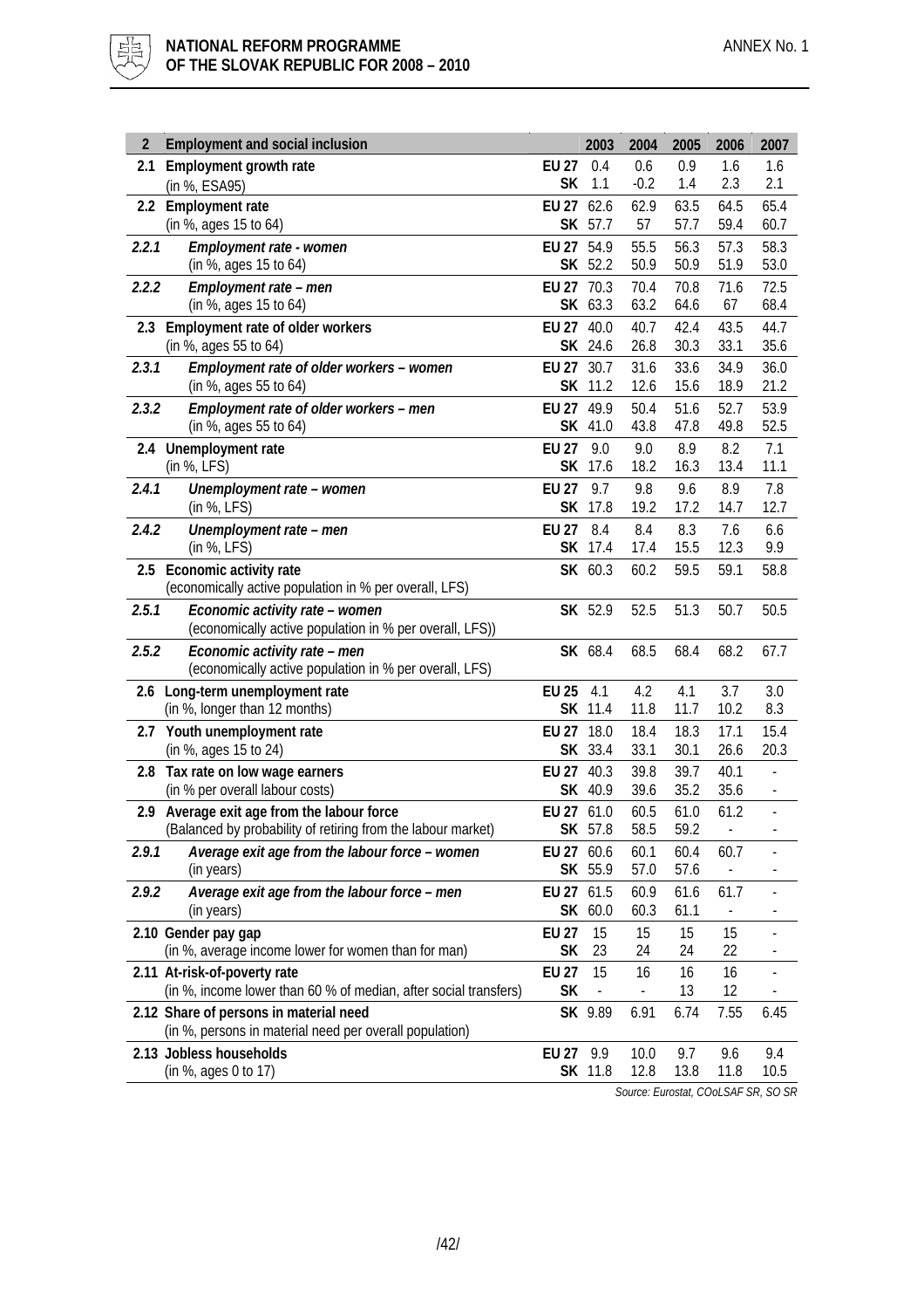| 2 | Employment and social inclusion | | 2003 | 2004 | 2005 | 2006 | 2007 |
|---|---|---|---|---|---|---|---|
| 2.1 | **Employment growth rate** (in %, ESA95) | **EU 27** | 0.4 | 0.6 | 0.9 | 1.6 | 1.6 |
| | | **SK** | 1.1 | -0.2 | 1.4 | 2.3 | 2.1 |
| 2.2 | **Employment rate** (in %, ages 15 to 64) | **EU 27** | 62.6 | 62.9 | 63.5 | 64.5 | 65.4 |
| | | **SK** | 57.7 | 57 | 57.7 | 59.4 | 60.7 |
| *2.2.1* | ***Employment rate - women*** (in %, ages 15 to 64) | **EU 27** | 54.9 | 55.5 | 56.3 | 57.3 | 58.3 |
| | | **SK** | 52.2 | 50.9 | 50.9 | 51.9 | 53.0 |
| *2.2.2* | ***Employment rate – men*** (in %, ages 15 to 64) | **EU 27** | 70.3 | 70.4 | 70.8 | 71.6 | 72.5 |
| | | **SK** | 63.3 | 63.2 | 64.6 | 67 | 68.4 |
| 2.3 | **Employment rate of older workers** (in %, ages 55 to 64) | **EU 27** | 40.0 | 40.7 | 42.4 | 43.5 | 44.7 |
| | | **SK** | 24.6 | 26.8 | 30.3 | 33.1 | 35.6 |
| *2.3.1* | ***Employment rate of older workers – women*** (in %, ages 55 to 64) | **EU 27** | 30.7 | 31.6 | 33.6 | 34.9 | 36.0 |
| | | **SK** | 11.2 | 12.6 | 15.6 | 18.9 | 21.2 |
| *2.3.2* | ***Employment rate of older workers – men*** (in %, ages 55 to 64) | **EU 27** | 49.9 | 50.4 | 51.6 | 52.7 | 53.9 |
| | | **SK** | 41.0 | 43.8 | 47.8 | 49.8 | 52.5 |
| 2.4 | **Unemployment rate** (in %, LFS) | **EU 27** | 9.0 | 9.0 | 8.9 | 8.2 | 7.1 |
| | | **SK** | 17.6 | 18.2 | 16.3 | 13.4 | 11.1 |
| *2.4.1* | ***Unemployment rate – women*** (in %, LFS) | **EU 27** | 9.7 | 9.8 | 9.6 | 8.9 | 7.8 |
| | | **SK** | 17.8 | 19.2 | 17.2 | 14.7 | 12.7 |
| *2.4.2* | ***Unemployment rate – men*** (in %, LFS) | **EU 27** | 8.4 | 8.4 | 8.3 | 7.6 | 6.6 |
| | | **SK** | 17.4 | 17.4 | 15.5 | 12.3 | 9.9 |
| 2.5 | **Economic activity rate** (economically active population in % per overall, LFS) | **SK** | 60.3 | 60.2 | 59.5 | 59.1 | 58.8 |
| *2.5.1* | ***Economic activity rate – women*** (economically active population in % per overall, LFS)) | **SK** | 52.9 | 52.5 | 51.3 | 50.7 | 50.5 |
| *2.5.2* | ***Economic activity rate – men*** (economically active population in % per overall, LFS) | **SK** | 68.4 | 68.5 | 68.4 | 68.2 | 67.7 |
| 2.6 | **Long-term unemployment rate** (in %, longer than 12 months) | **EU 25** | 4.1 | 4.2 | 4.1 | 3.7 | 3.0 |
| | | **SK** | 11.4 | 11.8 | 11.7 | 10.2 | 8.3 |
| 2.7 | **Youth unemployment rate** (in %, ages 15 to 24) | **EU 27** | 18.0 | 18.4 | 18.3 | 17.1 | 15.4 |
| | | **SK** | 33.4 | 33.1 | 30.1 | 26.6 | 20.3 |
| 2.8 | **Tax rate on low wage earners** (in % per overall labour costs) | **EU 27** | 40.3 | 39.8 | 39.7 | 40.1 | - |
| | | **SK** | 40.9 | 39.6 | 35.2 | 35.6 | - |
| 2.9 | **Average exit age from the labour force** (Balanced by probability of retiring from the labour market) | **EU 27** | 61.0 | 60.5 | 61.0 | 61.2 | - |
| | | **SK** | 57.8 | 58.5 | 59.2 | - | - |
| *2.9.1* | ***Average exit age from the labour force – women*** (in years) | **EU 27** | 60.6 | 60.1 | 60.4 | 60.7 | - |
| | | **SK** | 55.9 | 57.0 | 57.6 | - | - |
| *2.9.2* | ***Average exit age from the labour force – men*** (in years) | **EU 27** | 61.5 | 60.9 | 61.6 | 61.7 | - |
| | | **SK** | 60.0 | 60.3 | 61.1 | - | - |
| 2.10 | **Gender pay gap** (in %, average income lower for women than for man) | **EU 27** | 15 | 15 | 15 | 15 | - |
| | | **SK** | 23 | 24 | 24 | 22 | - |
| 2.11 | **At-risk-of-poverty rate** (in %, income lower than 60 % of median, after social transfers) | **EU 27** | 15 | 16 | 16 | 16 | - |
| | | **SK** | - | - | 13 | 12 | - |
| 2.12 | **Share of persons in material need** (in %, persons in material need per overall population) | **SK** | 9.89 | 6.91 | 6.74 | 7.55 | 6.45 |
| 2.13 | **Jobless households** (in %, ages 0 to 17) | **EU 27** | 9.9 | 10.0 | 9.7 | 9.6 | 9.4 |
| | | **SK** | 11.8 | 12.8 | 13.8 | 11.8 | 10.5 |

*Source: Eurostat, COoLSAF SR, SO SR*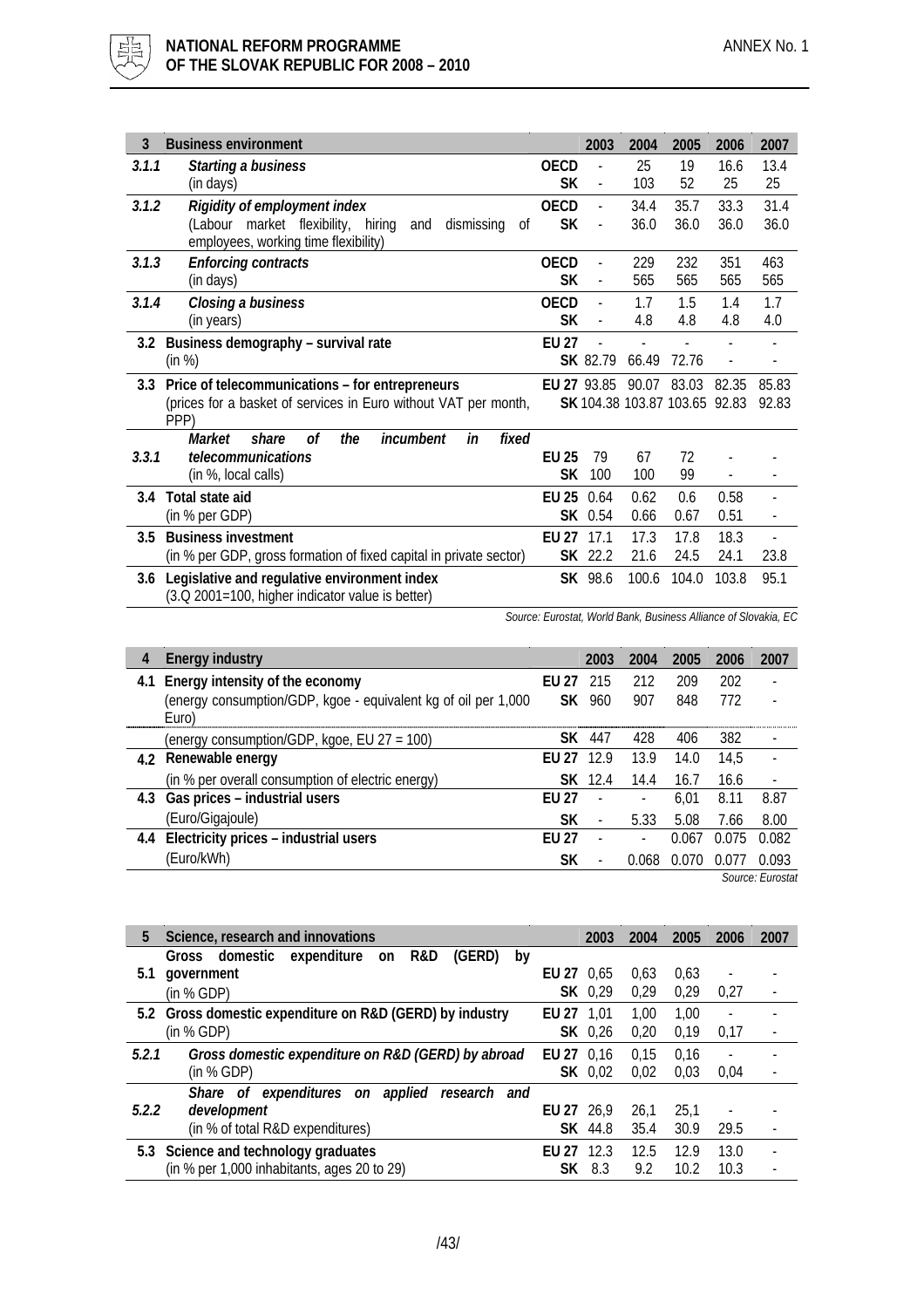| 3 | Business environment | | 2003 | 2004 | 2005 | 2006 | 2007 |
|---|---|---|---|---|---|---|---|
| *3.1.1* | ***Starting a business*** | **OECD** | - | 25 | 19 | 16.6 | 13.4 |
| | (in days) | **SK** | - | 103 | 52 | 25 | 25 |
| *3.1.2* | ***Rigidity of employment index*** | **OECD** | - | 34.4 | 35.7 | 33.3 | 31.4 |
| | (Labour market flexibility, hiring and dismissing of employees, working time flexibility) | **SK** | - | 36.0 | 36.0 | 36.0 | 36.0 |
| *3.1.3* | ***Enforcing contracts*** | **OECD** | - | 229 | 232 | 351 | 463 |
| | (in days) | **SK** | - | 565 | 565 | 565 | 565 |
| *3.1.4* | ***Closing a business*** | **OECD** | - | 1.7 | 1.5 | 1.4 | 1.7 |
| | (in years) | **SK** | - | 4.8 | 4.8 | 4.8 | 4.0 |
| 3.2 | **Business demography – survival rate** | **EU 27** | - | - | - | - | - |
| | (in %) | **SK** | 82.79 | 66.49 | 72.76 | - | - |
| 3.3 | **Price of telecommunications – for entrepreneurs** | **EU 27** | 93.85 | 90.07 | 83.03 | 82.35 | 85.83 |
| | (prices for a basket of services in Euro without VAT per month, PPP) | **SK** | 104.38 | 103.87 | 103.65 | 92.83 | 92.83 |
| *3.3.1* | ***Market share of the incumbent in fixed telecommunications*** | **EU 25** | 79 | 67 | 72 | - | - |
| | (in %, local calls) | **SK** | 100 | 100 | 99 | - | - |
| 3.4 | **Total state aid** | **EU 25** | 0.64 | 0.62 | 0.6 | 0.58 | - |
| | (in % per GDP) | **SK** | 0.54 | 0.66 | 0.67 | 0.51 | - |
| 3.5 | **Business investment** | **EU 27** | 17.1 | 17.3 | 17.8 | 18.3 | - |
| | (in % per GDP, gross formation of fixed capital in private sector) | **SK** | 22.2 | 21.6 | 24.5 | 24.1 | 23.8 |
| 3.6 | **Legislative and regulative environment index** | **SK** | 98.6 | 100.6 | 104.0 | 103.8 | 95.1 |
| | (3.Q 2001=100, higher indicator value is better) | | | | | | |

*Source: Eurostat, World Bank, Business Alliance of Slovakia, EC*

| 4 | Energy industry | | 2003 | 2004 | 2005 | 2006 | 2007 |
|---|---|---|---|---|---|---|---|
| 4.1 | **Energy intensity of the economy** | **EU 27** | 215 | 212 | 209 | 202 | - |
| | (energy consumption/GDP, kgoe - equivalent kg of oil per 1,000 Euro) | **SK** | 960 | 907 | 848 | 772 | - |
| | (energy consumption/GDP, kgoe, EU 27 = 100) | **SK** | 447 | 428 | 406 | 382 | - |
| 4.2 | **Renewable energy** | **EU 27** | 12.9 | 13.9 | 14.0 | 14,5 | - |
| | (in % per overall consumption of electric energy) | **SK** | 12.4 | 14.4 | 16.7 | 16.6 | - |
| 4.3 | **Gas prices – industrial users** | **EU 27** | - | - | 6,01 | 8.11 | 8.87 |
| | (Euro/Gigajoule) | **SK** | - | 5.33 | 5.08 | 7.66 | 8.00 |
| 4.4 | **Electricity prices – industrial users** | **EU 27** | - | - | 0.067 | 0.075 | 0.082 |
| | (Euro/kWh) | **SK** | - | 0.068 | 0.070 | 0.077 | 0.093 |

*Source: Eurostat*

| 5 | Science, research and innovations | | 2003 | 2004 | 2005 | 2006 | 2007 |
|---|---|---|---|---|---|---|---|
| 5.1 | **Gross domestic expenditure on R&D (GERD) by government** | **EU 27** | 0,65 | 0,63 | 0,63 | - | - |
| | (in % GDP) | **SK** | 0,29 | 0,29 | 0,29 | 0,27 | - |
| 5.2 | **Gross domestic expenditure on R&D (GERD) by industry** | **EU 27** | 1,01 | 1,00 | 1,00 | - | - |
| | (in % GDP) | **SK** | 0,26 | 0,20 | 0,19 | 0,17 | - |
| *5.2.1* | ***Gross domestic expenditure on R&D (GERD) by abroad*** | **EU 27** | 0,16 | 0,15 | 0,16 | - | - |
| | (in % GDP) | **SK** | 0,02 | 0,02 | 0,03 | 0,04 | - |
| *5.2.2* | ***Share of expenditures on applied research and development*** | **EU 27** | 26,9 | 26,1 | 25,1 | - | - |
| | (in % of total R&D expenditures) | **SK** | 44.8 | 35.4 | 30.9 | 29.5 | - |
| 5.3 | **Science and technology graduates** | **EU 27** | 12.3 | 12.5 | 12.9 | 13.0 | - |
| | (in % per 1,000 inhabitants, ages 20 to 29) | **SK** | 8.3 | 9.2 | 10.2 | 10.3 | - |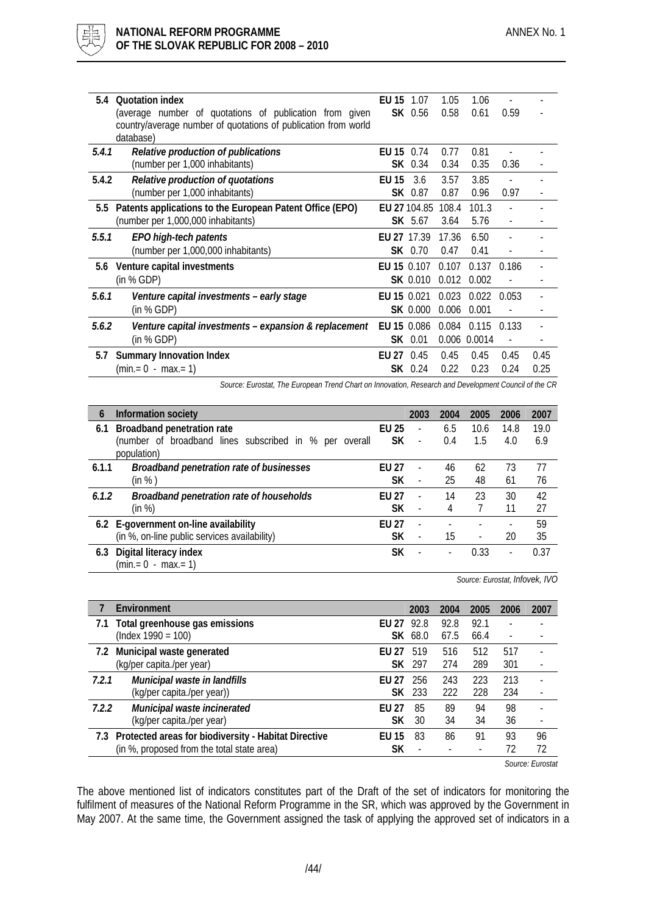| | | | | | | | |
|---|---|---|---|---|---|---|---|
| **5.4** | **Quotation index** (average number of quotations of publication from given country/average number of quotations of publication from world database) | **EU 15** | 1.07 | 1.05 | 1.06 | - | - |
| | | **SK** | 0.56 | 0.58 | 0.61 | 0.59 | - |
| ***5.4.1*** | ***Relative production of publications*** (number per 1,000 inhabitants) | **EU 15** | 0.74 | 0.77 | 0.81 | - | - |
| | | **SK** | 0.34 | 0.34 | 0.35 | 0.36 | - |
| **5.4.2** | ***Relative production of quotations*** (number per 1,000 inhabitants) | **EU 15** | 3.6 | 3.57 | 3.85 | - | - |
| | | **SK** | 0.87 | 0.87 | 0.96 | 0.97 | - |
| **5.5** | **Patents applications to the European Patent Office (EPO)** (number per 1,000,000 inhabitants) | **EU 27** | 104.85 | 108.4 | 101.3 | - | - |
| | | **SK** | 5.67 | 3.64 | 5.76 | - | - |
| ***5.5.1*** | ***EPO high-tech patents*** (number per 1,000,000 inhabitants) | **EU 27** | 17.39 | 17.36 | 6.50 | - | - |
| | | **SK** | 0.70 | 0.47 | 0.41 | - | - |
| **5.6** | **Venture capital investments** (in % GDP) | **EU 15** | 0.107 | 0.107 | 0.137 | 0.186 | - |
| | | **SK** | 0.010 | 0.012 | 0.002 | - | - |
| ***5.6.1*** | ***Venture capital investments – early stage*** (in % GDP) | **EU 15** | 0.021 | 0.023 | 0.022 | 0.053 | - |
| | | **SK** | 0.000 | 0.006 | 0.001 | - | - |
| ***5.6.2*** | ***Venture capital investments – expansion & replacement*** (in % GDP) | **EU 15** | 0.086 | 0.084 | 0.115 | 0.133 | - |
| | | **SK** | 0.01 | 0.006 | 0.0014 | - | - |
| **5.7** | **Summary Innovation Index** (min.= 0 - max.= 1) | **EU 27** | 0.45 | 0.45 | 0.45 | 0.45 | 0.45 |
| | | **SK** | 0.24 | 0.22 | 0.23 | 0.24 | 0.25 |

*Source: Eurostat, The European Trend Chart on Innovation, Research and Development Council of the CR*

| **6** | **Information society** | | **2003** | **2004** | **2005** | **2006** | **2007** |
|---|---|---|---|---|---|---|---|
| **6.1** | **Broadband penetration rate** (number of broadband lines subscribed in % per overall population) | **EU 25** | - | 6.5 | 10.6 | 14.8 | 19.0 |
| | | **SK** | - | 0.4 | 1.5 | 4.0 | 6.9 |
| **6.1.1** | ***Broadband penetration rate of businesses*** (in %) | **EU 27** | - | 46 | 62 | 73 | 77 |
| | | **SK** | - | 25 | 48 | 61 | 76 |
| ***6.1.2*** | ***Broadband penetration rate of households*** (in %) | **EU 27** | - | 14 | 23 | 30 | 42 |
| | | **SK** | - | 4 | 7 | 11 | 27 |
| **6.2** | **E-government on-line availability** (in %, on-line public services availability) | **EU 27** | - | - | - | - | 59 |
| | | **SK** | - | 15 | - | 20 | 35 |
| **6.3** | **Digital literacy index** (min.= 0 - max.= 1) | **SK** | - | - | 0.33 | - | 0.37 |

*Source: Eurostat, Infovek, IVO*

| **7** | **Environment** | | **2003** | **2004** | **2005** | **2006** | **2007** |
|---|---|---|---|---|---|---|---|
| **7.1** | **Total greenhouse gas emissions** (Index 1990 = 100) | **EU 27** | 92.8 | 92.8 | 92.1 | - | - |
| | | **SK** | 68.0 | 67.5 | 66.4 | - | - |
| **7.2** | **Municipal waste generated** (kg/per capita./per year) | **EU 27** | 519 | 516 | 512 | 517 | - |
| | | **SK** | 297 | 274 | 289 | 301 | - |
| ***7.2.1*** | ***Municipal waste in landfills*** (kg/per capita./per year)) | **EU 27** | 256 | 243 | 223 | 213 | - |
| | | **SK** | 233 | 222 | 228 | 234 | - |
| ***7.2.2*** | ***Municipal waste incinerated*** (kg/per capita./per year) | **EU 27** | 85 | 89 | 94 | 98 | - |
| | | **SK** | 30 | 34 | 34 | 36 | - |
| **7.3** | **Protected areas for biodiversity - Habitat Directive** (in %, proposed from the total state area) | **EU 15** | 83 | 86 | 91 | 93 | 96 |
| | | **SK** | - | - | - | 72 | 72 |

*Source: Eurostat*

The above mentioned list of indicators constitutes part of the Draft of the set of indicators for monitoring the fulfilment of measures of the National Reform Programme in the SR, which was approved by the Government in May 2007. At the same time, the Government assigned the task of applying the approved set of indicators in a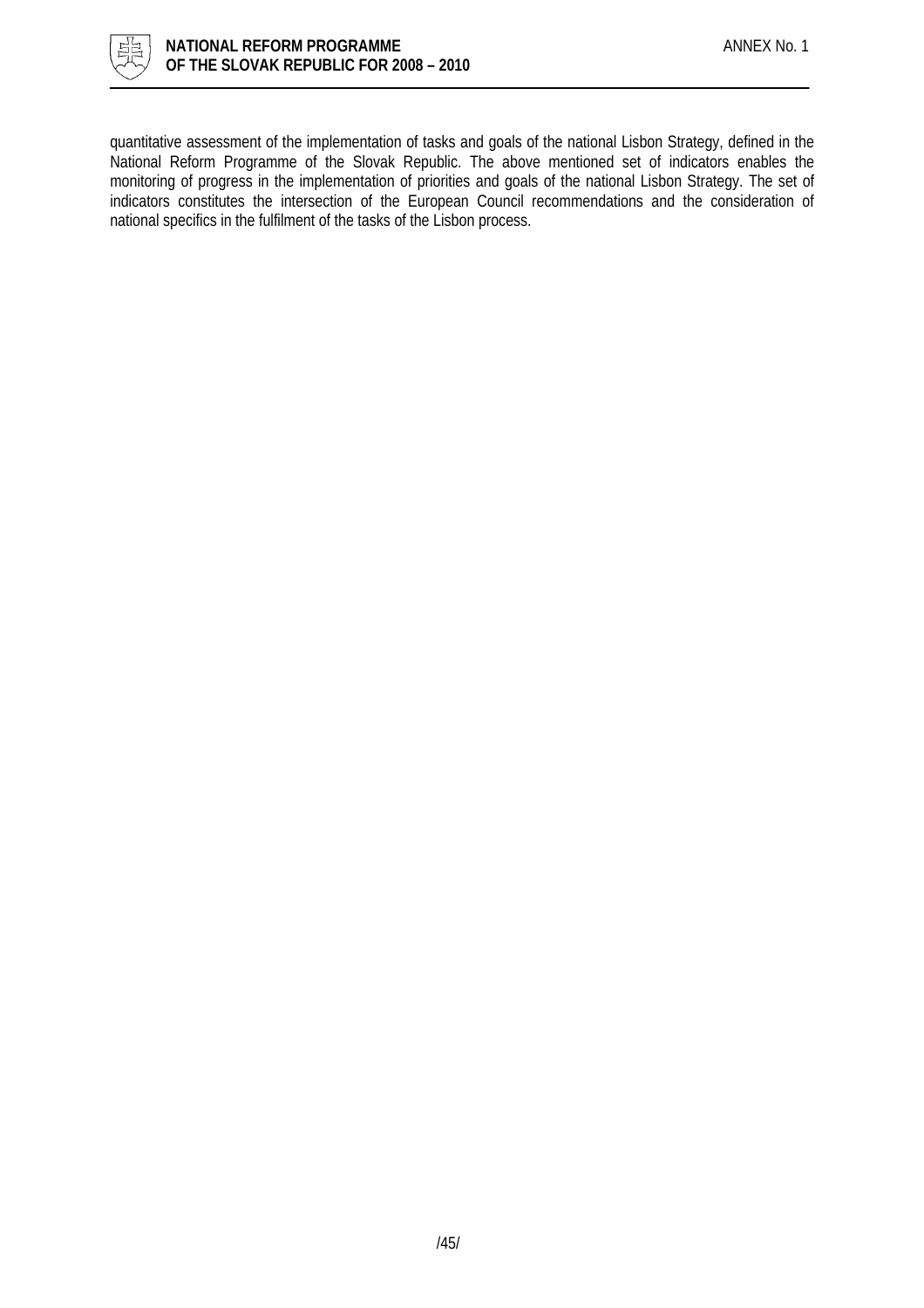quantitative assessment of the implementation of tasks and goals of the national Lisbon Strategy, defined in the National Reform Programme of the Slovak Republic. The above mentioned set of indicators enables the monitoring of progress in the implementation of priorities and goals of the national Lisbon Strategy. The set of indicators constitutes the intersection of the European Council recommendations and the consideration of national specifics in the fulfilment of the tasks of the Lisbon process.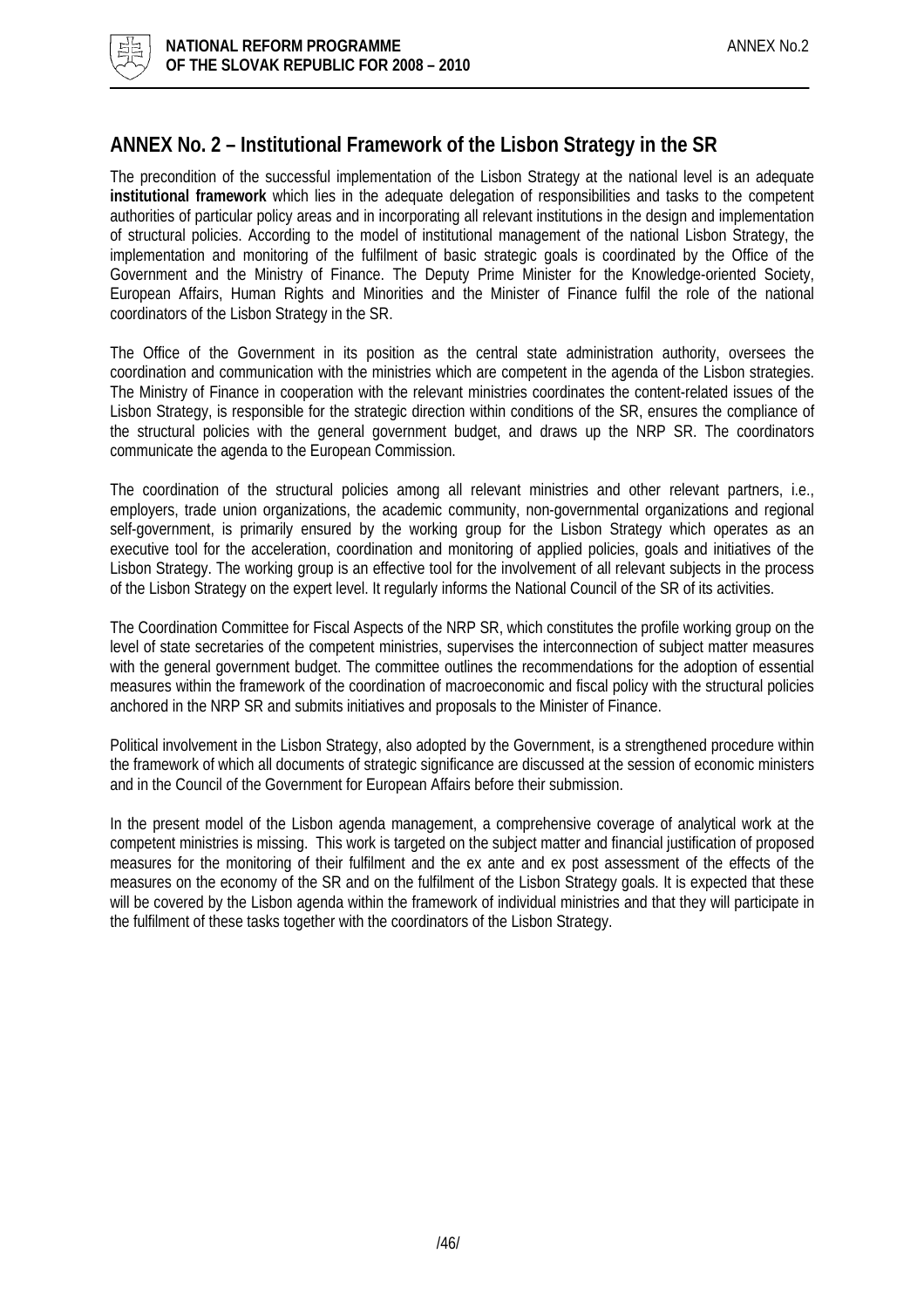## ANNEX No. 2 – Institutional Framework of the Lisbon Strategy in the SR

The precondition of the successful implementation of the Lisbon Strategy at the national level is an adequate **institutional framework** which lies in the adequate delegation of responsibilities and tasks to the competent authorities of particular policy areas and in incorporating all relevant institutions in the design and implementation of structural policies. According to the model of institutional management of the national Lisbon Strategy, the implementation and monitoring of the fulfilment of basic strategic goals is coordinated by the Office of the Government and the Ministry of Finance. The Deputy Prime Minister for the Knowledge-oriented Society, European Affairs, Human Rights and Minorities and the Minister of Finance fulfil the role of the national coordinators of the Lisbon Strategy in the SR.

The Office of the Government in its position as the central state administration authority, oversees the coordination and communication with the ministries which are competent in the agenda of the Lisbon strategies. The Ministry of Finance in cooperation with the relevant ministries coordinates the content-related issues of the Lisbon Strategy, is responsible for the strategic direction within conditions of the SR, ensures the compliance of the structural policies with the general government budget, and draws up the NRP SR. The coordinators communicate the agenda to the European Commission.

The coordination of the structural policies among all relevant ministries and other relevant partners, i.e., employers, trade union organizations, the academic community, non-governmental organizations and regional self-government, is primarily ensured by the working group for the Lisbon Strategy which operates as an executive tool for the acceleration, coordination and monitoring of applied policies, goals and initiatives of the Lisbon Strategy. The working group is an effective tool for the involvement of all relevant subjects in the process of the Lisbon Strategy on the expert level. It regularly informs the National Council of the SR of its activities.

The Coordination Committee for Fiscal Aspects of the NRP SR, which constitutes the profile working group on the level of state secretaries of the competent ministries, supervises the interconnection of subject matter measures with the general government budget. The committee outlines the recommendations for the adoption of essential measures within the framework of the coordination of macroeconomic and fiscal policy with the structural policies anchored in the NRP SR and submits initiatives and proposals to the Minister of Finance.

Political involvement in the Lisbon Strategy, also adopted by the Government, is a strengthened procedure within the framework of which all documents of strategic significance are discussed at the session of economic ministers and in the Council of the Government for European Affairs before their submission.

In the present model of the Lisbon agenda management, a comprehensive coverage of analytical work at the competent ministries is missing. This work is targeted on the subject matter and financial justification of proposed measures for the monitoring of their fulfilment and the ex ante and ex post assessment of the effects of the measures on the economy of the SR and on the fulfilment of the Lisbon Strategy goals. It is expected that these will be covered by the Lisbon agenda within the framework of individual ministries and that they will participate in the fulfilment of these tasks together with the coordinators of the Lisbon Strategy.